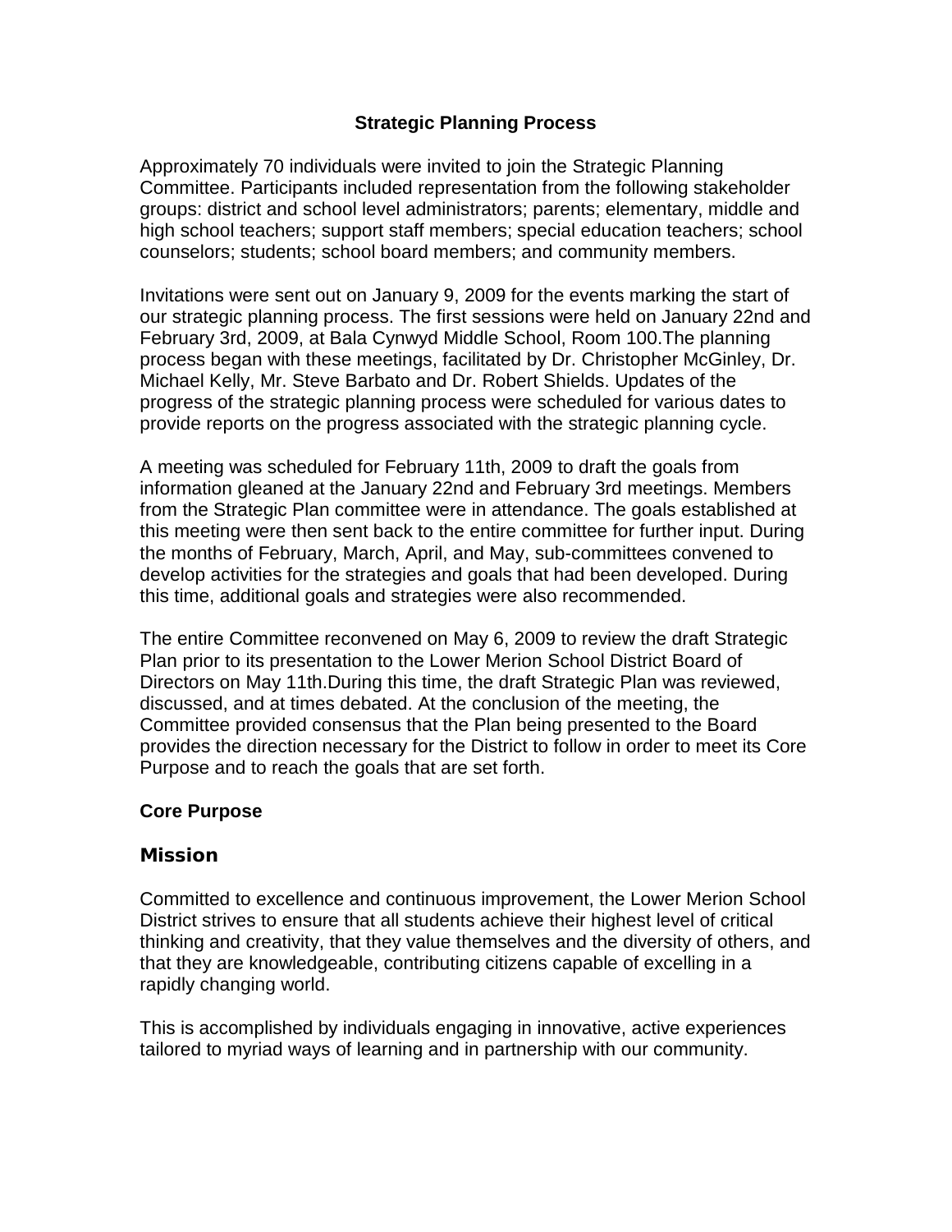## Strategic Planning Process

Approximately 70 individuals were invited to join the Strategic Planning Committee. Participants included representation from the following stakeholder groups: district and school level administrators; parents; elementary, middle and high school teachers; support staff members; special education teachers; school counselors; students; school board members; and community members.

Invitations were sent out on January 9, 2009 for the events marking the start of our strategic planning process. The first sessions were held on January 22nd and February 3rd, 2009, at Bala Cynwyd Middle School, Room 100.The planning process began with these meetings, facilitated by Dr. Christopher McGinley, Dr. Michael Kelly, Mr. Steve Barbato and Dr. Robert Shields. Updates of the progress of the strategic planning process were scheduled for various dates to provide reports on the progress associated with the strategic planning cycle.

A meeting was scheduled for February 11th, 2009 to draft the goals from information gleaned at the January 22nd and February 3rd meetings. Members from the Strategic Plan committee were in attendance. The goals established at this meeting were then sent back to the entire committee for further input. During the months of February, March, April, and May, sub-committees convened to develop activities for the strategies and goals that had been developed. During this time, additional goals and strategies were also recommended.

The entire Committee reconvened on May 6, 2009 to review the draft Strategic Plan prior to its presentation to the Lower Merion School District Board of Directors on May 11th.During this time, the draft Strategic Plan was reviewed, discussed, and at times debated. At the conclusion of the meeting, the Committee provided consensus that the Plan being presented to the Board provides the direction necessary for the District to follow in order to meet its Core Purpose and to reach the goals that are set forth.

### Core Purpose

### Mission

Committed to excellence and continuous improvement, the Lower Merion School District strives to ensure that all students achieve their highest level of critical thinking and creativity, that they value themselves and the diversity of others, and that they are knowledgeable, contributing citizens capable of excelling in a rapidly changing world.

This is accomplished by individuals engaging in innovative, active experiences tailored to myriad ways of learning and in partnership with our community.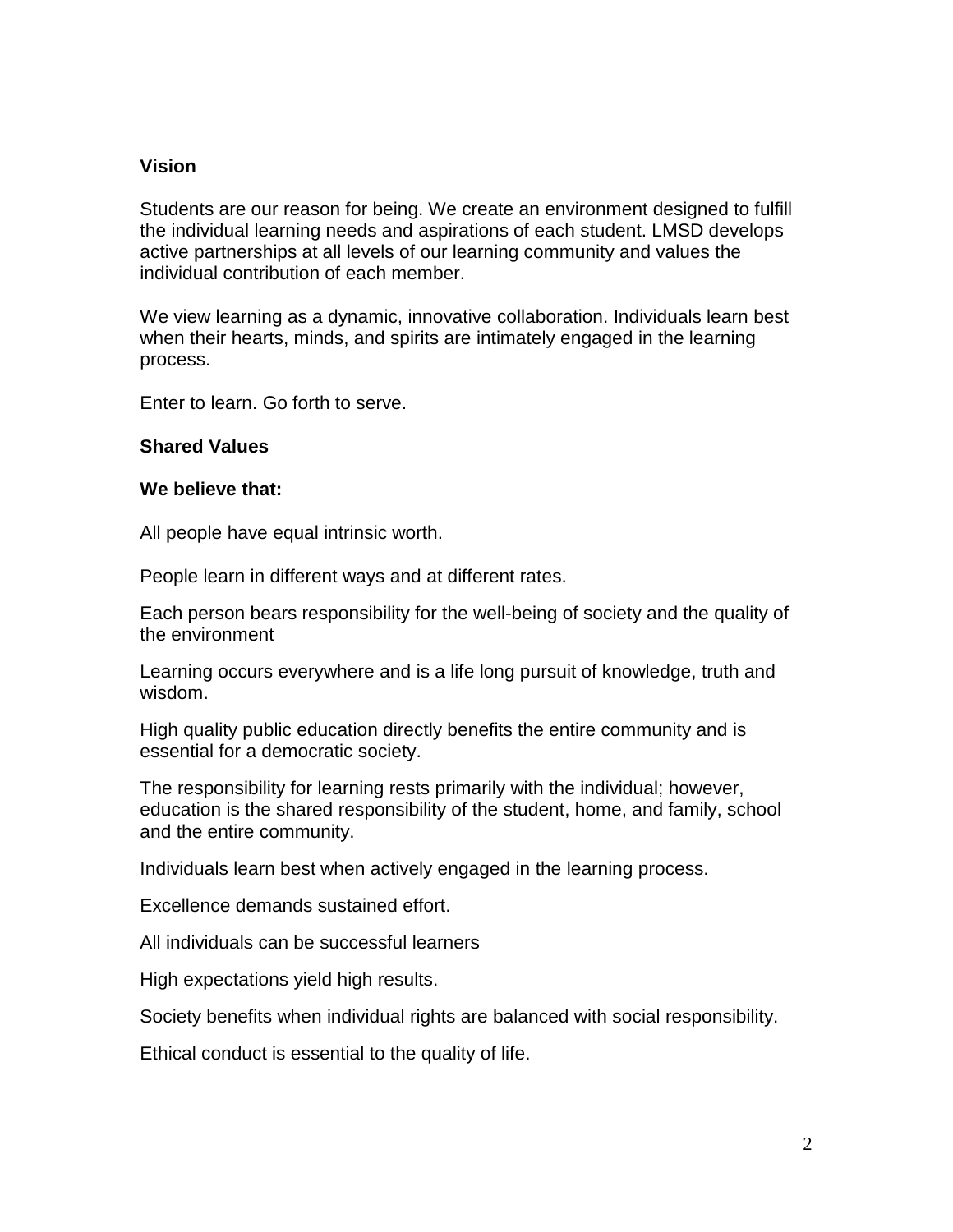## Vision

Students are our reason for being. We create an environment designed to fulfill the individual learning needs and aspirations of each student. LMSD develops active partnerships at all levels of our learning community and values the individual contribution of each member.

We view learning as a dynamic, innovative collaboration. Individuals learn best when their hearts, minds, and spirits are intimately engaged in the learning process.

Enter to learn. Go forth to serve.

## Shared Values

**We believe that:**

All people have equal intrinsic worth.

People learn in different ways and at different rates.

Each person bears responsibility for the well-being of society and the quality of the environment

Learning occurs everywhere and is a life long pursuit of knowledge, truth and wisdom.

High quality public education directly benefits the entire community and is essential for a democratic society.

The responsibility for learning rests primarily with the individual; however, education is the shared responsibility of the student, home, and family, school and the entire community.

Individuals learn best when actively engaged in the learning process.

Excellence demands sustained effort.

All individuals can be successful learners

High expectations yield high results.

Society benefits when individual rights are balanced with social responsibility.

Ethical conduct is essential to the quality of life.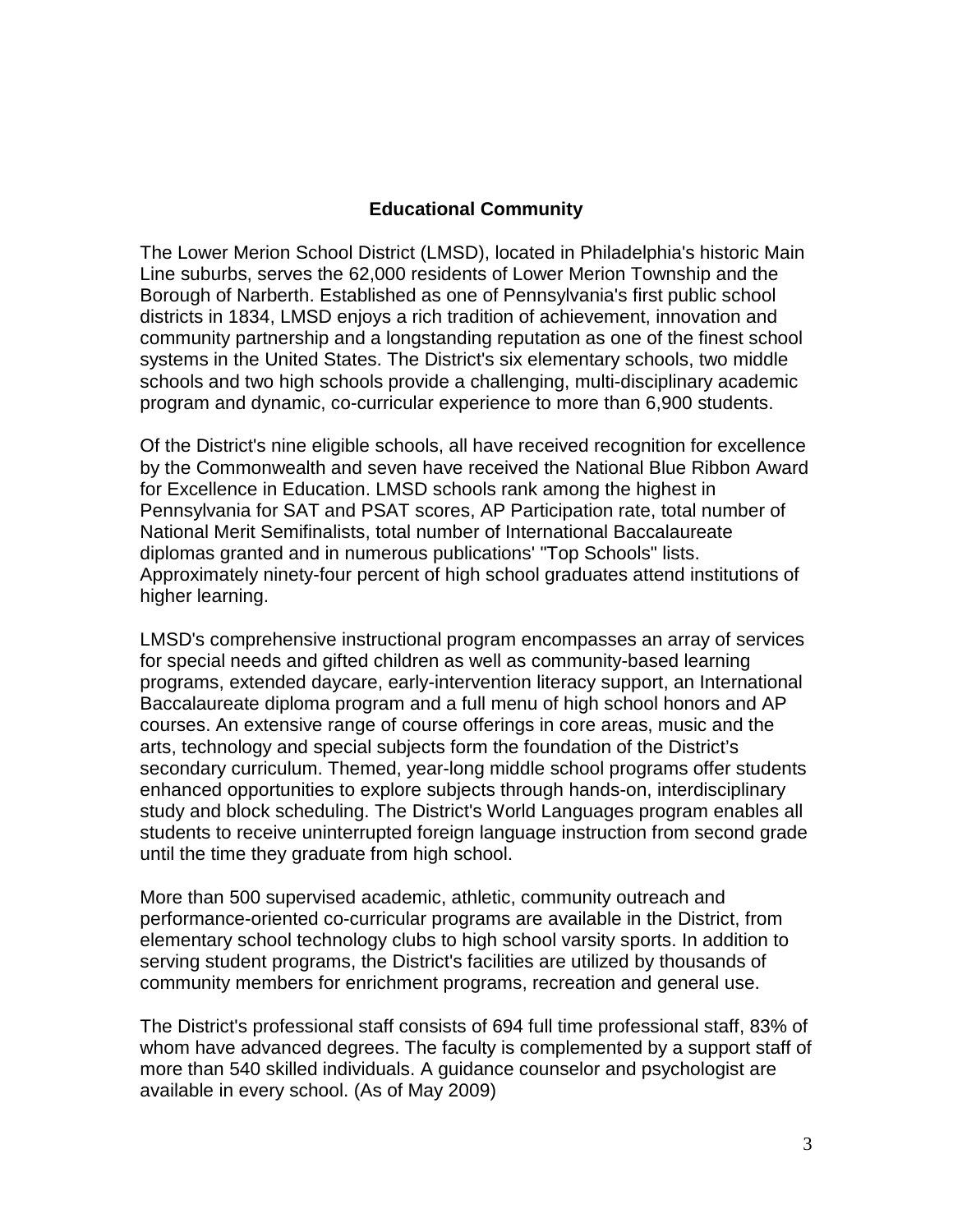## Educational Community

The Lower Merion School District (LMSD), located in Philadelphia's historic Main Line suburbs, serves the 62,000 residents of Lower Merion Township and the Borough of Narberth. Established as one of Pennsylvania's first public school districts in 1834, LMSD enjoys a rich tradition of achievement, innovation and community partnership and a longstanding reputation as one of the finest school systems in the United States. The District's six elementary schools, two middle schools and two high schools provide a challenging, multi-disciplinary academic program and dynamic, co-curricular experience to more than 6,900 students.

Of the District's nine eligible schools, all have received recognition for excellence by the Commonwealth and seven have received the National Blue Ribbon Award for Excellence in Education. LMSD schools rank among the highest in Pennsylvania for SAT and PSAT scores, AP Participation rate, total number of National Merit Semifinalists, total number of International Baccalaureate diplomas granted and in numerous publications' "Top Schools" lists. Approximately ninety-four percent of high school graduates attend institutions of higher learning.

LMSD's comprehensive instructional program encompasses an array of services for special needs and gifted children as well as community-based learning programs, extended daycare, early-intervention literacy support, an International Baccalaureate diploma program and a full menu of high school honors and AP courses. An extensive range of course offerings in core areas, music and the arts, technology and special subjects form the foundation of the District's secondary curriculum. Themed, year-long middle school programs offer students enhanced opportunities to explore subjects through hands-on, interdisciplinary study and block scheduling. The District's World Languages program enables all students to receive uninterrupted foreign language instruction from second grade until the time they graduate from high school.

More than 500 supervised academic, athletic, community outreach and performance-oriented co-curricular programs are available in the District, from elementary school technology clubs to high school varsity sports. In addition to serving student programs, the District's facilities are utilized by thousands of community members for enrichment programs, recreation and general use.

The District's professional staff consists of 694 full time professional staff, 83% of whom have advanced degrees. The faculty is complemented by a support staff of more than 540 skilled individuals. A guidance counselor and psychologist are available in every school. (As of May 2009)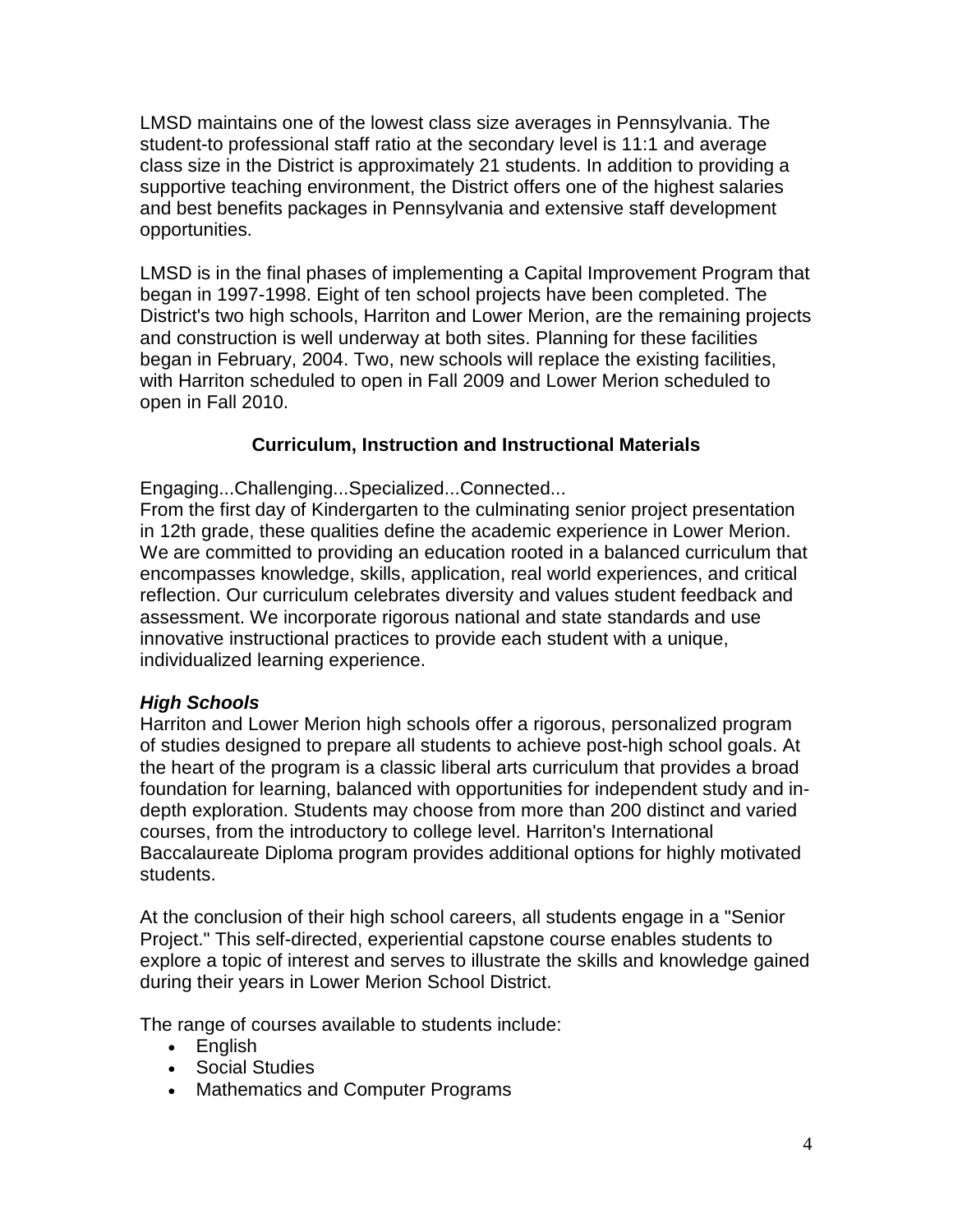LMSD maintains one of the lowest class size averages in Pennsylvania. The student-to professional staff ratio at the secondary level is 11:1 and average class size in the District is approximately 21 students. In addition to providing a supportive teaching environment, the District offers one of the highest salaries and best benefits packages in Pennsylvania and extensive staff development opportunities.

LMSD is in the final phases of implementing a Capital Improvement Program that began in 1997-1998. Eight of ten school projects have been completed. The District's two high schools, Harriton and Lower Merion, are the remaining projects and construction is well underway at both sites. Planning for these facilities began in February, 2004. Two, new schools will replace the existing facilities, with Harriton scheduled to open in Fall 2009 and Lower Merion scheduled to open in Fall 2010.

## Curriculum, Instruction and Instructional Materials

Engaging...Challenging...Specialized...Connected...
From the first day of Kindergarten to the culminating senior project presentation in 12th grade, these qualities define the academic experience in Lower Merion. We are committed to providing an education rooted in a balanced curriculum that encompasses knowledge, skills, application, real world experiences, and critical reflection. Our curriculum celebrates diversity and values student feedback and assessment. We incorporate rigorous national and state standards and use innovative instructional practices to provide each student with a unique, individualized learning experience.

### *High Schools*

Harriton and Lower Merion high schools offer a rigorous, personalized program of studies designed to prepare all students to achieve post-high school goals. At the heart of the program is a classic liberal arts curriculum that provides a broad foundation for learning, balanced with opportunities for independent study and in-depth exploration. Students may choose from more than 200 distinct and varied courses, from the introductory to college level. Harriton's International Baccalaureate Diploma program provides additional options for highly motivated students.

At the conclusion of their high school careers, all students engage in a "Senior Project." This self-directed, experiential capstone course enables students to explore a topic of interest and serves to illustrate the skills and knowledge gained during their years in Lower Merion School District.

The range of courses available to students include:

- English
- Social Studies
- Mathematics and Computer Programs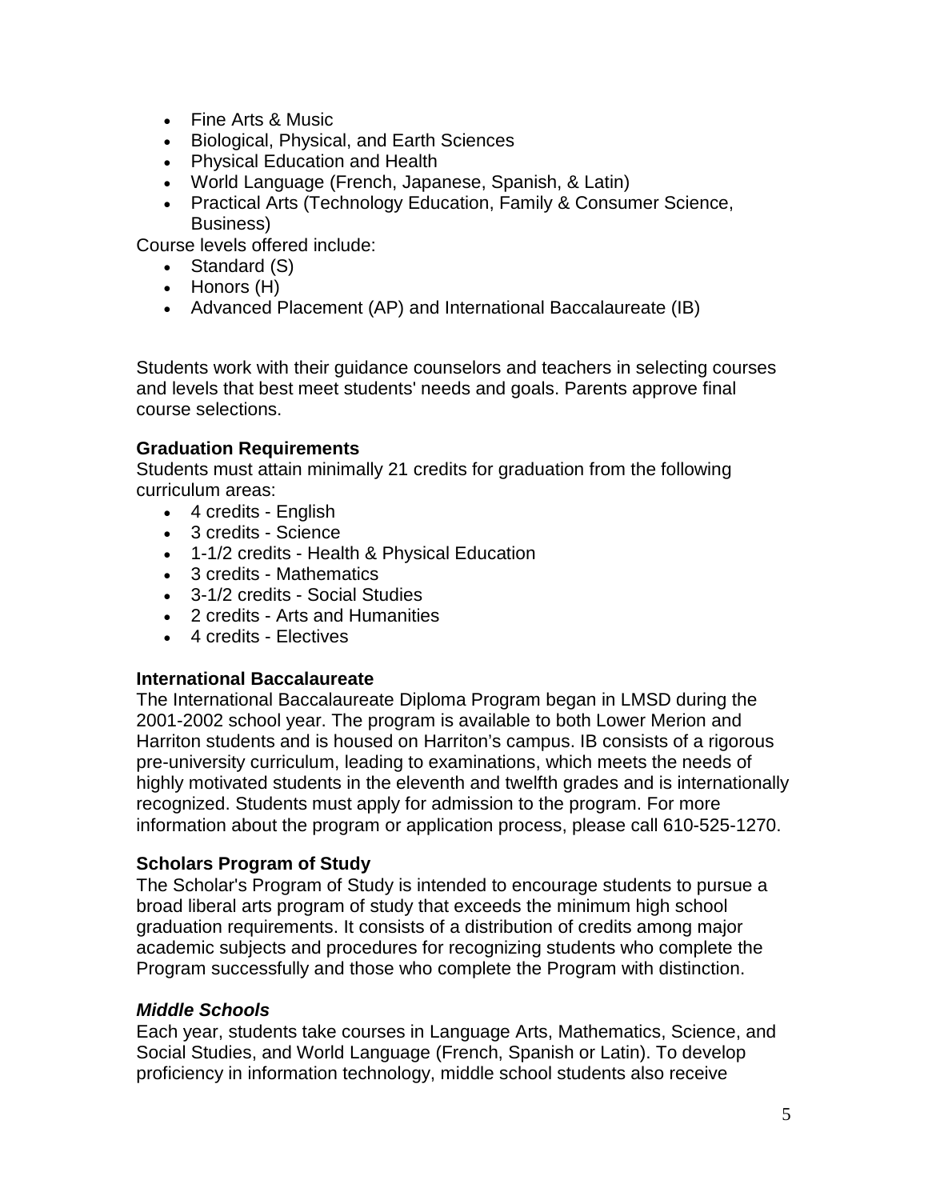- Fine Arts & Music
- Biological, Physical, and Earth Sciences
- Physical Education and Health
- World Language (French, Japanese, Spanish, & Latin)
- Practical Arts (Technology Education, Family & Consumer Science, Business)

Course levels offered include:

- Standard (S)
- Honors (H)
- Advanced Placement (AP) and International Baccalaureate (IB)

Students work with their guidance counselors and teachers in selecting courses and levels that best meet students' needs and goals. Parents approve final course selections.

**Graduation Requirements**

Students must attain minimally 21 credits for graduation from the following curriculum areas:

- 4 credits - English
- 3 credits - Science
- 1-1/2 credits - Health & Physical Education
- 3 credits - Mathematics
- 3-1/2 credits - Social Studies
- 2 credits - Arts and Humanities
- 4 credits - Electives

**International Baccalaureate**

The International Baccalaureate Diploma Program began in LMSD during the 2001-2002 school year. The program is available to both Lower Merion and Harriton students and is housed on Harriton's campus. IB consists of a rigorous pre-university curriculum, leading to examinations, which meets the needs of highly motivated students in the eleventh and twelfth grades and is internationally recognized. Students must apply for admission to the program. For more information about the program or application process, please call 610-525-1270.

**Scholars Program of Study**

The Scholar's Program of Study is intended to encourage students to pursue a broad liberal arts program of study that exceeds the minimum high school graduation requirements. It consists of a distribution of credits among major academic subjects and procedures for recognizing students who complete the Program successfully and those who complete the Program with distinction.

***Middle Schools***

Each year, students take courses in Language Arts, Mathematics, Science, and Social Studies, and World Language (French, Spanish or Latin). To develop proficiency in information technology, middle school students also receive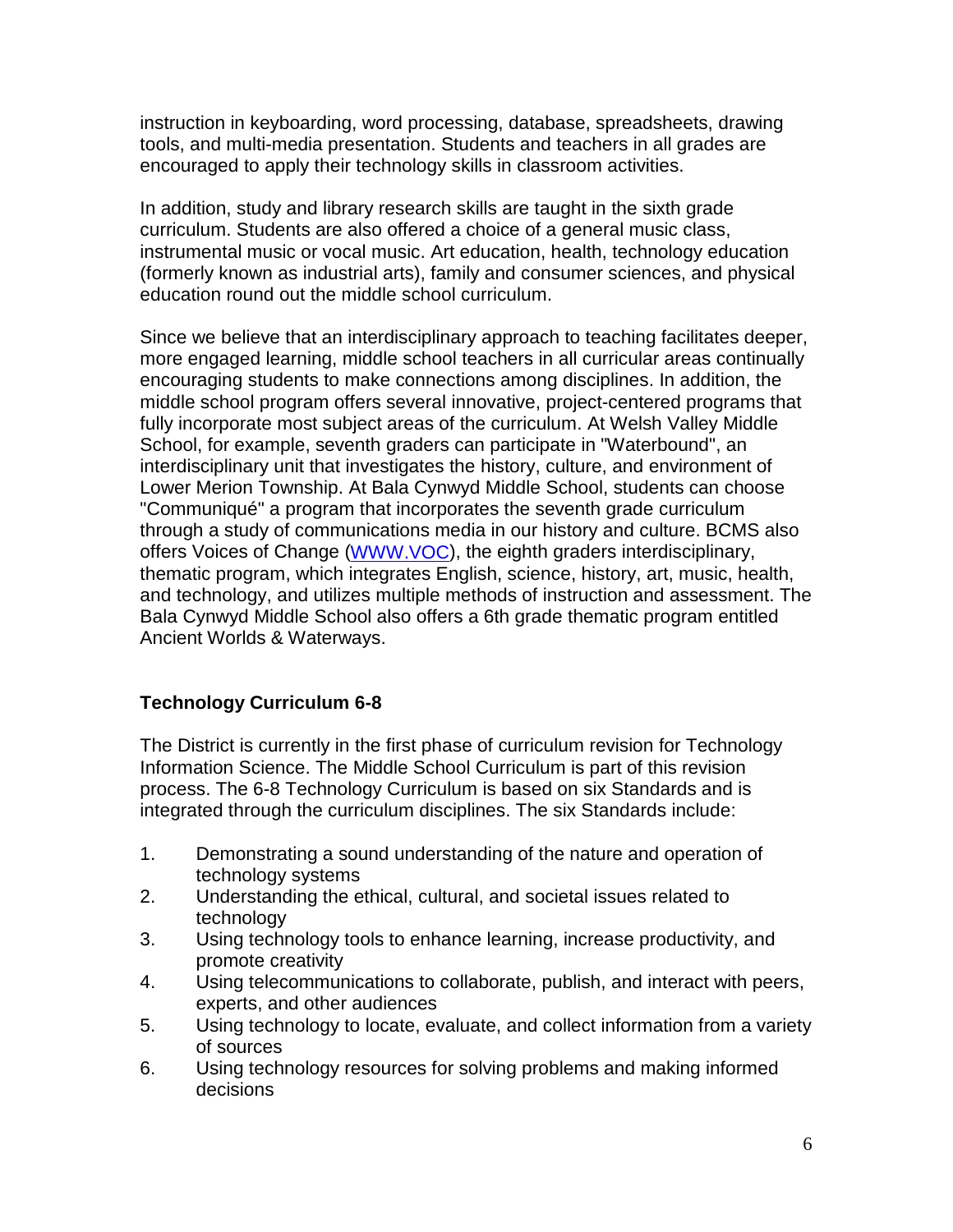instruction in keyboarding, word processing, database, spreadsheets, drawing tools, and multi-media presentation. Students and teachers in all grades are encouraged to apply their technology skills in classroom activities.

In addition, study and library research skills are taught in the sixth grade curriculum. Students are also offered a choice of a general music class, instrumental music or vocal music. Art education, health, technology education (formerly known as industrial arts), family and consumer sciences, and physical education round out the middle school curriculum.

Since we believe that an interdisciplinary approach to teaching facilitates deeper, more engaged learning, middle school teachers in all curricular areas continually encouraging students to make connections among disciplines. In addition, the middle school program offers several innovative, project-centered programs that fully incorporate most subject areas of the curriculum. At Welsh Valley Middle School, for example, seventh graders can participate in "Waterbound", an interdisciplinary unit that investigates the history, culture, and environment of Lower Merion Township. At Bala Cynwyd Middle School, students can choose "Communiqué" a program that incorporates the seventh grade curriculum through a study of communications media in our history and culture. BCMS also offers Voices of Change (WWW.VOC), the eighth graders interdisciplinary, thematic program, which integrates English, science, history, art, music, health, and technology, and utilizes multiple methods of instruction and assessment. The Bala Cynwyd Middle School also offers a 6th grade thematic program entitled Ancient Worlds & Waterways.

**Technology Curriculum 6-8**

The District is currently in the first phase of curriculum revision for Technology Information Science. The Middle School Curriculum is part of this revision process. The 6-8 Technology Curriculum is based on six Standards and is integrated through the curriculum disciplines. The six Standards include:

1. Demonstrating a sound understanding of the nature and operation of technology systems
2. Understanding the ethical, cultural, and societal issues related to technology
3. Using technology tools to enhance learning, increase productivity, and promote creativity
4. Using telecommunications to collaborate, publish, and interact with peers, experts, and other audiences
5. Using technology to locate, evaluate, and collect information from a variety of sources
6. Using technology resources for solving problems and making informed decisions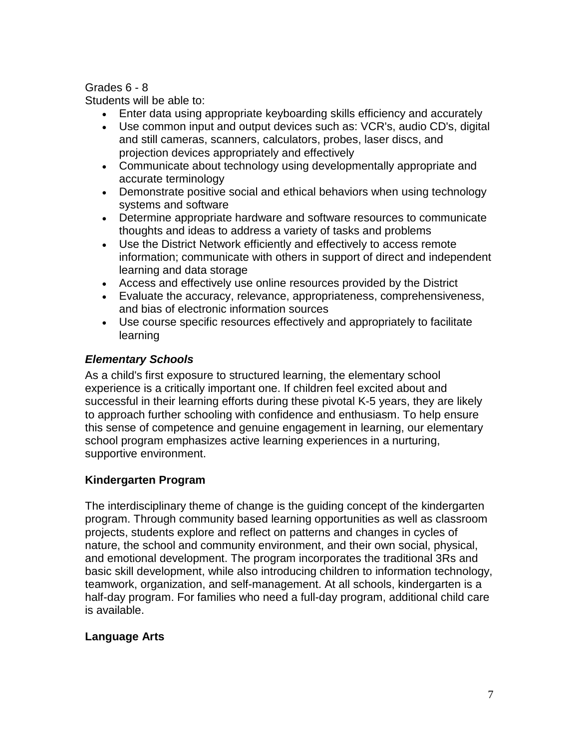Grades 6 - 8

Students will be able to:

- Enter data using appropriate keyboarding skills efficiency and accurately
- Use common input and output devices such as: VCR's, audio CD's, digital and still cameras, scanners, calculators, probes, laser discs, and projection devices appropriately and effectively
- Communicate about technology using developmentally appropriate and accurate terminology
- Demonstrate positive social and ethical behaviors when using technology systems and software
- Determine appropriate hardware and software resources to communicate thoughts and ideas to address a variety of tasks and problems
- Use the District Network efficiently and effectively to access remote information; communicate with others in support of direct and independent learning and data storage
- Access and effectively use online resources provided by the District
- Evaluate the accuracy, relevance, appropriateness, comprehensiveness, and bias of electronic information sources
- Use course specific resources effectively and appropriately to facilitate learning

### *Elementary Schools*

As a child's first exposure to structured learning, the elementary school experience is a critically important one. If children feel excited about and successful in their learning efforts during these pivotal K-5 years, they are likely to approach further schooling with confidence and enthusiasm. To help ensure this sense of competence and genuine engagement in learning, our elementary school program emphasizes active learning experiences in a nurturing, supportive environment.

#### **Kindergarten Program**

The interdisciplinary theme of change is the guiding concept of the kindergarten program. Through community based learning opportunities as well as classroom projects, students explore and reflect on patterns and changes in cycles of nature, the school and community environment, and their own social, physical, and emotional development. The program incorporates the traditional 3Rs and basic skill development, while also introducing children to information technology, teamwork, organization, and self-management. At all schools, kindergarten is a half-day program. For families who need a full-day program, additional child care is available.

#### **Language Arts**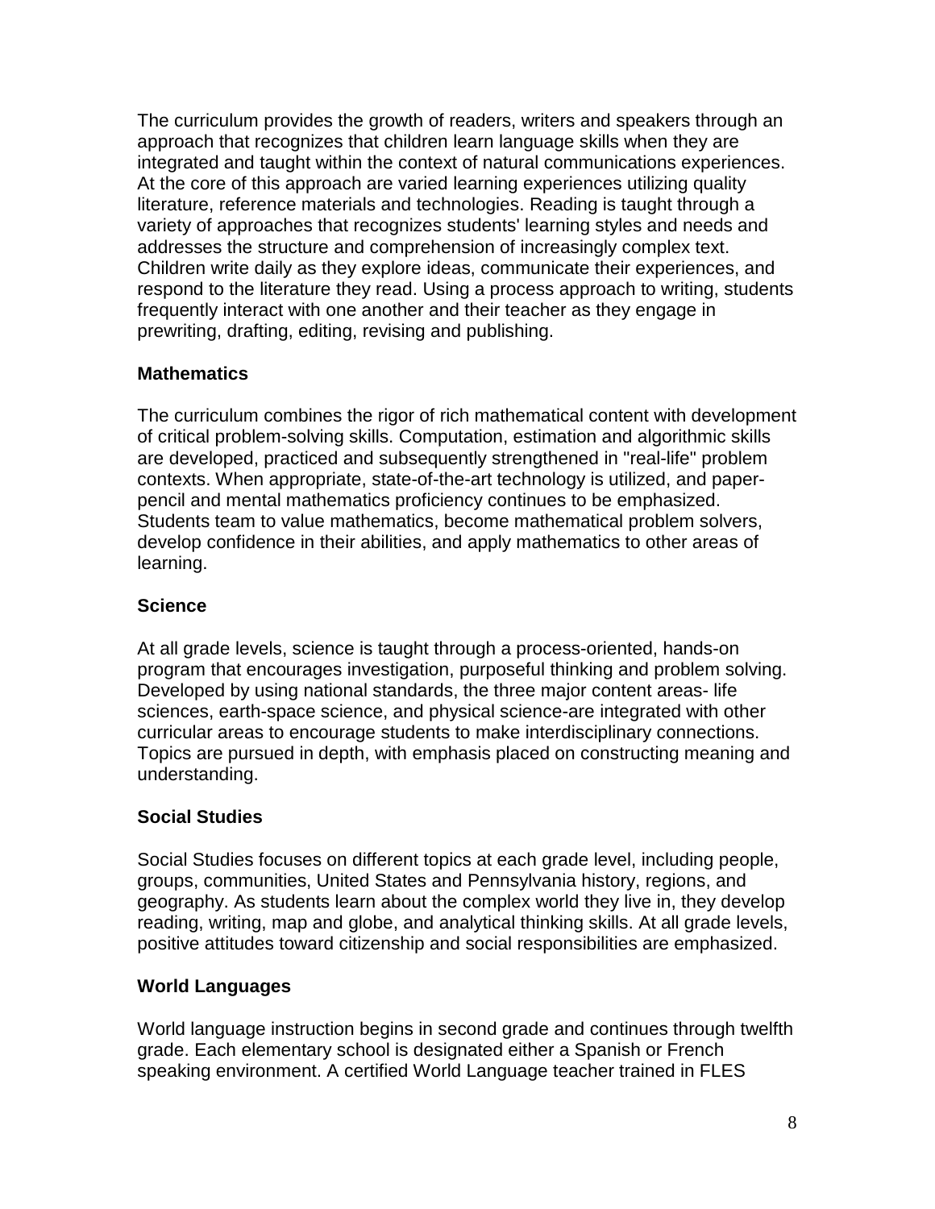The curriculum provides the growth of readers, writers and speakers through an approach that recognizes that children learn language skills when they are integrated and taught within the context of natural communications experiences. At the core of this approach are varied learning experiences utilizing quality literature, reference materials and technologies. Reading is taught through a variety of approaches that recognizes students' learning styles and needs and addresses the structure and comprehension of increasingly complex text. Children write daily as they explore ideas, communicate their experiences, and respond to the literature they read. Using a process approach to writing, students frequently interact with one another and their teacher as they engage in prewriting, drafting, editing, revising and publishing.

### Mathematics

The curriculum combines the rigor of rich mathematical content with development of critical problem-solving skills. Computation, estimation and algorithmic skills are developed, practiced and subsequently strengthened in "real-life" problem contexts. When appropriate, state-of-the-art technology is utilized, and paper-pencil and mental mathematics proficiency continues to be emphasized. Students team to value mathematics, become mathematical problem solvers, develop confidence in their abilities, and apply mathematics to other areas of learning.

### Science

At all grade levels, science is taught through a process-oriented, hands-on program that encourages investigation, purposeful thinking and problem solving. Developed by using national standards, the three major content areas- life sciences, earth-space science, and physical science-are integrated with other curricular areas to encourage students to make interdisciplinary connections. Topics are pursued in depth, with emphasis placed on constructing meaning and understanding.

### Social Studies

Social Studies focuses on different topics at each grade level, including people, groups, communities, United States and Pennsylvania history, regions, and geography. As students learn about the complex world they live in, they develop reading, writing, map and globe, and analytical thinking skills. At all grade levels, positive attitudes toward citizenship and social responsibilities are emphasized.

### World Languages

World language instruction begins in second grade and continues through twelfth grade. Each elementary school is designated either a Spanish or French speaking environment. A certified World Language teacher trained in FLES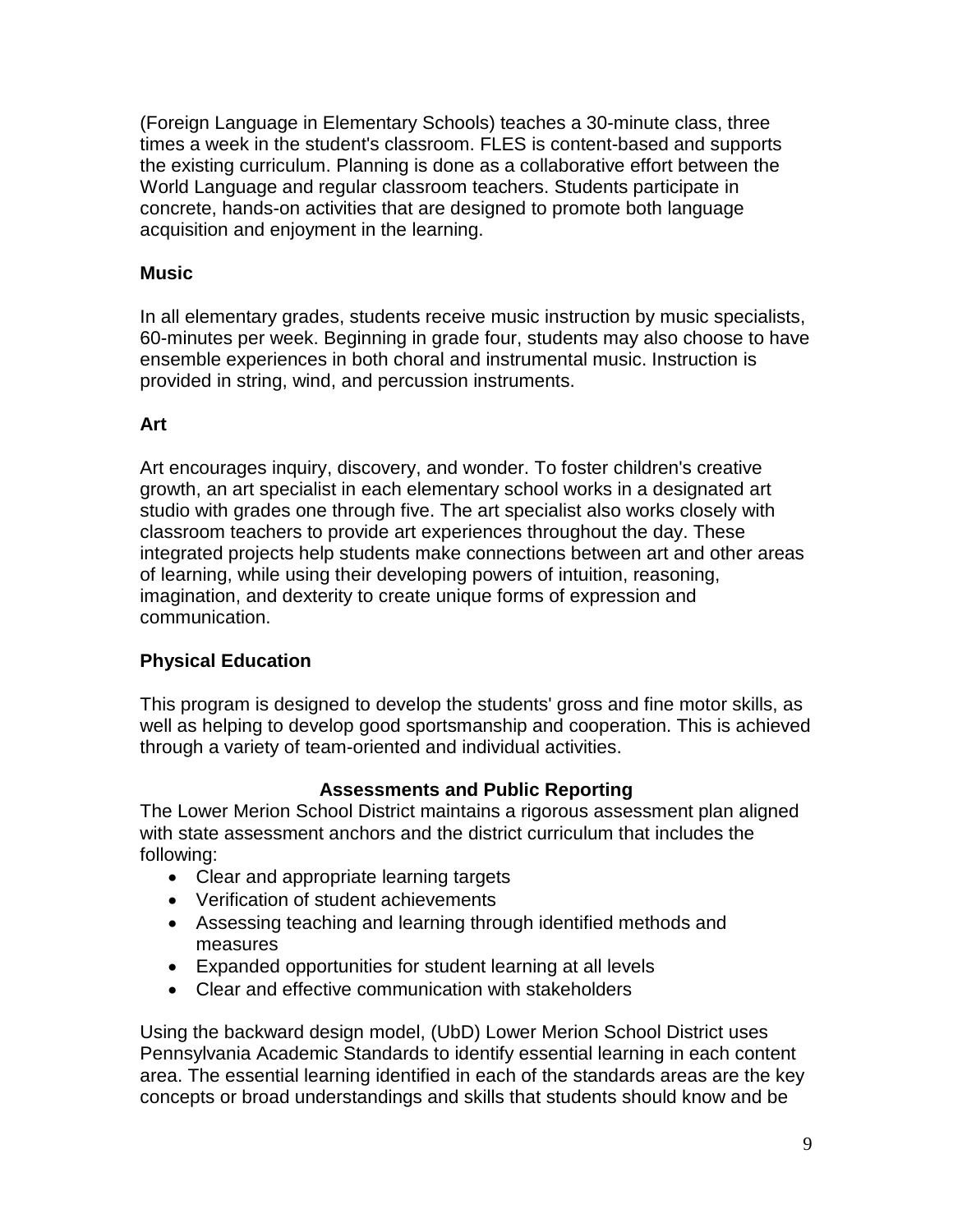(Foreign Language in Elementary Schools) teaches a 30-minute class, three times a week in the student's classroom. FLES is content-based and supports the existing curriculum. Planning is done as a collaborative effort between the World Language and regular classroom teachers. Students participate in concrete, hands-on activities that are designed to promote both language acquisition and enjoyment in the learning.

### Music

In all elementary grades, students receive music instruction by music specialists, 60-minutes per week. Beginning in grade four, students may also choose to have ensemble experiences in both choral and instrumental music. Instruction is provided in string, wind, and percussion instruments.

### Art

Art encourages inquiry, discovery, and wonder. To foster children's creative growth, an art specialist in each elementary school works in a designated art studio with grades one through five. The art specialist also works closely with classroom teachers to provide art experiences throughout the day. These integrated projects help students make connections between art and other areas of learning, while using their developing powers of intuition, reasoning, imagination, and dexterity to create unique forms of expression and communication.

### Physical Education

This program is designed to develop the students' gross and fine motor skills, as well as helping to develop good sportsmanship and cooperation. This is achieved through a variety of team-oriented and individual activities.

## Assessments and Public Reporting

The Lower Merion School District maintains a rigorous assessment plan aligned with state assessment anchors and the district curriculum that includes the following:

- Clear and appropriate learning targets
- Verification of student achievements
- Assessing teaching and learning through identified methods and measures
- Expanded opportunities for student learning at all levels
- Clear and effective communication with stakeholders

Using the backward design model, (UbD) Lower Merion School District uses Pennsylvania Academic Standards to identify essential learning in each content area. The essential learning identified in each of the standards areas are the key concepts or broad understandings and skills that students should know and be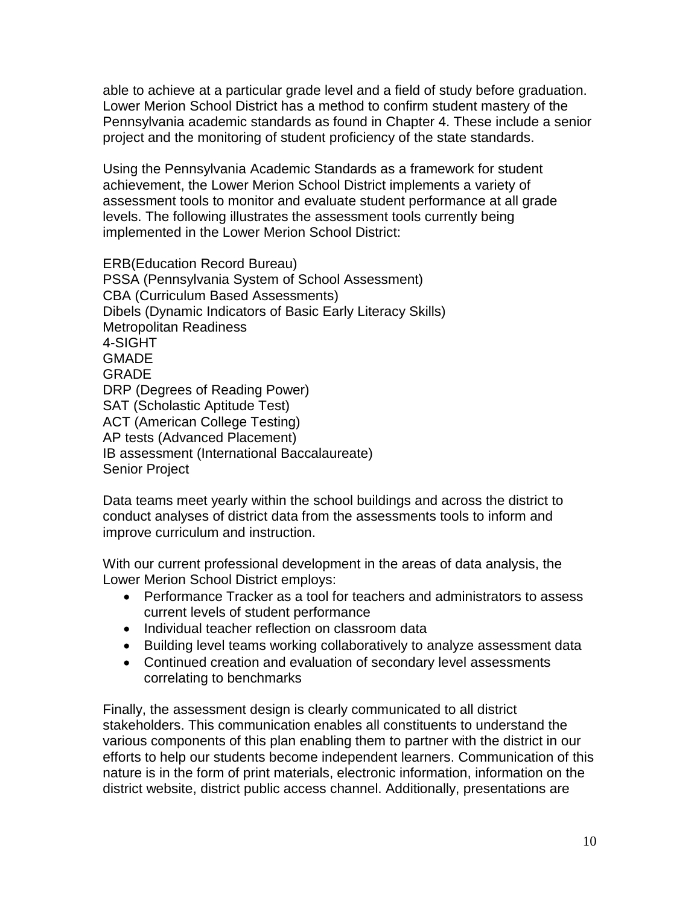able to achieve at a particular grade level and a field of study before graduation. Lower Merion School District has a method to confirm student mastery of the Pennsylvania academic standards as found in Chapter 4. These include a senior project and the monitoring of student proficiency of the state standards.

Using the Pennsylvania Academic Standards as a framework for student achievement, the Lower Merion School District implements a variety of assessment tools to monitor and evaluate student performance at all grade levels. The following illustrates the assessment tools currently being implemented in the Lower Merion School District:

ERB(Education Record Bureau)
PSSA (Pennsylvania System of School Assessment)
CBA (Curriculum Based Assessments)
Dibels (Dynamic Indicators of Basic Early Literacy Skills)
Metropolitan Readiness
4-SIGHT
GMADE
GRADE
DRP (Degrees of Reading Power)
SAT (Scholastic Aptitude Test)
ACT (American College Testing)
AP tests (Advanced Placement)
IB assessment (International Baccalaureate)
Senior Project

Data teams meet yearly within the school buildings and across the district to conduct analyses of district data from the assessments tools to inform and improve curriculum and instruction.

With our current professional development in the areas of data analysis, the Lower Merion School District employs:

- Performance Tracker as a tool for teachers and administrators to assess current levels of student performance
- Individual teacher reflection on classroom data
- Building level teams working collaboratively to analyze assessment data
- Continued creation and evaluation of secondary level assessments correlating to benchmarks

Finally, the assessment design is clearly communicated to all district stakeholders. This communication enables all constituents to understand the various components of this plan enabling them to partner with the district in our efforts to help our students become independent learners. Communication of this nature is in the form of print materials, electronic information, information on the district website, district public access channel. Additionally, presentations are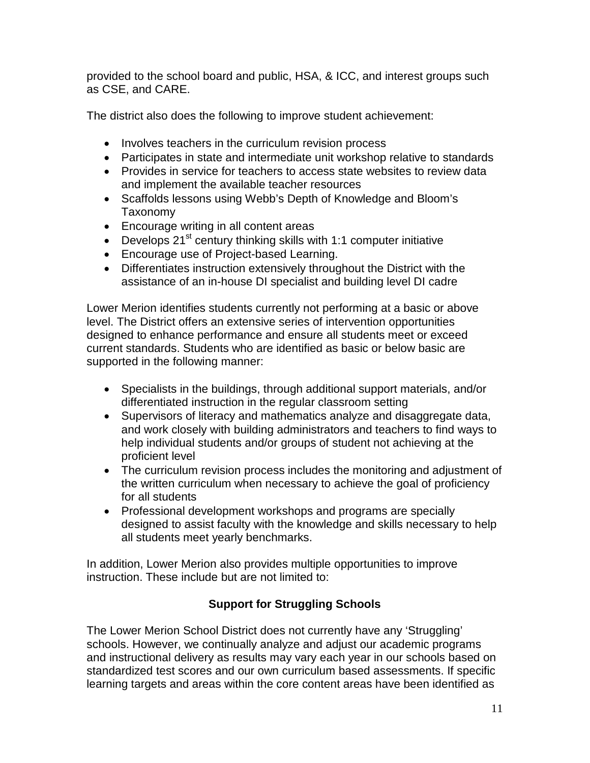provided to the school board and public, HSA, & ICC, and interest groups such as CSE, and CARE.

The district also does the following to improve student achievement:

- Involves teachers in the curriculum revision process
- Participates in state and intermediate unit workshop relative to standards
- Provides in service for teachers to access state websites to review data and implement the available teacher resources
- Scaffolds lessons using Webb's Depth of Knowledge and Bloom's Taxonomy
- Encourage writing in all content areas
- Develops 21st century thinking skills with 1:1 computer initiative
- Encourage use of Project-based Learning.
- Differentiates instruction extensively throughout the District with the assistance of an in-house DI specialist and building level DI cadre

Lower Merion identifies students currently not performing at a basic or above level. The District offers an extensive series of intervention opportunities designed to enhance performance and ensure all students meet or exceed current standards. Students who are identified as basic or below basic are supported in the following manner:

- Specialists in the buildings, through additional support materials, and/or differentiated instruction in the regular classroom setting
- Supervisors of literacy and mathematics analyze and disaggregate data, and work closely with building administrators and teachers to find ways to help individual students and/or groups of student not achieving at the proficient level
- The curriculum revision process includes the monitoring and adjustment of the written curriculum when necessary to achieve the goal of proficiency for all students
- Professional development workshops and programs are specially designed to assist faculty with the knowledge and skills necessary to help all students meet yearly benchmarks.

In addition, Lower Merion also provides multiple opportunities to improve instruction. These include but are not limited to:

## Support for Struggling Schools

The Lower Merion School District does not currently have any 'Struggling' schools. However, we continually analyze and adjust our academic programs and instructional delivery as results may vary each year in our schools based on standardized test scores and our own curriculum based assessments. If specific learning targets and areas within the core content areas have been identified as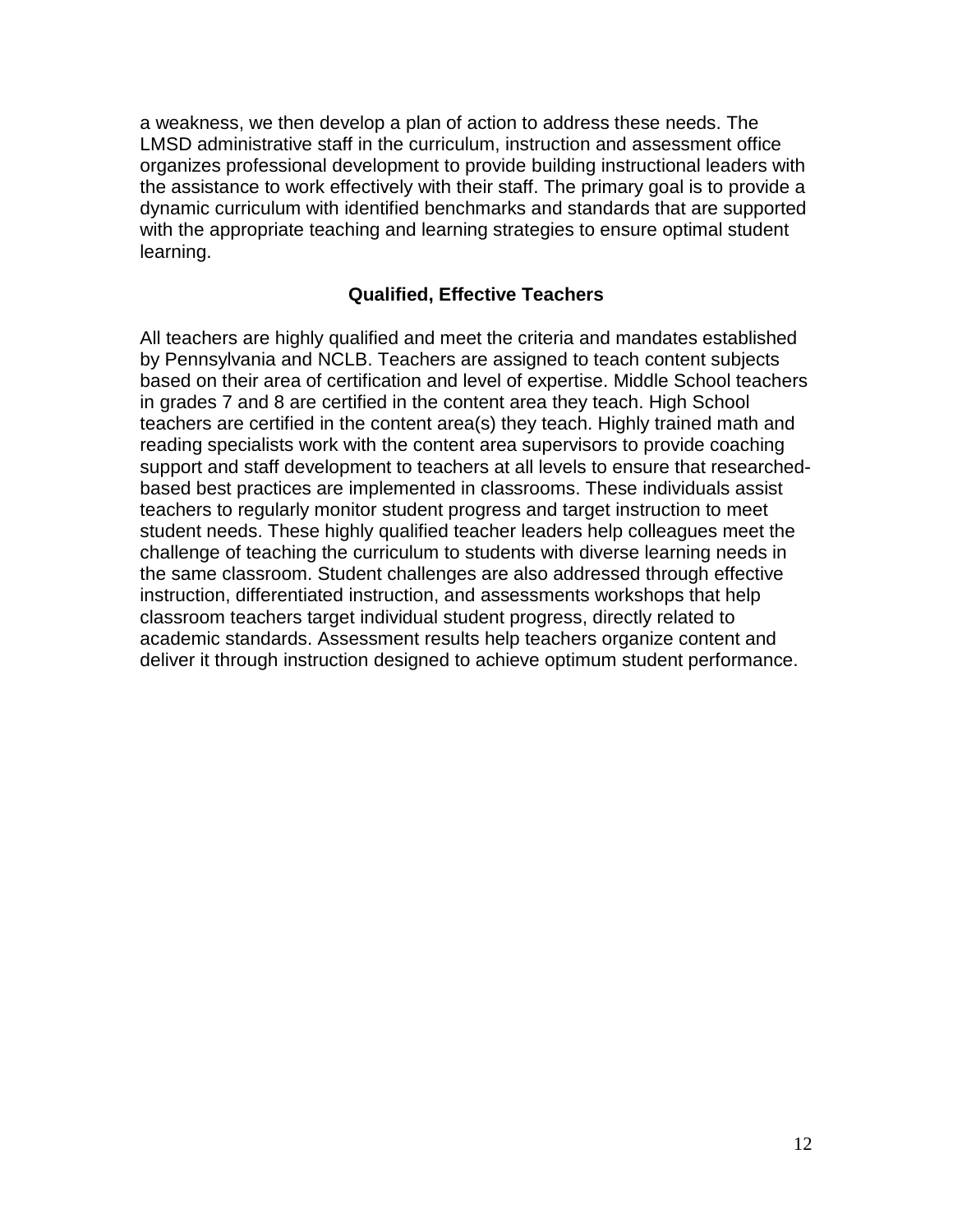a weakness, we then develop a plan of action to address these needs. The LMSD administrative staff in the curriculum, instruction and assessment office organizes professional development to provide building instructional leaders with the assistance to work effectively with their staff. The primary goal is to provide a dynamic curriculum with identified benchmarks and standards that are supported with the appropriate teaching and learning strategies to ensure optimal student learning.

## Qualified, Effective Teachers

All teachers are highly qualified and meet the criteria and mandates established by Pennsylvania and NCLB. Teachers are assigned to teach content subjects based on their area of certification and level of expertise. Middle School teachers in grades 7 and 8 are certified in the content area they teach. High School teachers are certified in the content area(s) they teach. Highly trained math and reading specialists work with the content area supervisors to provide coaching support and staff development to teachers at all levels to ensure that researched-based best practices are implemented in classrooms. These individuals assist teachers to regularly monitor student progress and target instruction to meet student needs. These highly qualified teacher leaders help colleagues meet the challenge of teaching the curriculum to students with diverse learning needs in the same classroom. Student challenges are also addressed through effective instruction, differentiated instruction, and assessments workshops that help classroom teachers target individual student progress, directly related to academic standards. Assessment results help teachers organize content and deliver it through instruction designed to achieve optimum student performance.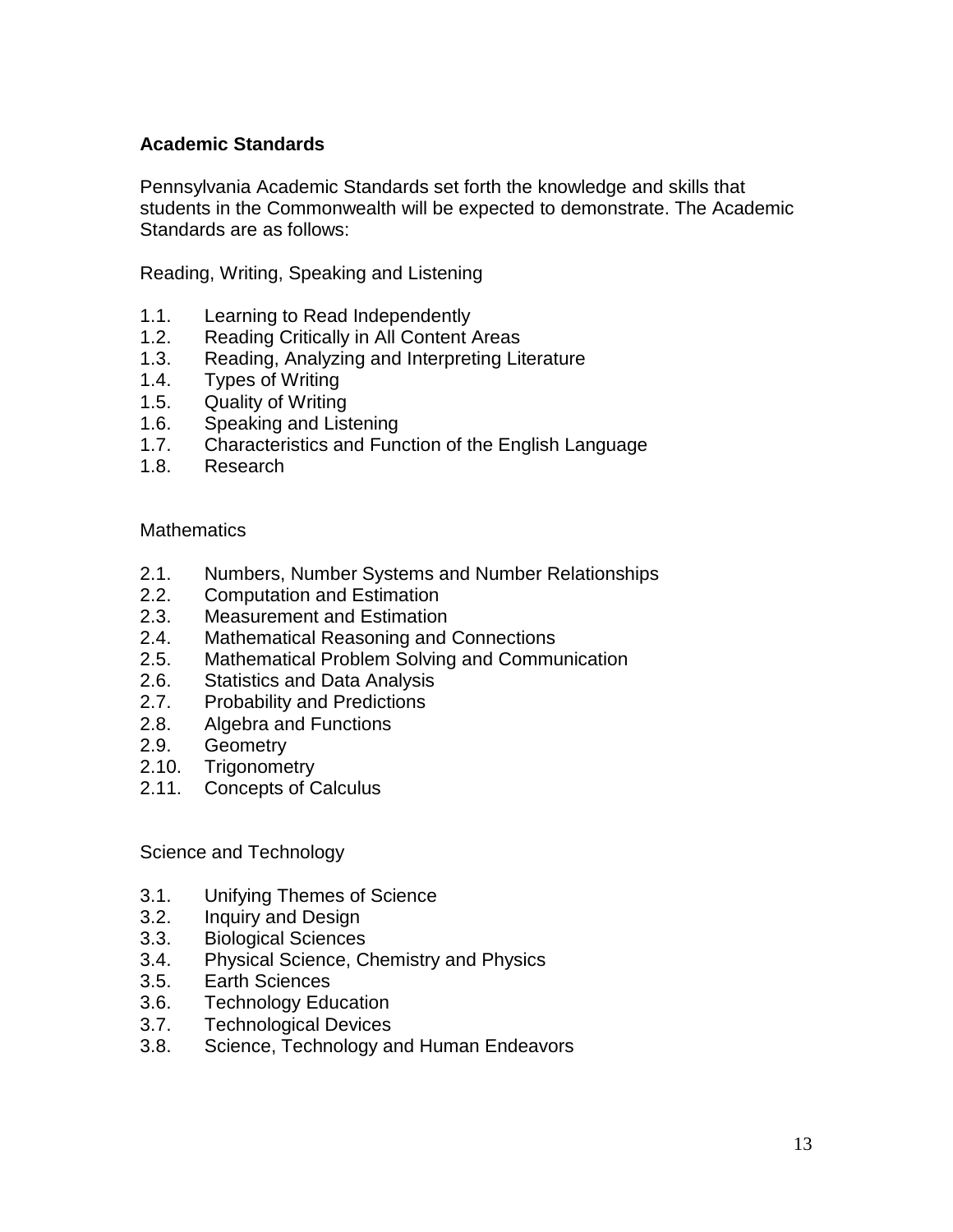## Academic Standards

Pennsylvania Academic Standards set forth the knowledge and skills that students in the Commonwealth will be expected to demonstrate. The Academic Standards are as follows:

Reading, Writing, Speaking and Listening

- 1.1. Learning to Read Independently
- 1.2. Reading Critically in All Content Areas
- 1.3. Reading, Analyzing and Interpreting Literature
- 1.4. Types of Writing
- 1.5. Quality of Writing
- 1.6. Speaking and Listening
- 1.7. Characteristics and Function of the English Language
- 1.8. Research

Mathematics

- 2.1. Numbers, Number Systems and Number Relationships
- 2.2. Computation and Estimation
- 2.3. Measurement and Estimation
- 2.4. Mathematical Reasoning and Connections
- 2.5. Mathematical Problem Solving and Communication
- 2.6. Statistics and Data Analysis
- 2.7. Probability and Predictions
- 2.8. Algebra and Functions
- 2.9. Geometry
- 2.10. Trigonometry
- 2.11. Concepts of Calculus

Science and Technology

- 3.1. Unifying Themes of Science
- 3.2. Inquiry and Design
- 3.3. Biological Sciences
- 3.4. Physical Science, Chemistry and Physics
- 3.5. Earth Sciences
- 3.6. Technology Education
- 3.7. Technological Devices
- 3.8. Science, Technology and Human Endeavors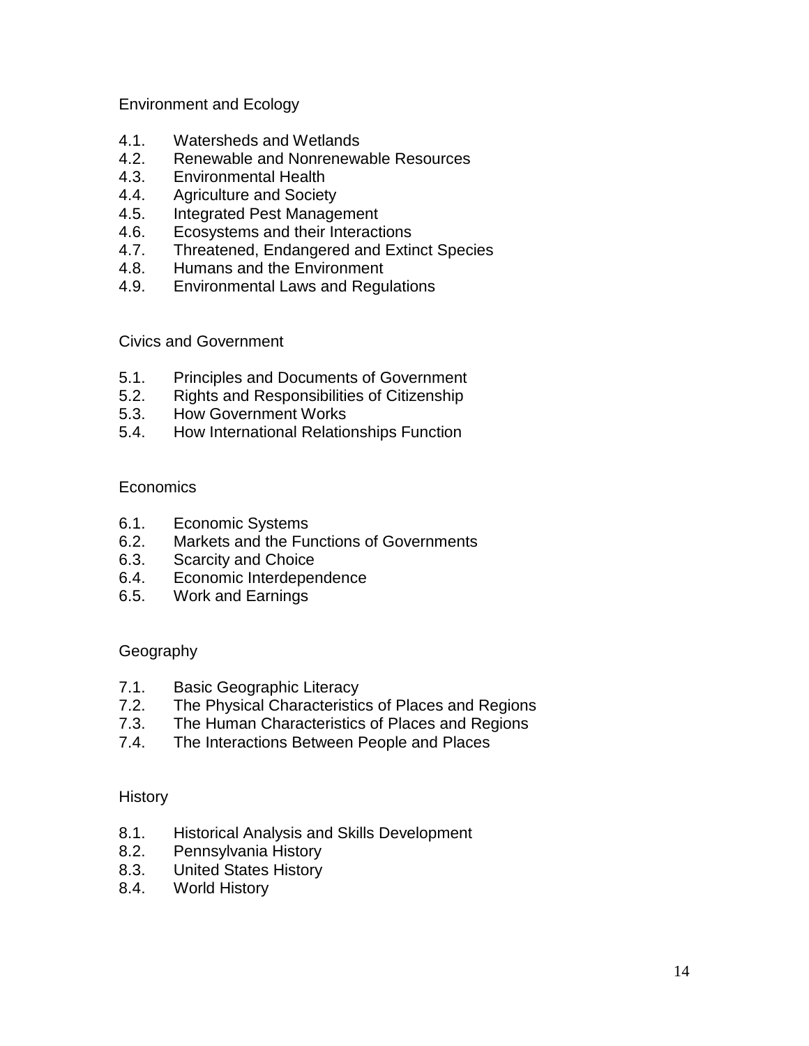## Environment and Ecology

4.1. Watersheds and Wetlands
4.2. Renewable and Nonrenewable Resources
4.3. Environmental Health
4.4. Agriculture and Society
4.5. Integrated Pest Management
4.6. Ecosystems and their Interactions
4.7. Threatened, Endangered and Extinct Species
4.8. Humans and the Environment
4.9. Environmental Laws and Regulations

## Civics and Government

5.1. Principles and Documents of Government
5.2. Rights and Responsibilities of Citizenship
5.3. How Government Works
5.4. How International Relationships Function

## Economics

6.1. Economic Systems
6.2. Markets and the Functions of Governments
6.3. Scarcity and Choice
6.4. Economic Interdependence
6.5. Work and Earnings

## Geography

7.1. Basic Geographic Literacy
7.2. The Physical Characteristics of Places and Regions
7.3. The Human Characteristics of Places and Regions
7.4. The Interactions Between People and Places

## History

8.1. Historical Analysis and Skills Development
8.2. Pennsylvania History
8.3. United States History
8.4. World History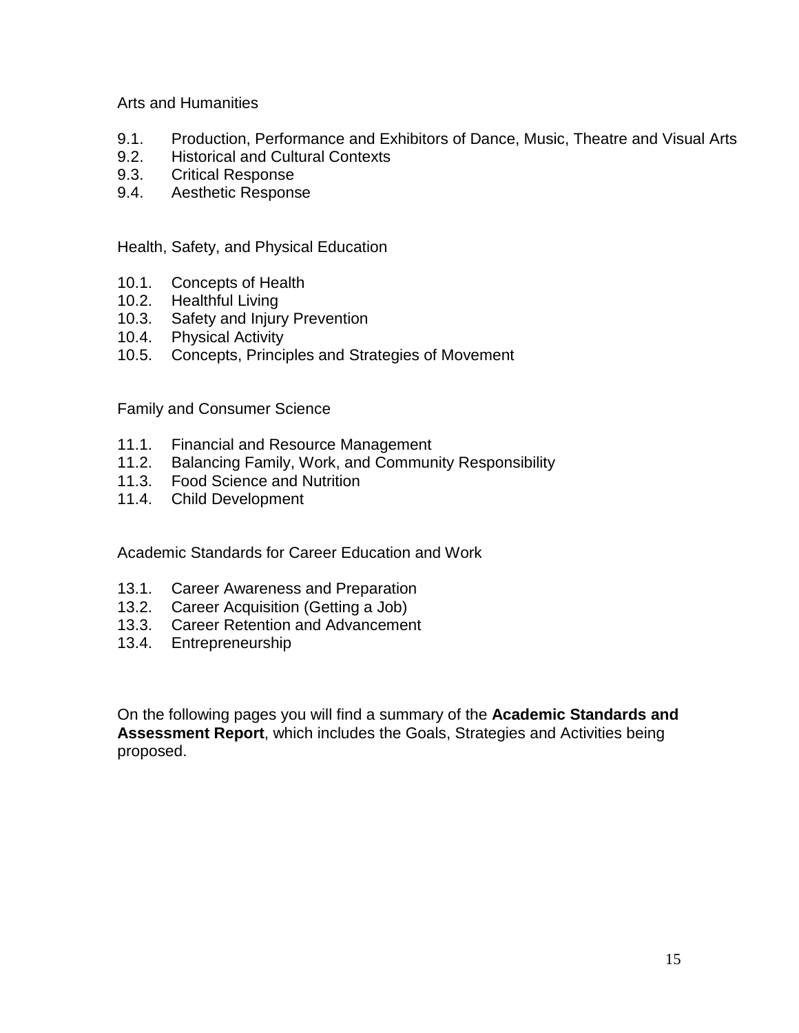Arts and Humanities

9.1. Production, Performance and Exhibitors of Dance, Music, Theatre and Visual Arts
9.2. Historical and Cultural Contexts
9.3. Critical Response
9.4. Aesthetic Response

Health, Safety, and Physical Education

10.1. Concepts of Health
10.2. Healthful Living
10.3. Safety and Injury Prevention
10.4. Physical Activity
10.5. Concepts, Principles and Strategies of Movement

Family and Consumer Science

11.1. Financial and Resource Management
11.2. Balancing Family, Work, and Community Responsibility
11.3. Food Science and Nutrition
11.4. Child Development

Academic Standards for Career Education and Work

13.1. Career Awareness and Preparation
13.2. Career Acquisition (Getting a Job)
13.3. Career Retention and Advancement
13.4. Entrepreneurship

On the following pages you will find a summary of the **Academic Standards and Assessment Report**, which includes the Goals, Strategies and Activities being proposed.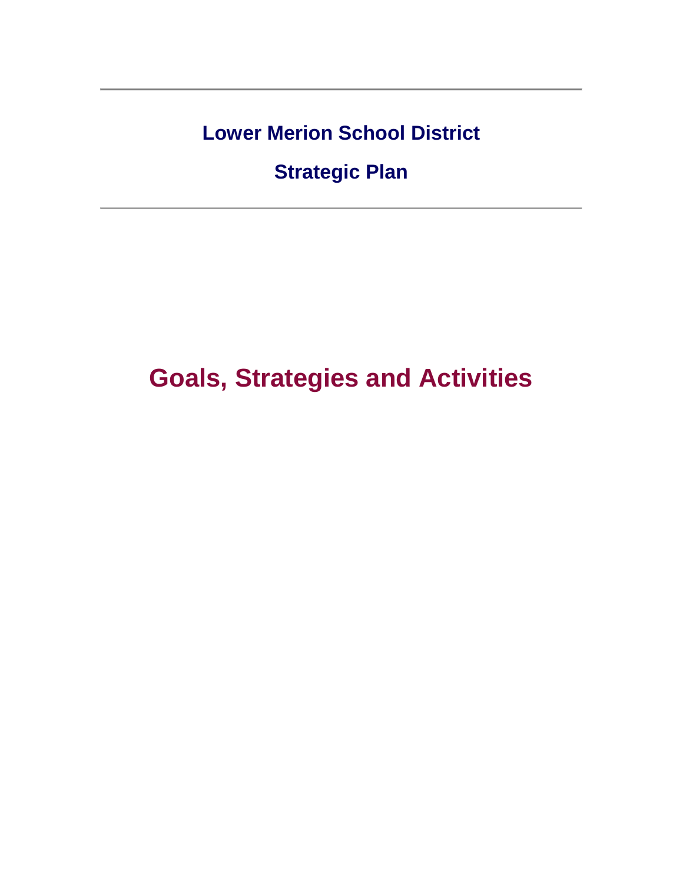## Lower Merion School District

## Strategic Plan

# Goals, Strategies and Activities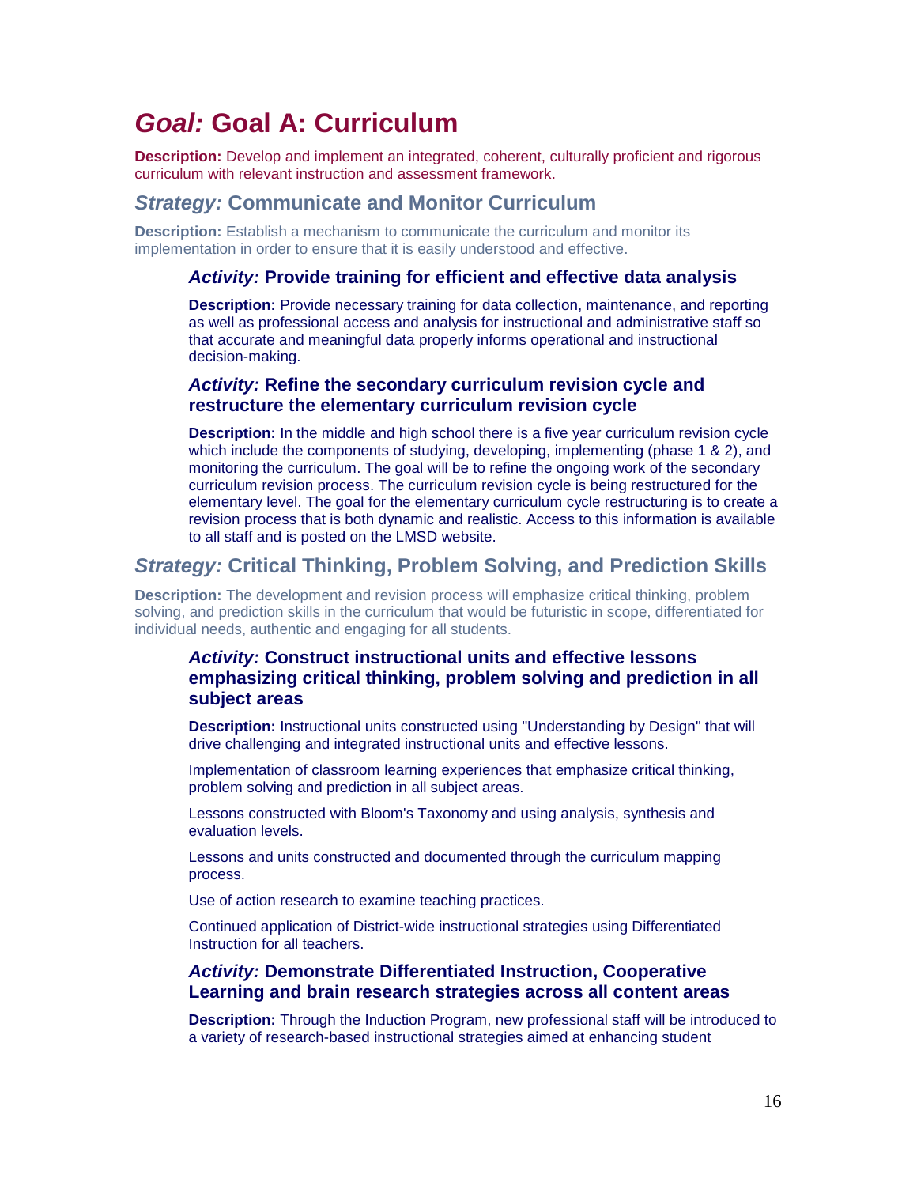# *Goal:* Goal A: Curriculum

**Description:** Develop and implement an integrated, coherent, culturally proficient and rigorous curriculum with relevant instruction and assessment framework.

## *Strategy:* Communicate and Monitor Curriculum

**Description:** Establish a mechanism to communicate the curriculum and monitor its implementation in order to ensure that it is easily understood and effective.

### *Activity:* Provide training for efficient and effective data analysis

**Description:** Provide necessary training for data collection, maintenance, and reporting as well as professional access and analysis for instructional and administrative staff so that accurate and meaningful data properly informs operational and instructional decision-making.

### *Activity:* Refine the secondary curriculum revision cycle and restructure the elementary curriculum revision cycle

**Description:** In the middle and high school there is a five year curriculum revision cycle which include the components of studying, developing, implementing (phase 1 & 2), and monitoring the curriculum. The goal will be to refine the ongoing work of the secondary curriculum revision process. The curriculum revision cycle is being restructured for the elementary level. The goal for the elementary curriculum cycle restructuring is to create a revision process that is both dynamic and realistic. Access to this information is available to all staff and is posted on the LMSD website.

## *Strategy:* Critical Thinking, Problem Solving, and Prediction Skills

**Description:** The development and revision process will emphasize critical thinking, problem solving, and prediction skills in the curriculum that would be futuristic in scope, differentiated for individual needs, authentic and engaging for all students.

### *Activity:* Construct instructional units and effective lessons emphasizing critical thinking, problem solving and prediction in all subject areas

**Description:** Instructional units constructed using "Understanding by Design" that will drive challenging and integrated instructional units and effective lessons.

Implementation of classroom learning experiences that emphasize critical thinking, problem solving and prediction in all subject areas.

Lessons constructed with Bloom's Taxonomy and using analysis, synthesis and evaluation levels.

Lessons and units constructed and documented through the curriculum mapping process.

Use of action research to examine teaching practices.

Continued application of District-wide instructional strategies using Differentiated Instruction for all teachers.

### *Activity:* Demonstrate Differentiated Instruction, Cooperative Learning and brain research strategies across all content areas

**Description:** Through the Induction Program, new professional staff will be introduced to a variety of research-based instructional strategies aimed at enhancing student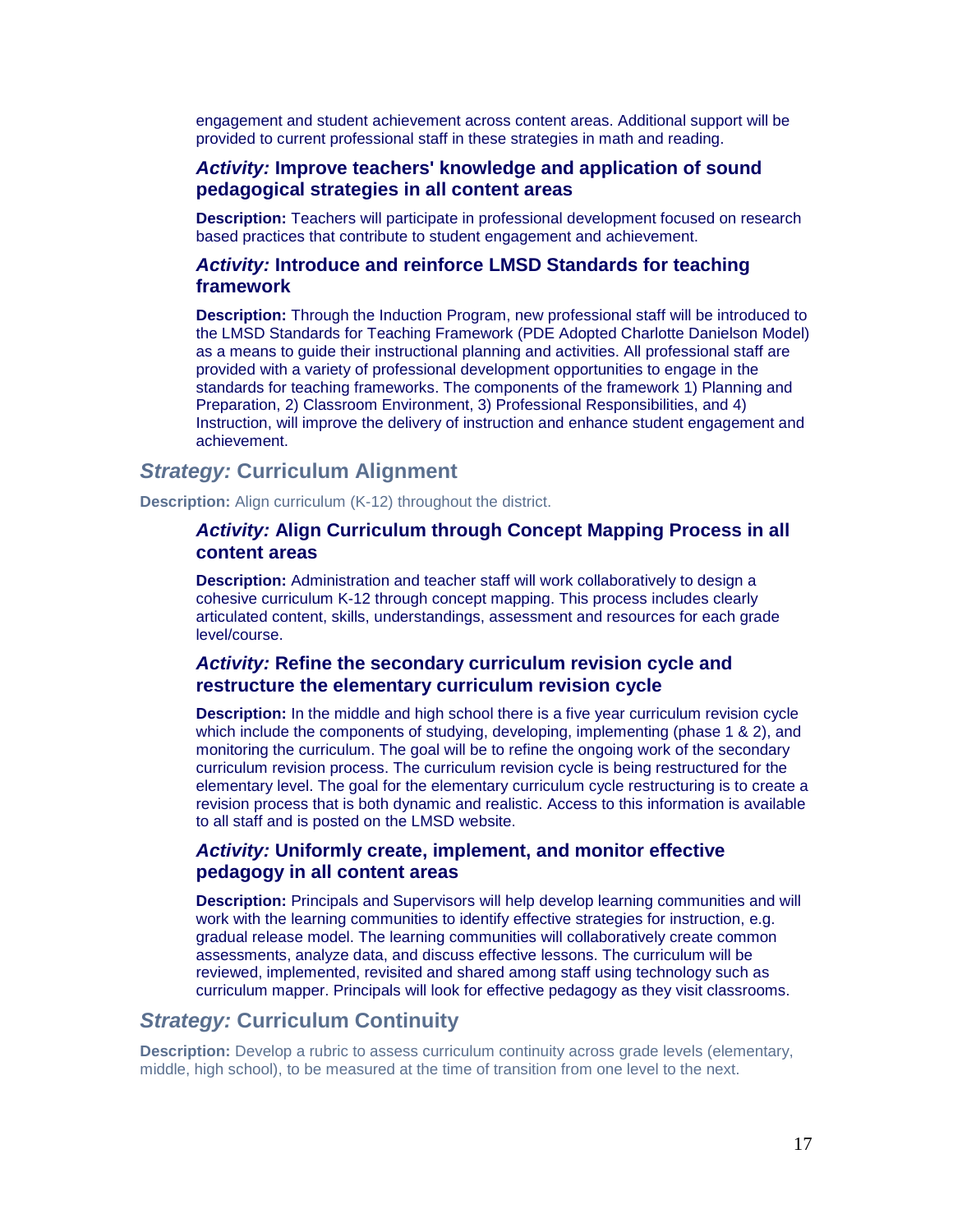engagement and student achievement across content areas. Additional support will be provided to current professional staff in these strategies in math and reading.

#### ***Activity:*** **Improve teachers' knowledge and application of sound pedagogical strategies in all content areas**

**Description:** Teachers will participate in professional development focused on research based practices that contribute to student engagement and achievement.

#### ***Activity:*** **Introduce and reinforce LMSD Standards for teaching framework**

**Description:** Through the Induction Program, new professional staff will be introduced to the LMSD Standards for Teaching Framework (PDE Adopted Charlotte Danielson Model) as a means to guide their instructional planning and activities. All professional staff are provided with a variety of professional development opportunities to engage in the standards for teaching frameworks. The components of the framework 1) Planning and Preparation, 2) Classroom Environment, 3) Professional Responsibilities, and 4) Instruction, will improve the delivery of instruction and enhance student engagement and achievement.

### ***Strategy:*** **Curriculum Alignment**

**Description:** Align curriculum (K-12) throughout the district.

#### ***Activity:*** **Align Curriculum through Concept Mapping Process in all content areas**

**Description:** Administration and teacher staff will work collaboratively to design a cohesive curriculum K-12 through concept mapping. This process includes clearly articulated content, skills, understandings, assessment and resources for each grade level/course.

#### ***Activity:*** **Refine the secondary curriculum revision cycle and restructure the elementary curriculum revision cycle**

**Description:** In the middle and high school there is a five year curriculum revision cycle which include the components of studying, developing, implementing (phase 1 & 2), and monitoring the curriculum. The goal will be to refine the ongoing work of the secondary curriculum revision process. The curriculum revision cycle is being restructured for the elementary level. The goal for the elementary curriculum cycle restructuring is to create a revision process that is both dynamic and realistic. Access to this information is available to all staff and is posted on the LMSD website.

#### ***Activity:*** **Uniformly create, implement, and monitor effective pedagogy in all content areas**

**Description:** Principals and Supervisors will help develop learning communities and will work with the learning communities to identify effective strategies for instruction, e.g. gradual release model. The learning communities will collaboratively create common assessments, analyze data, and discuss effective lessons. The curriculum will be reviewed, implemented, revisited and shared among staff using technology such as curriculum mapper. Principals will look for effective pedagogy as they visit classrooms.

### ***Strategy:*** **Curriculum Continuity**

**Description:** Develop a rubric to assess curriculum continuity across grade levels (elementary, middle, high school), to be measured at the time of transition from one level to the next.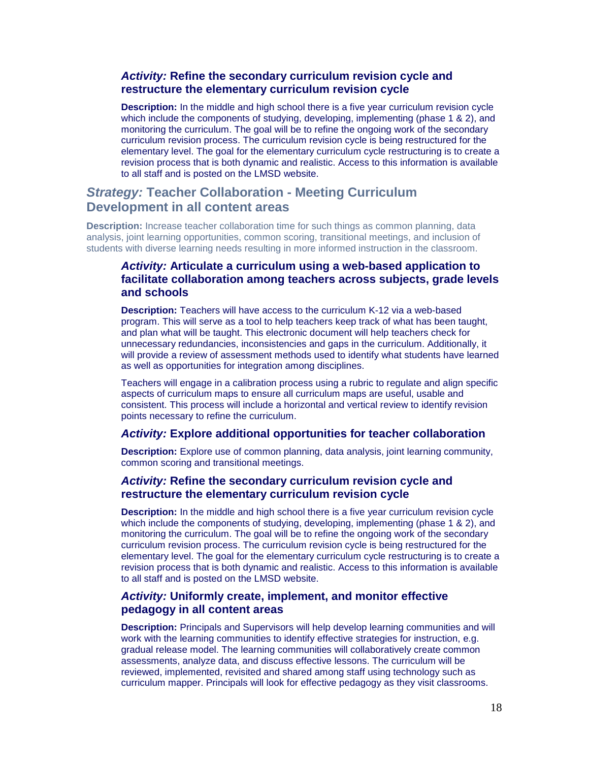### *Activity:* Refine the secondary curriculum revision cycle and restructure the elementary curriculum revision cycle

**Description:** In the middle and high school there is a five year curriculum revision cycle which include the components of studying, developing, implementing (phase 1 & 2), and monitoring the curriculum. The goal will be to refine the ongoing work of the secondary curriculum revision process. The curriculum revision cycle is being restructured for the elementary level. The goal for the elementary curriculum cycle restructuring is to create a revision process that is both dynamic and realistic. Access to this information is available to all staff and is posted on the LMSD website.

## *Strategy:* Teacher Collaboration - Meeting Curriculum Development in all content areas

**Description:** Increase teacher collaboration time for such things as common planning, data analysis, joint learning opportunities, common scoring, transitional meetings, and inclusion of students with diverse learning needs resulting in more informed instruction in the classroom.

### *Activity:* Articulate a curriculum using a web-based application to facilitate collaboration among teachers across subjects, grade levels and schools

**Description:** Teachers will have access to the curriculum K-12 via a web-based program. This will serve as a tool to help teachers keep track of what has been taught, and plan what will be taught. This electronic document will help teachers check for unnecessary redundancies, inconsistencies and gaps in the curriculum. Additionally, it will provide a review of assessment methods used to identify what students have learned as well as opportunities for integration among disciplines.

Teachers will engage in a calibration process using a rubric to regulate and align specific aspects of curriculum maps to ensure all curriculum maps are useful, usable and consistent. This process will include a horizontal and vertical review to identify revision points necessary to refine the curriculum.

### *Activity:* Explore additional opportunities for teacher collaboration

**Description:** Explore use of common planning, data analysis, joint learning community, common scoring and transitional meetings.

### *Activity:* Refine the secondary curriculum revision cycle and restructure the elementary curriculum revision cycle

**Description:** In the middle and high school there is a five year curriculum revision cycle which include the components of studying, developing, implementing (phase 1 & 2), and monitoring the curriculum. The goal will be to refine the ongoing work of the secondary curriculum revision process. The curriculum revision cycle is being restructured for the elementary level. The goal for the elementary curriculum cycle restructuring is to create a revision process that is both dynamic and realistic. Access to this information is available to all staff and is posted on the LMSD website.

### *Activity:* Uniformly create, implement, and monitor effective pedagogy in all content areas

**Description:** Principals and Supervisors will help develop learning communities and will work with the learning communities to identify effective strategies for instruction, e.g. gradual release model. The learning communities will collaboratively create common assessments, analyze data, and discuss effective lessons. The curriculum will be reviewed, implemented, revisited and shared among staff using technology such as curriculum mapper. Principals will look for effective pedagogy as they visit classrooms.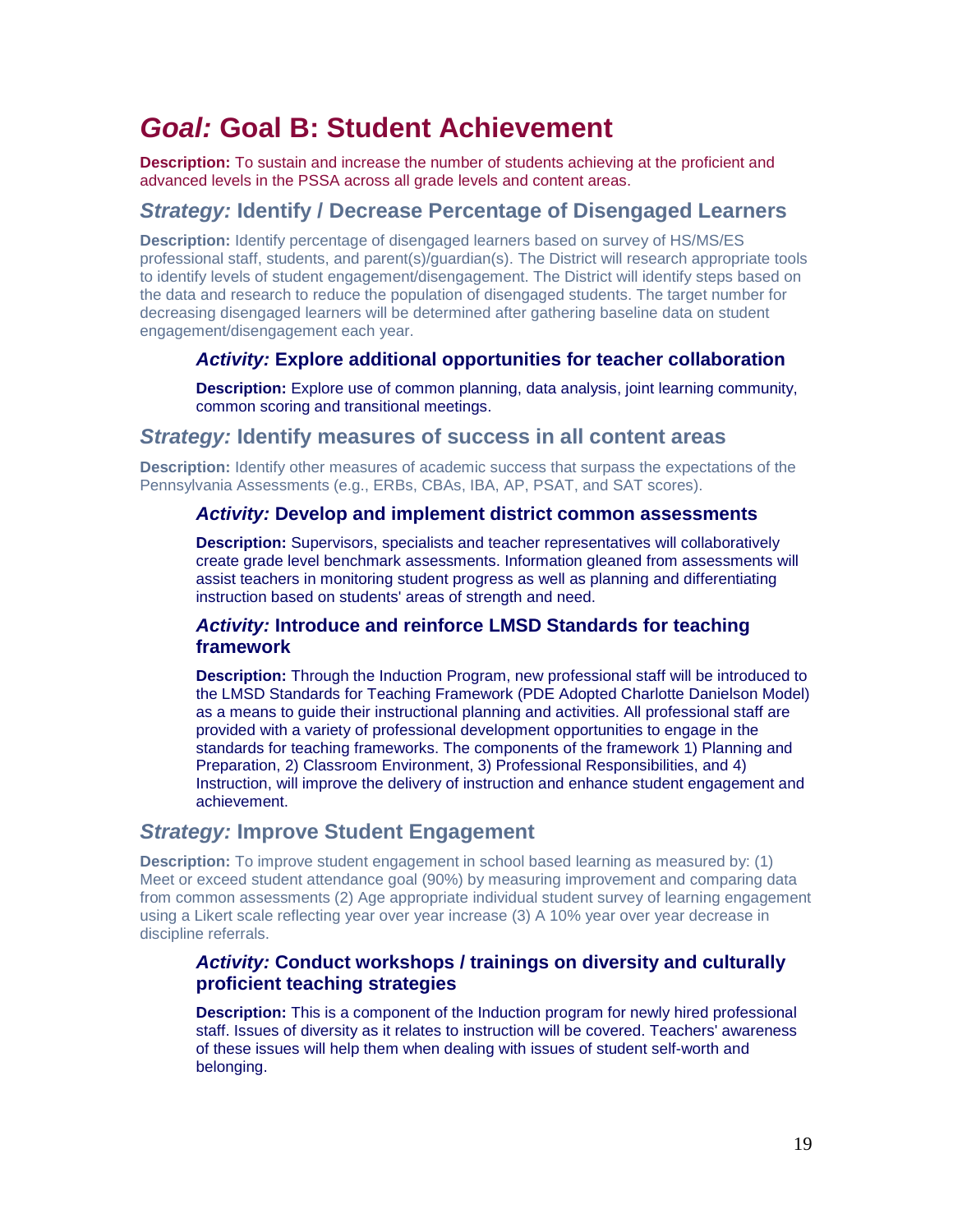# *Goal:* Goal B: Student Achievement

**Description:** To sustain and increase the number of students achieving at the proficient and advanced levels in the PSSA across all grade levels and content areas.

## *Strategy:* Identify / Decrease Percentage of Disengaged Learners

**Description:** Identify percentage of disengaged learners based on survey of HS/MS/ES professional staff, students, and parent(s)/guardian(s). The District will research appropriate tools to identify levels of student engagement/disengagement. The District will identify steps based on the data and research to reduce the population of disengaged students. The target number for decreasing disengaged learners will be determined after gathering baseline data on student engagement/disengagement each year.

### *Activity:* Explore additional opportunities for teacher collaboration

**Description:** Explore use of common planning, data analysis, joint learning community, common scoring and transitional meetings.

## *Strategy:* Identify measures of success in all content areas

**Description:** Identify other measures of academic success that surpass the expectations of the Pennsylvania Assessments (e.g., ERBs, CBAs, IBA, AP, PSAT, and SAT scores).

### *Activity:* Develop and implement district common assessments

**Description:** Supervisors, specialists and teacher representatives will collaboratively create grade level benchmark assessments. Information gleaned from assessments will assist teachers in monitoring student progress as well as planning and differentiating instruction based on students' areas of strength and need.

### *Activity:* Introduce and reinforce LMSD Standards for teaching framework

**Description:** Through the Induction Program, new professional staff will be introduced to the LMSD Standards for Teaching Framework (PDE Adopted Charlotte Danielson Model) as a means to guide their instructional planning and activities. All professional staff are provided with a variety of professional development opportunities to engage in the standards for teaching frameworks. The components of the framework 1) Planning and Preparation, 2) Classroom Environment, 3) Professional Responsibilities, and 4) Instruction, will improve the delivery of instruction and enhance student engagement and achievement.

## *Strategy:* Improve Student Engagement

**Description:** To improve student engagement in school based learning as measured by: (1) Meet or exceed student attendance goal (90%) by measuring improvement and comparing data from common assessments (2) Age appropriate individual student survey of learning engagement using a Likert scale reflecting year over year increase (3) A 10% year over year decrease in discipline referrals.

### *Activity:* Conduct workshops / trainings on diversity and culturally proficient teaching strategies

**Description:** This is a component of the Induction program for newly hired professional staff. Issues of diversity as it relates to instruction will be covered. Teachers' awareness of these issues will help them when dealing with issues of student self-worth and belonging.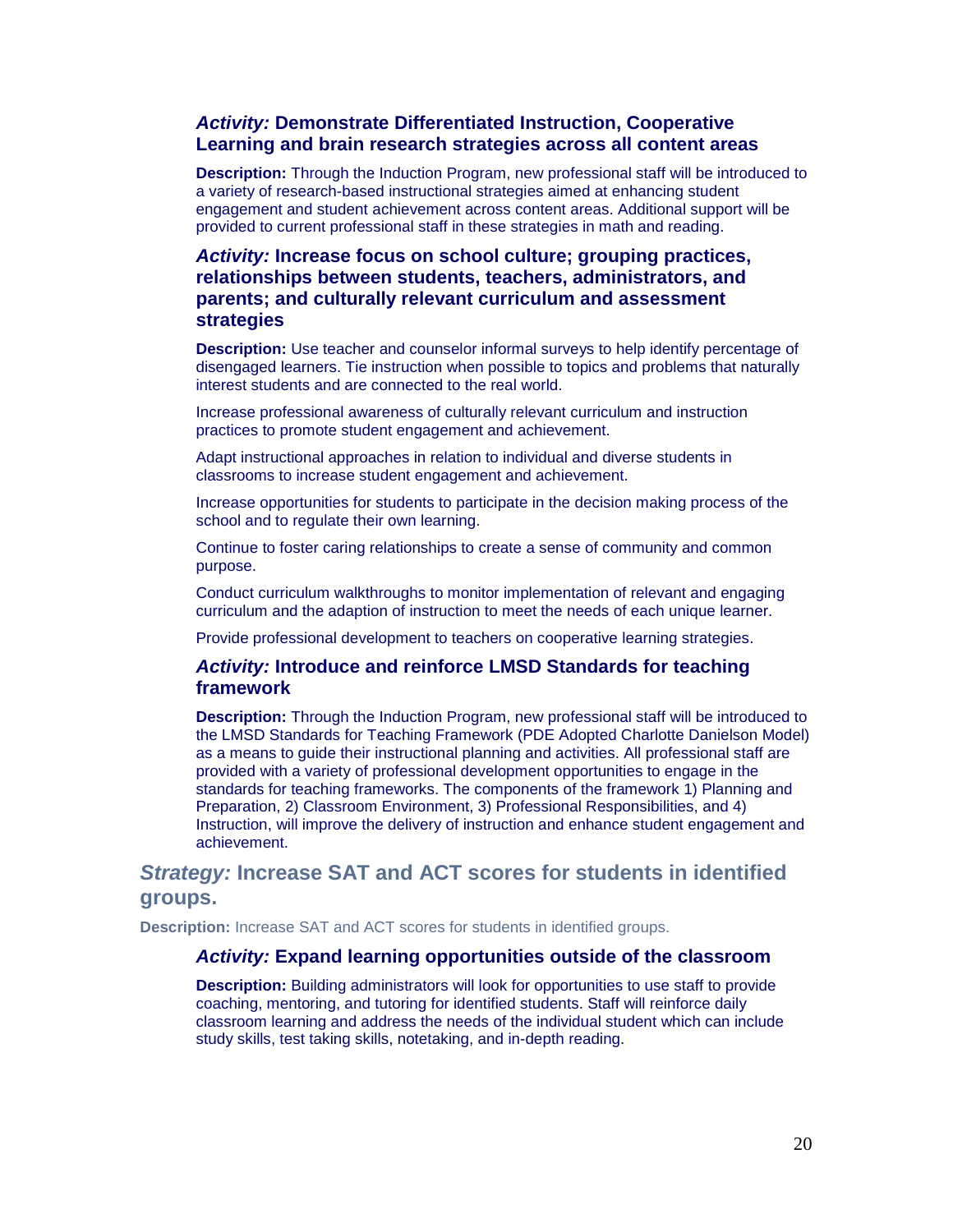### *Activity:* Demonstrate Differentiated Instruction, Cooperative Learning and brain research strategies across all content areas

**Description:** Through the Induction Program, new professional staff will be introduced to a variety of research-based instructional strategies aimed at enhancing student engagement and student achievement across content areas. Additional support will be provided to current professional staff in these strategies in math and reading.

### *Activity:* Increase focus on school culture; grouping practices, relationships between students, teachers, administrators, and parents; and culturally relevant curriculum and assessment strategies

**Description:** Use teacher and counselor informal surveys to help identify percentage of disengaged learners. Tie instruction when possible to topics and problems that naturally interest students and are connected to the real world.

Increase professional awareness of culturally relevant curriculum and instruction practices to promote student engagement and achievement.

Adapt instructional approaches in relation to individual and diverse students in classrooms to increase student engagement and achievement.

Increase opportunities for students to participate in the decision making process of the school and to regulate their own learning.

Continue to foster caring relationships to create a sense of community and common purpose.

Conduct curriculum walkthroughs to monitor implementation of relevant and engaging curriculum and the adaption of instruction to meet the needs of each unique learner.

Provide professional development to teachers on cooperative learning strategies.

### *Activity:* Introduce and reinforce LMSD Standards for teaching framework

**Description:** Through the Induction Program, new professional staff will be introduced to the LMSD Standards for Teaching Framework (PDE Adopted Charlotte Danielson Model) as a means to guide their instructional planning and activities. All professional staff are provided with a variety of professional development opportunities to engage in the standards for teaching frameworks. The components of the framework 1) Planning and Preparation, 2) Classroom Environment, 3) Professional Responsibilities, and 4) Instruction, will improve the delivery of instruction and enhance student engagement and achievement.

## *Strategy:* Increase SAT and ACT scores for students in identified groups.

**Description:** Increase SAT and ACT scores for students in identified groups.

### *Activity:* Expand learning opportunities outside of the classroom

**Description:** Building administrators will look for opportunities to use staff to provide coaching, mentoring, and tutoring for identified students. Staff will reinforce daily classroom learning and address the needs of the individual student which can include study skills, test taking skills, notetaking, and in-depth reading.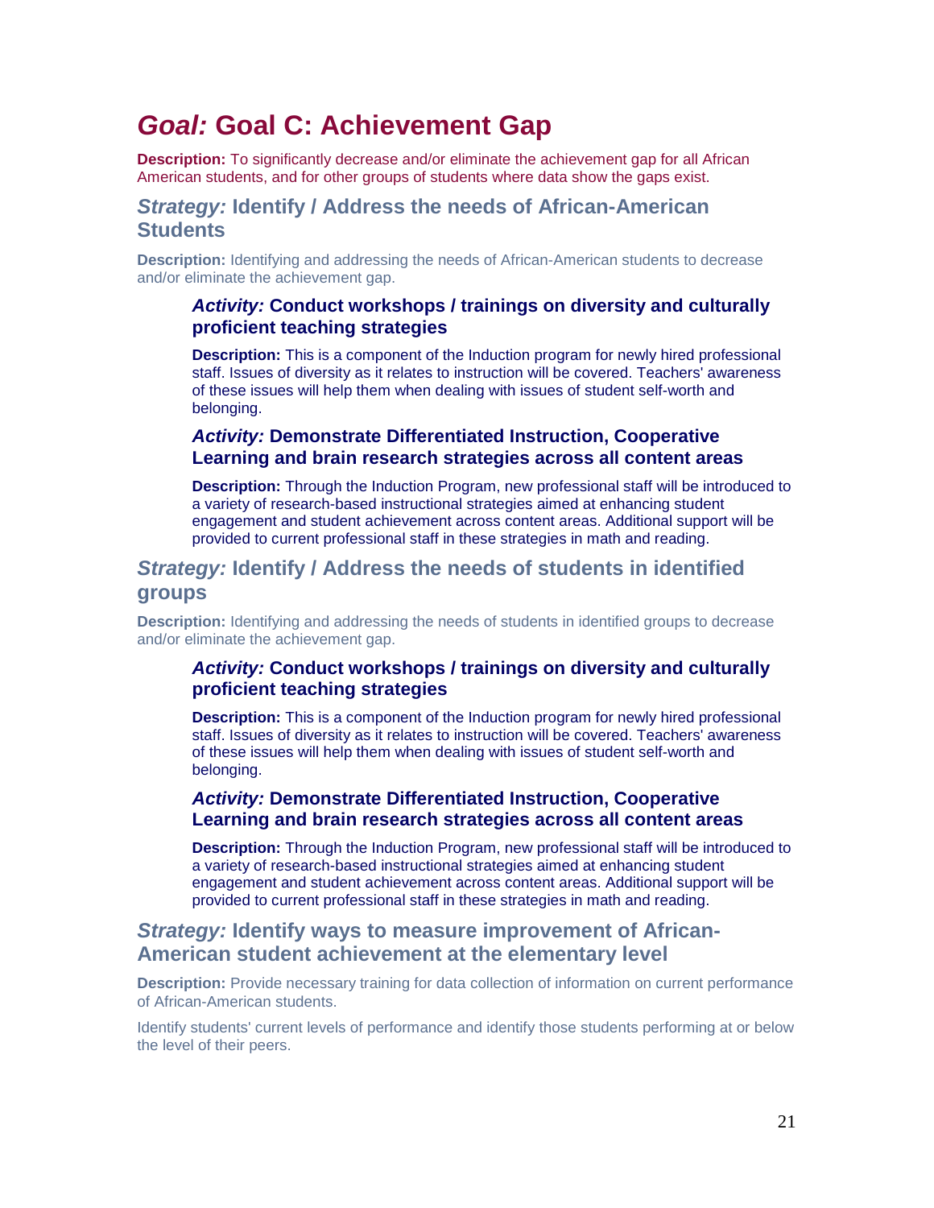# *Goal:* Goal C: Achievement Gap

**Description:** To significantly decrease and/or eliminate the achievement gap for all African American students, and for other groups of students where data show the gaps exist.

## *Strategy:* Identify / Address the needs of African-American Students

**Description:** Identifying and addressing the needs of African-American students to decrease and/or eliminate the achievement gap.

### *Activity:* Conduct workshops / trainings on diversity and culturally proficient teaching strategies

**Description:** This is a component of the Induction program for newly hired professional staff. Issues of diversity as it relates to instruction will be covered. Teachers' awareness of these issues will help them when dealing with issues of student self-worth and belonging.

### *Activity:* Demonstrate Differentiated Instruction, Cooperative Learning and brain research strategies across all content areas

**Description:** Through the Induction Program, new professional staff will be introduced to a variety of research-based instructional strategies aimed at enhancing student engagement and student achievement across content areas. Additional support will be provided to current professional staff in these strategies in math and reading.

## *Strategy:* Identify / Address the needs of students in identified groups

**Description:** Identifying and addressing the needs of students in identified groups to decrease and/or eliminate the achievement gap.

### *Activity:* Conduct workshops / trainings on diversity and culturally proficient teaching strategies

**Description:** This is a component of the Induction program for newly hired professional staff. Issues of diversity as it relates to instruction will be covered. Teachers' awareness of these issues will help them when dealing with issues of student self-worth and belonging.

### *Activity:* Demonstrate Differentiated Instruction, Cooperative Learning and brain research strategies across all content areas

**Description:** Through the Induction Program, new professional staff will be introduced to a variety of research-based instructional strategies aimed at enhancing student engagement and student achievement across content areas. Additional support will be provided to current professional staff in these strategies in math and reading.

## *Strategy:* Identify ways to measure improvement of African-American student achievement at the elementary level

**Description:** Provide necessary training for data collection of information on current performance of African-American students.

Identify students' current levels of performance and identify those students performing at or below the level of their peers.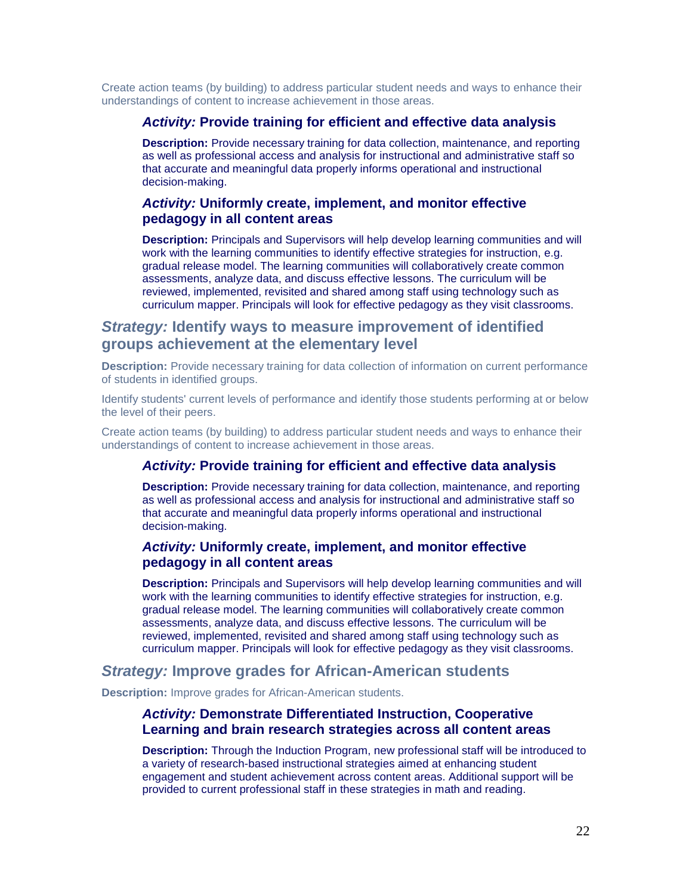Create action teams (by building) to address particular student needs and ways to enhance their understandings of content to increase achievement in those areas.

### *Activity:* Provide training for efficient and effective data analysis

**Description:** Provide necessary training for data collection, maintenance, and reporting as well as professional access and analysis for instructional and administrative staff so that accurate and meaningful data properly informs operational and instructional decision-making.

### *Activity:* Uniformly create, implement, and monitor effective pedagogy in all content areas

**Description:** Principals and Supervisors will help develop learning communities and will work with the learning communities to identify effective strategies for instruction, e.g. gradual release model. The learning communities will collaboratively create common assessments, analyze data, and discuss effective lessons. The curriculum will be reviewed, implemented, revisited and shared among staff using technology such as curriculum mapper. Principals will look for effective pedagogy as they visit classrooms.

## *Strategy:* Identify ways to measure improvement of identified groups achievement at the elementary level

**Description:** Provide necessary training for data collection of information on current performance of students in identified groups.

Identify students' current levels of performance and identify those students performing at or below the level of their peers.

Create action teams (by building) to address particular student needs and ways to enhance their understandings of content to increase achievement in those areas.

### *Activity:* Provide training for efficient and effective data analysis

**Description:** Provide necessary training for data collection, maintenance, and reporting as well as professional access and analysis for instructional and administrative staff so that accurate and meaningful data properly informs operational and instructional decision-making.

### *Activity:* Uniformly create, implement, and monitor effective pedagogy in all content areas

**Description:** Principals and Supervisors will help develop learning communities and will work with the learning communities to identify effective strategies for instruction, e.g. gradual release model. The learning communities will collaboratively create common assessments, analyze data, and discuss effective lessons. The curriculum will be reviewed, implemented, revisited and shared among staff using technology such as curriculum mapper. Principals will look for effective pedagogy as they visit classrooms.

## *Strategy:* Improve grades for African-American students

**Description:** Improve grades for African-American students.

### *Activity:* Demonstrate Differentiated Instruction, Cooperative Learning and brain research strategies across all content areas

**Description:** Through the Induction Program, new professional staff will be introduced to a variety of research-based instructional strategies aimed at enhancing student engagement and student achievement across content areas. Additional support will be provided to current professional staff in these strategies in math and reading.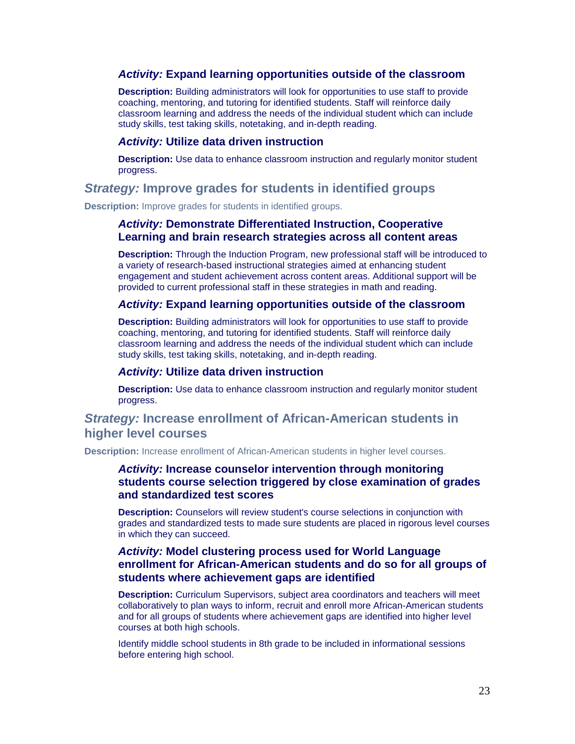### *Activity:* Expand learning opportunities outside of the classroom

**Description:** Building administrators will look for opportunities to use staff to provide coaching, mentoring, and tutoring for identified students. Staff will reinforce daily classroom learning and address the needs of the individual student which can include study skills, test taking skills, notetaking, and in-depth reading.

### *Activity:* Utilize data driven instruction

**Description:** Use data to enhance classroom instruction and regularly monitor student progress.

## *Strategy:* Improve grades for students in identified groups

**Description:** Improve grades for students in identified groups.

### *Activity:* Demonstrate Differentiated Instruction, Cooperative Learning and brain research strategies across all content areas

**Description:** Through the Induction Program, new professional staff will be introduced to a variety of research-based instructional strategies aimed at enhancing student engagement and student achievement across content areas. Additional support will be provided to current professional staff in these strategies in math and reading.

### *Activity:* Expand learning opportunities outside of the classroom

**Description:** Building administrators will look for opportunities to use staff to provide coaching, mentoring, and tutoring for identified students. Staff will reinforce daily classroom learning and address the needs of the individual student which can include study skills, test taking skills, notetaking, and in-depth reading.

### *Activity:* Utilize data driven instruction

**Description:** Use data to enhance classroom instruction and regularly monitor student progress.

## *Strategy:* Increase enrollment of African-American students in higher level courses

**Description:** Increase enrollment of African-American students in higher level courses.

### *Activity:* Increase counselor intervention through monitoring students course selection triggered by close examination of grades and standardized test scores

**Description:** Counselors will review student's course selections in conjunction with grades and standardized tests to made sure students are placed in rigorous level courses in which they can succeed.

### *Activity:* Model clustering process used for World Language enrollment for African-American students and do so for all groups of students where achievement gaps are identified

**Description:** Curriculum Supervisors, subject area coordinators and teachers will meet collaboratively to plan ways to inform, recruit and enroll more African-American students and for all groups of students where achievement gaps are identified into higher level courses at both high schools.

Identify middle school students in 8th grade to be included in informational sessions before entering high school.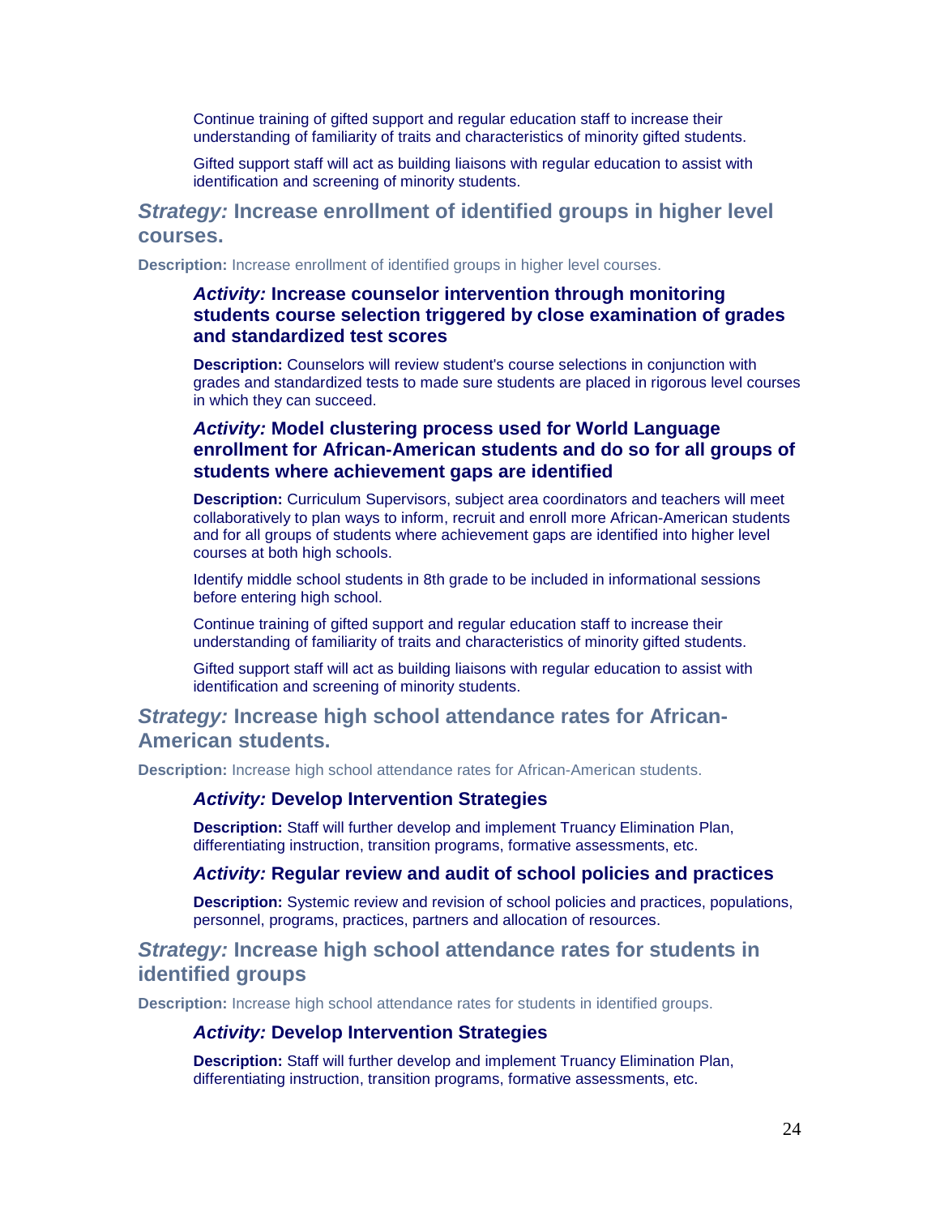Continue training of gifted support and regular education staff to increase their understanding of familiarity of traits and characteristics of minority gifted students.

Gifted support staff will act as building liaisons with regular education to assist with identification and screening of minority students.

## *Strategy:* Increase enrollment of identified groups in higher level courses.

**Description:** Increase enrollment of identified groups in higher level courses.

### *Activity:* Increase counselor intervention through monitoring students course selection triggered by close examination of grades and standardized test scores

**Description:** Counselors will review student's course selections in conjunction with grades and standardized tests to made sure students are placed in rigorous level courses in which they can succeed.

### *Activity:* Model clustering process used for World Language enrollment for African-American students and do so for all groups of students where achievement gaps are identified

**Description:** Curriculum Supervisors, subject area coordinators and teachers will meet collaboratively to plan ways to inform, recruit and enroll more African-American students and for all groups of students where achievement gaps are identified into higher level courses at both high schools.

Identify middle school students in 8th grade to be included in informational sessions before entering high school.

Continue training of gifted support and regular education staff to increase their understanding of familiarity of traits and characteristics of minority gifted students.

Gifted support staff will act as building liaisons with regular education to assist with identification and screening of minority students.

## *Strategy:* Increase high school attendance rates for African-American students.

**Description:** Increase high school attendance rates for African-American students.

### *Activity:* Develop Intervention Strategies

**Description:** Staff will further develop and implement Truancy Elimination Plan, differentiating instruction, transition programs, formative assessments, etc.

### *Activity:* Regular review and audit of school policies and practices

**Description:** Systemic review and revision of school policies and practices, populations, personnel, programs, practices, partners and allocation of resources.

## *Strategy:* Increase high school attendance rates for students in identified groups

**Description:** Increase high school attendance rates for students in identified groups.

### *Activity:* Develop Intervention Strategies

**Description:** Staff will further develop and implement Truancy Elimination Plan, differentiating instruction, transition programs, formative assessments, etc.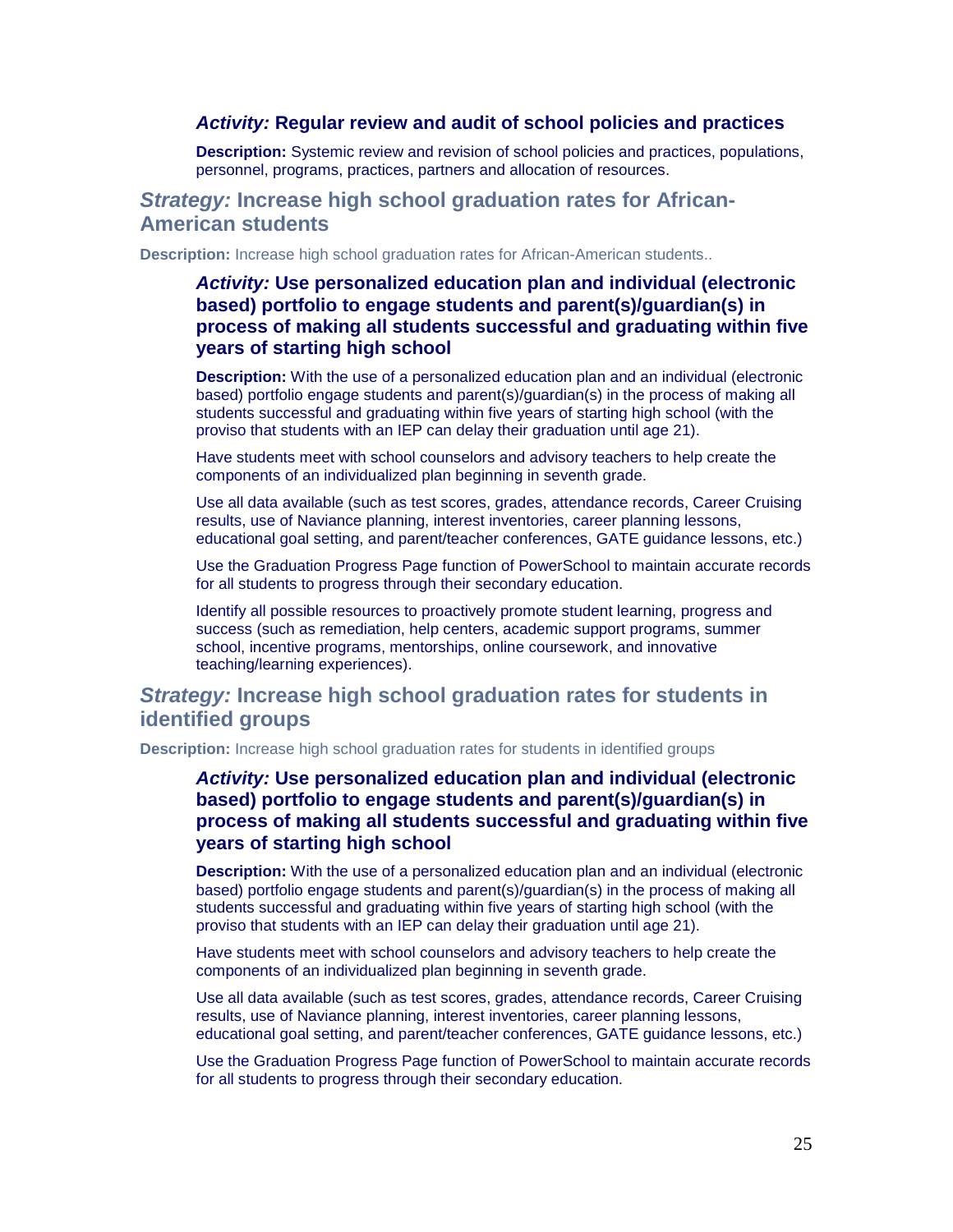### *Activity:* Regular review and audit of school policies and practices

**Description:** Systemic review and revision of school policies and practices, populations, personnel, programs, practices, partners and allocation of resources.

## *Strategy:* Increase high school graduation rates for African-American students

**Description:** Increase high school graduation rates for African-American students..

### *Activity:* Use personalized education plan and individual (electronic based) portfolio to engage students and parent(s)/guardian(s) in process of making all students successful and graduating within five years of starting high school

**Description:** With the use of a personalized education plan and an individual (electronic based) portfolio engage students and parent(s)/guardian(s) in the process of making all students successful and graduating within five years of starting high school (with the proviso that students with an IEP can delay their graduation until age 21).

Have students meet with school counselors and advisory teachers to help create the components of an individualized plan beginning in seventh grade.

Use all data available (such as test scores, grades, attendance records, Career Cruising results, use of Naviance planning, interest inventories, career planning lessons, educational goal setting, and parent/teacher conferences, GATE guidance lessons, etc.)

Use the Graduation Progress Page function of PowerSchool to maintain accurate records for all students to progress through their secondary education.

Identify all possible resources to proactively promote student learning, progress and success (such as remediation, help centers, academic support programs, summer school, incentive programs, mentorships, online coursework, and innovative teaching/learning experiences).

## *Strategy:* Increase high school graduation rates for students in identified groups

**Description:** Increase high school graduation rates for students in identified groups

### *Activity:* Use personalized education plan and individual (electronic based) portfolio to engage students and parent(s)/guardian(s) in process of making all students successful and graduating within five years of starting high school

**Description:** With the use of a personalized education plan and an individual (electronic based) portfolio engage students and parent(s)/guardian(s) in the process of making all students successful and graduating within five years of starting high school (with the proviso that students with an IEP can delay their graduation until age 21).

Have students meet with school counselors and advisory teachers to help create the components of an individualized plan beginning in seventh grade.

Use all data available (such as test scores, grades, attendance records, Career Cruising results, use of Naviance planning, interest inventories, career planning lessons, educational goal setting, and parent/teacher conferences, GATE guidance lessons, etc.)

Use the Graduation Progress Page function of PowerSchool to maintain accurate records for all students to progress through their secondary education.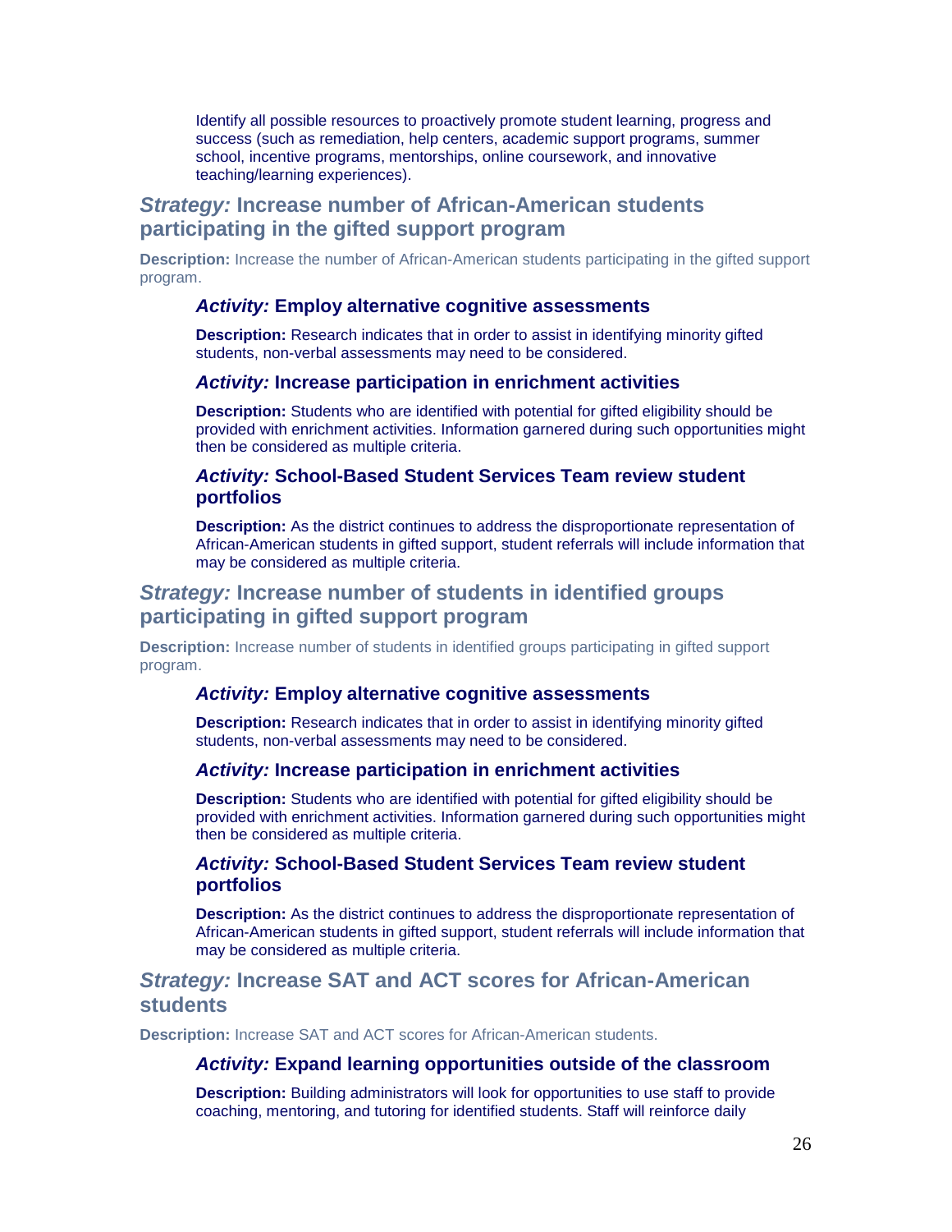Identify all possible resources to proactively promote student learning, progress and success (such as remediation, help centers, academic support programs, summer school, incentive programs, mentorships, online coursework, and innovative teaching/learning experiences).

## *Strategy:* Increase number of African-American students participating in the gifted support program

**Description:** Increase the number of African-American students participating in the gifted support program.

### *Activity:* Employ alternative cognitive assessments

**Description:** Research indicates that in order to assist in identifying minority gifted students, non-verbal assessments may need to be considered.

### *Activity:* Increase participation in enrichment activities

**Description:** Students who are identified with potential for gifted eligibility should be provided with enrichment activities. Information garnered during such opportunities might then be considered as multiple criteria.

### *Activity:* School-Based Student Services Team review student portfolios

**Description:** As the district continues to address the disproportionate representation of African-American students in gifted support, student referrals will include information that may be considered as multiple criteria.

## *Strategy:* Increase number of students in identified groups participating in gifted support program

**Description:** Increase number of students in identified groups participating in gifted support program.

### *Activity:* Employ alternative cognitive assessments

**Description:** Research indicates that in order to assist in identifying minority gifted students, non-verbal assessments may need to be considered.

### *Activity:* Increase participation in enrichment activities

**Description:** Students who are identified with potential for gifted eligibility should be provided with enrichment activities. Information garnered during such opportunities might then be considered as multiple criteria.

### *Activity:* School-Based Student Services Team review student portfolios

**Description:** As the district continues to address the disproportionate representation of African-American students in gifted support, student referrals will include information that may be considered as multiple criteria.

## *Strategy:* Increase SAT and ACT scores for African-American students

**Description:** Increase SAT and ACT scores for African-American students.

### *Activity:* Expand learning opportunities outside of the classroom

**Description:** Building administrators will look for opportunities to use staff to provide coaching, mentoring, and tutoring for identified students. Staff will reinforce daily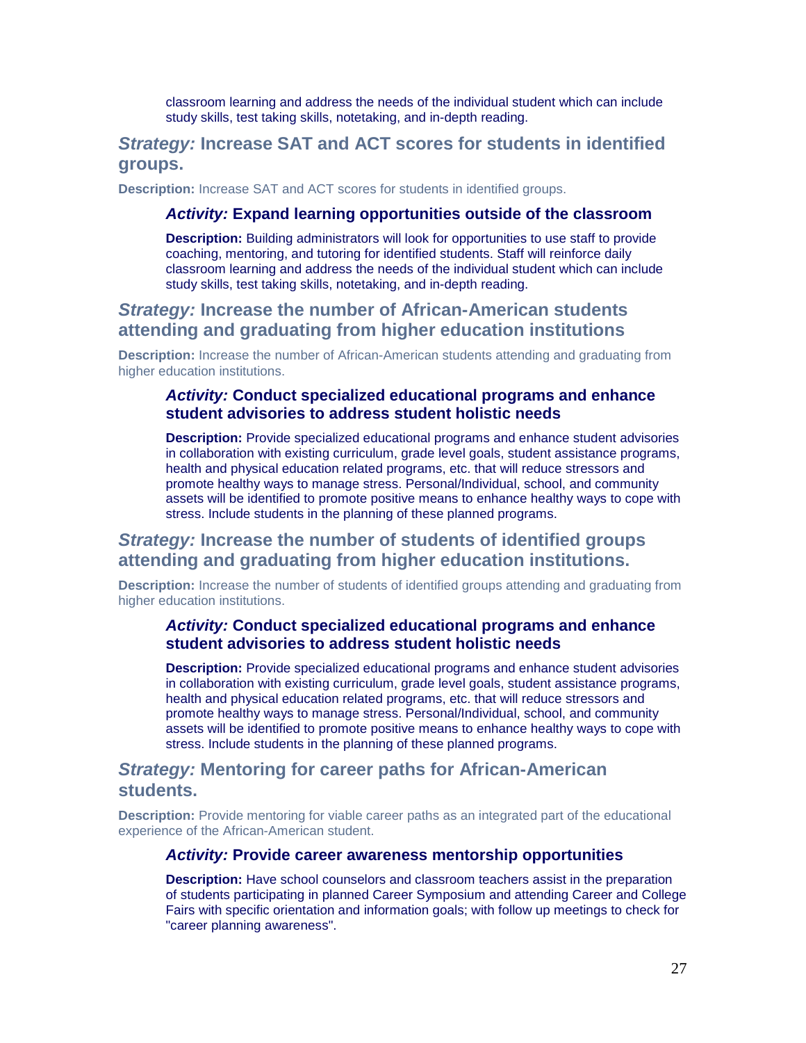classroom learning and address the needs of the individual student which can include study skills, test taking skills, notetaking, and in-depth reading.

## *Strategy:* Increase SAT and ACT scores for students in identified groups.

**Description:** Increase SAT and ACT scores for students in identified groups.

### *Activity:* Expand learning opportunities outside of the classroom

**Description:** Building administrators will look for opportunities to use staff to provide coaching, mentoring, and tutoring for identified students. Staff will reinforce daily classroom learning and address the needs of the individual student which can include study skills, test taking skills, notetaking, and in-depth reading.

## *Strategy:* Increase the number of African-American students attending and graduating from higher education institutions

**Description:** Increase the number of African-American students attending and graduating from higher education institutions.

### *Activity:* Conduct specialized educational programs and enhance student advisories to address student holistic needs

**Description:** Provide specialized educational programs and enhance student advisories in collaboration with existing curriculum, grade level goals, student assistance programs, health and physical education related programs, etc. that will reduce stressors and promote healthy ways to manage stress. Personal/Individual, school, and community assets will be identified to promote positive means to enhance healthy ways to cope with stress. Include students in the planning of these planned programs.

## *Strategy:* Increase the number of students of identified groups attending and graduating from higher education institutions.

**Description:** Increase the number of students of identified groups attending and graduating from higher education institutions.

### *Activity:* Conduct specialized educational programs and enhance student advisories to address student holistic needs

**Description:** Provide specialized educational programs and enhance student advisories in collaboration with existing curriculum, grade level goals, student assistance programs, health and physical education related programs, etc. that will reduce stressors and promote healthy ways to manage stress. Personal/Individual, school, and community assets will be identified to promote positive means to enhance healthy ways to cope with stress. Include students in the planning of these planned programs.

## *Strategy:* Mentoring for career paths for African-American students.

**Description:** Provide mentoring for viable career paths as an integrated part of the educational experience of the African-American student.

### *Activity:* Provide career awareness mentorship opportunities

**Description:** Have school counselors and classroom teachers assist in the preparation of students participating in planned Career Symposium and attending Career and College Fairs with specific orientation and information goals; with follow up meetings to check for "career planning awareness".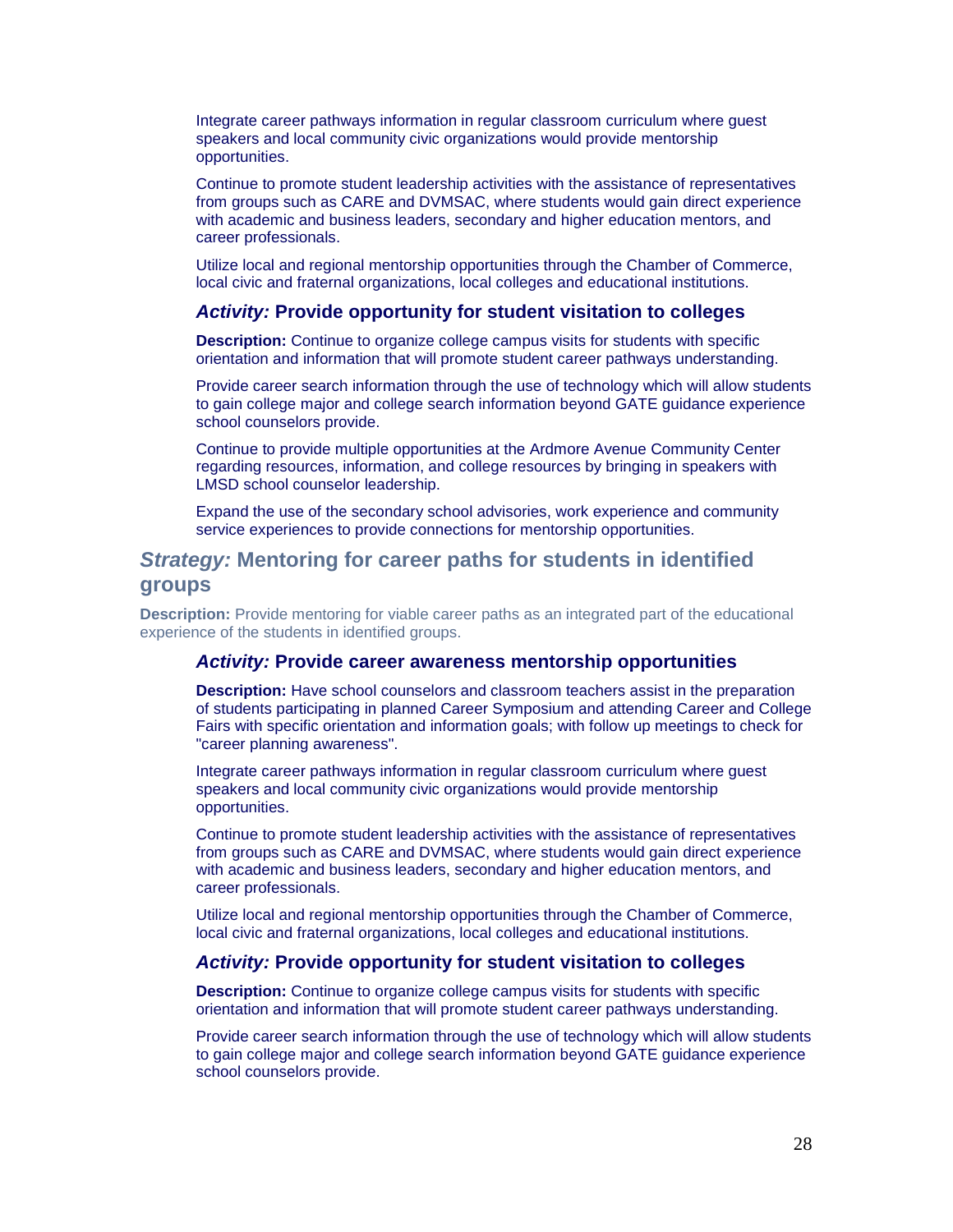Integrate career pathways information in regular classroom curriculum where guest speakers and local community civic organizations would provide mentorship opportunities.

Continue to promote student leadership activities with the assistance of representatives from groups such as CARE and DVMSAC, where students would gain direct experience with academic and business leaders, secondary and higher education mentors, and career professionals.

Utilize local and regional mentorship opportunities through the Chamber of Commerce, local civic and fraternal organizations, local colleges and educational institutions.

#### *Activity:* Provide opportunity for student visitation to colleges

**Description:** Continue to organize college campus visits for students with specific orientation and information that will promote student career pathways understanding.

Provide career search information through the use of technology which will allow students to gain college major and college search information beyond GATE guidance experience school counselors provide.

Continue to provide multiple opportunities at the Ardmore Avenue Community Center regarding resources, information, and college resources by bringing in speakers with LMSD school counselor leadership.

Expand the use of the secondary school advisories, work experience and community service experiences to provide connections for mentorship opportunities.

### *Strategy:* Mentoring for career paths for students in identified groups

**Description:** Provide mentoring for viable career paths as an integrated part of the educational experience of the students in identified groups.

#### *Activity:* Provide career awareness mentorship opportunities

**Description:** Have school counselors and classroom teachers assist in the preparation of students participating in planned Career Symposium and attending Career and College Fairs with specific orientation and information goals; with follow up meetings to check for "career planning awareness".

Integrate career pathways information in regular classroom curriculum where guest speakers and local community civic organizations would provide mentorship opportunities.

Continue to promote student leadership activities with the assistance of representatives from groups such as CARE and DVMSAC, where students would gain direct experience with academic and business leaders, secondary and higher education mentors, and career professionals.

Utilize local and regional mentorship opportunities through the Chamber of Commerce, local civic and fraternal organizations, local colleges and educational institutions.

#### *Activity:* Provide opportunity for student visitation to colleges

**Description:** Continue to organize college campus visits for students with specific orientation and information that will promote student career pathways understanding.

Provide career search information through the use of technology which will allow students to gain college major and college search information beyond GATE guidance experience school counselors provide.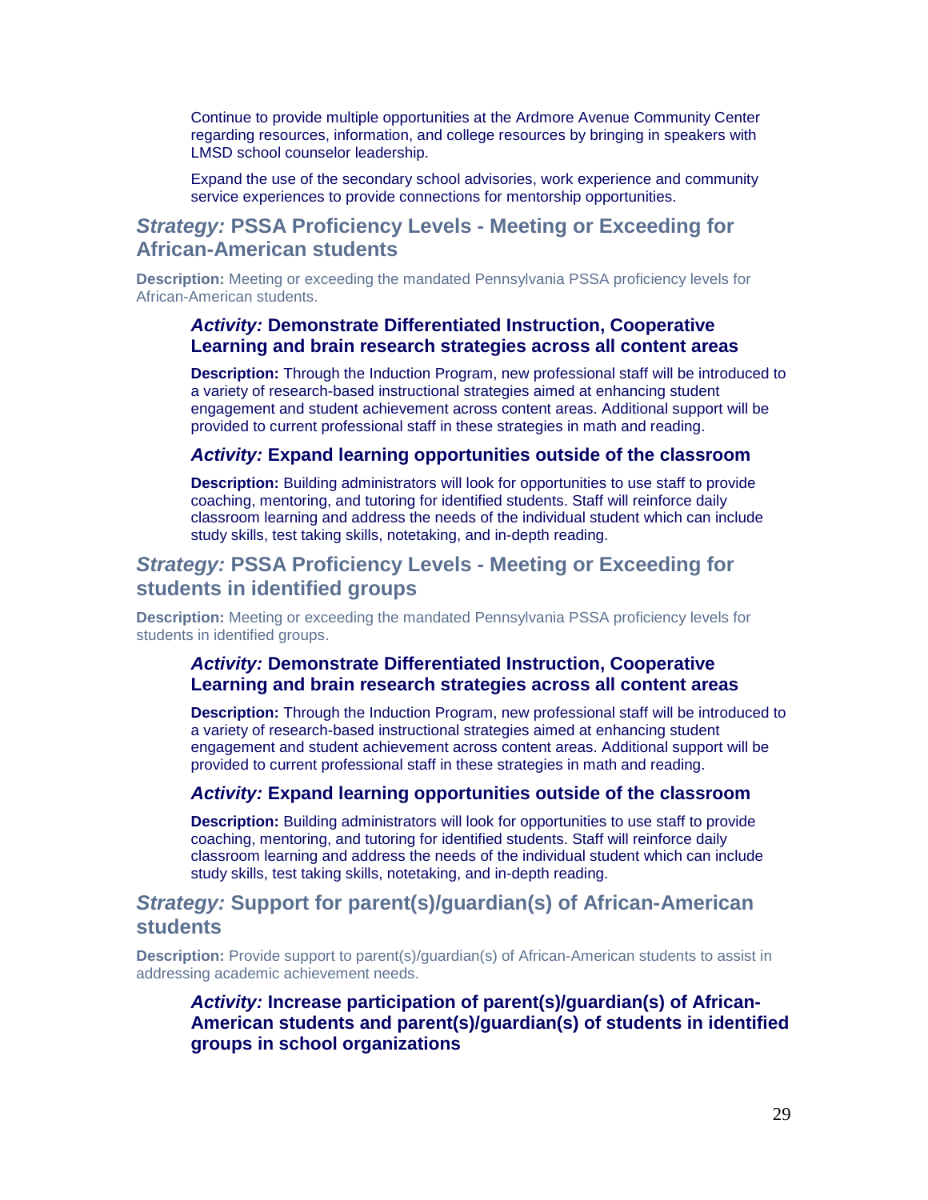Continue to provide multiple opportunities at the Ardmore Avenue Community Center regarding resources, information, and college resources by bringing in speakers with LMSD school counselor leadership.

Expand the use of the secondary school advisories, work experience and community service experiences to provide connections for mentorship opportunities.

## *Strategy:* PSSA Proficiency Levels - Meeting or Exceeding for African-American students

**Description:** Meeting or exceeding the mandated Pennsylvania PSSA proficiency levels for African-American students.

### *Activity:* Demonstrate Differentiated Instruction, Cooperative Learning and brain research strategies across all content areas

**Description:** Through the Induction Program, new professional staff will be introduced to a variety of research-based instructional strategies aimed at enhancing student engagement and student achievement across content areas. Additional support will be provided to current professional staff in these strategies in math and reading.

### *Activity:* Expand learning opportunities outside of the classroom

**Description:** Building administrators will look for opportunities to use staff to provide coaching, mentoring, and tutoring for identified students. Staff will reinforce daily classroom learning and address the needs of the individual student which can include study skills, test taking skills, notetaking, and in-depth reading.

## *Strategy:* PSSA Proficiency Levels - Meeting or Exceeding for students in identified groups

**Description:** Meeting or exceeding the mandated Pennsylvania PSSA proficiency levels for students in identified groups.

### *Activity:* Demonstrate Differentiated Instruction, Cooperative Learning and brain research strategies across all content areas

**Description:** Through the Induction Program, new professional staff will be introduced to a variety of research-based instructional strategies aimed at enhancing student engagement and student achievement across content areas. Additional support will be provided to current professional staff in these strategies in math and reading.

### *Activity:* Expand learning opportunities outside of the classroom

**Description:** Building administrators will look for opportunities to use staff to provide coaching, mentoring, and tutoring for identified students. Staff will reinforce daily classroom learning and address the needs of the individual student which can include study skills, test taking skills, notetaking, and in-depth reading.

## *Strategy:* Support for parent(s)/guardian(s) of African-American students

**Description:** Provide support to parent(s)/guardian(s) of African-American students to assist in addressing academic achievement needs.

### *Activity:* Increase participation of parent(s)/guardian(s) of African-American students and parent(s)/guardian(s) of students in identified groups in school organizations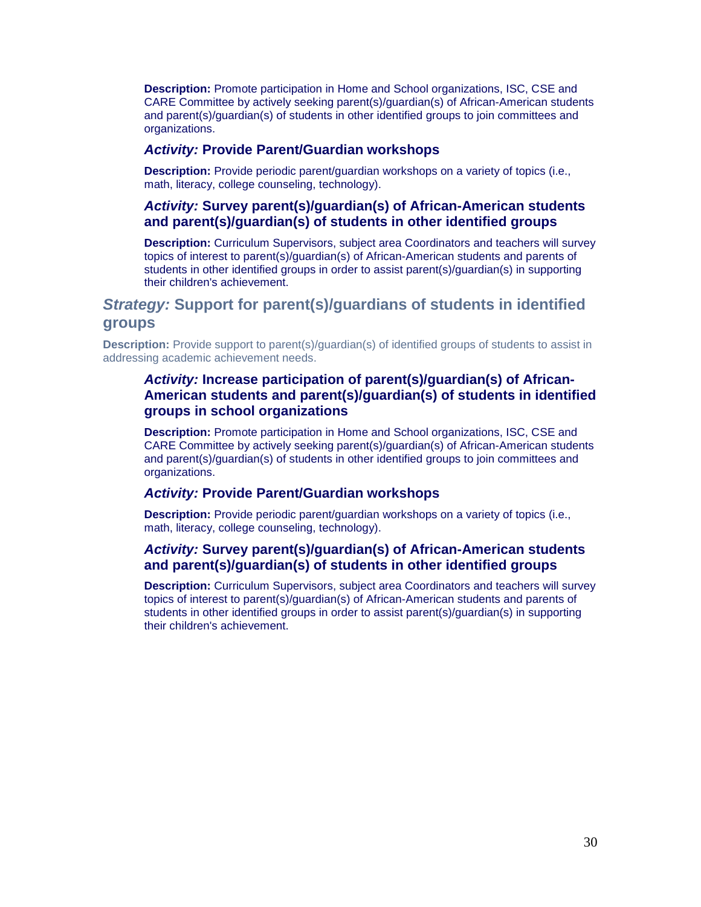**Description:** Promote participation in Home and School organizations, ISC, CSE and CARE Committee by actively seeking parent(s)/guardian(s) of African-American students and parent(s)/guardian(s) of students in other identified groups to join committees and organizations.

#### *Activity:* Provide Parent/Guardian workshops

**Description:** Provide periodic parent/guardian workshops on a variety of topics (i.e., math, literacy, college counseling, technology).

#### *Activity:* Survey parent(s)/guardian(s) of African-American students and parent(s)/guardian(s) of students in other identified groups

**Description:** Curriculum Supervisors, subject area Coordinators and teachers will survey topics of interest to parent(s)/guardian(s) of African-American students and parents of students in other identified groups in order to assist parent(s)/guardian(s) in supporting their children's achievement.

### *Strategy:* Support for parent(s)/guardians of students in identified groups

**Description:** Provide support to parent(s)/guardian(s) of identified groups of students to assist in addressing academic achievement needs.

#### *Activity:* Increase participation of parent(s)/guardian(s) of African-American students and parent(s)/guardian(s) of students in identified groups in school organizations

**Description:** Promote participation in Home and School organizations, ISC, CSE and CARE Committee by actively seeking parent(s)/guardian(s) of African-American students and parent(s)/guardian(s) of students in other identified groups to join committees and organizations.

#### *Activity:* Provide Parent/Guardian workshops

**Description:** Provide periodic parent/guardian workshops on a variety of topics (i.e., math, literacy, college counseling, technology).

#### *Activity:* Survey parent(s)/guardian(s) of African-American students and parent(s)/guardian(s) of students in other identified groups

**Description:** Curriculum Supervisors, subject area Coordinators and teachers will survey topics of interest to parent(s)/guardian(s) of African-American students and parents of students in other identified groups in order to assist parent(s)/guardian(s) in supporting their children's achievement.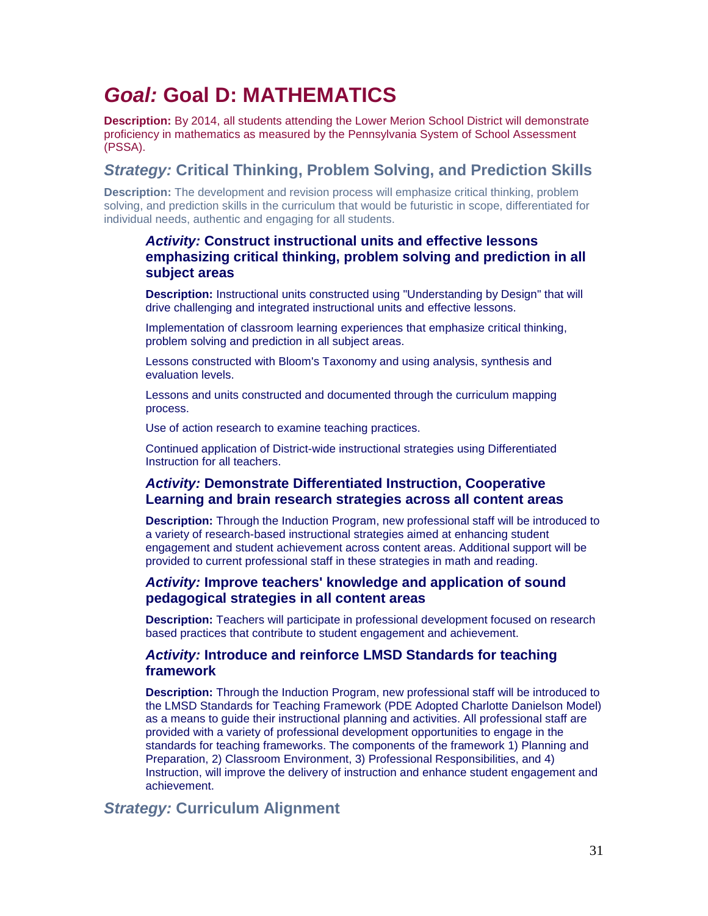# *Goal:* Goal D: MATHEMATICS

**Description:** By 2014, all students attending the Lower Merion School District will demonstrate proficiency in mathematics as measured by the Pennsylvania System of School Assessment (PSSA).

## *Strategy:* Critical Thinking, Problem Solving, and Prediction Skills

**Description:** The development and revision process will emphasize critical thinking, problem solving, and prediction skills in the curriculum that would be futuristic in scope, differentiated for individual needs, authentic and engaging for all students.

### *Activity:* Construct instructional units and effective lessons emphasizing critical thinking, problem solving and prediction in all subject areas

**Description:** Instructional units constructed using "Understanding by Design" that will drive challenging and integrated instructional units and effective lessons.

Implementation of classroom learning experiences that emphasize critical thinking, problem solving and prediction in all subject areas.

Lessons constructed with Bloom's Taxonomy and using analysis, synthesis and evaluation levels.

Lessons and units constructed and documented through the curriculum mapping process.

Use of action research to examine teaching practices.

Continued application of District-wide instructional strategies using Differentiated Instruction for all teachers.

### *Activity:* Demonstrate Differentiated Instruction, Cooperative Learning and brain research strategies across all content areas

**Description:** Through the Induction Program, new professional staff will be introduced to a variety of research-based instructional strategies aimed at enhancing student engagement and student achievement across content areas. Additional support will be provided to current professional staff in these strategies in math and reading.

### *Activity:* Improve teachers' knowledge and application of sound pedagogical strategies in all content areas

**Description:** Teachers will participate in professional development focused on research based practices that contribute to student engagement and achievement.

### *Activity:* Introduce and reinforce LMSD Standards for teaching framework

**Description:** Through the Induction Program, new professional staff will be introduced to the LMSD Standards for Teaching Framework (PDE Adopted Charlotte Danielson Model) as a means to guide their instructional planning and activities. All professional staff are provided with a variety of professional development opportunities to engage in the standards for teaching frameworks. The components of the framework 1) Planning and Preparation, 2) Classroom Environment, 3) Professional Responsibilities, and 4) Instruction, will improve the delivery of instruction and enhance student engagement and achievement.

## *Strategy:* Curriculum Alignment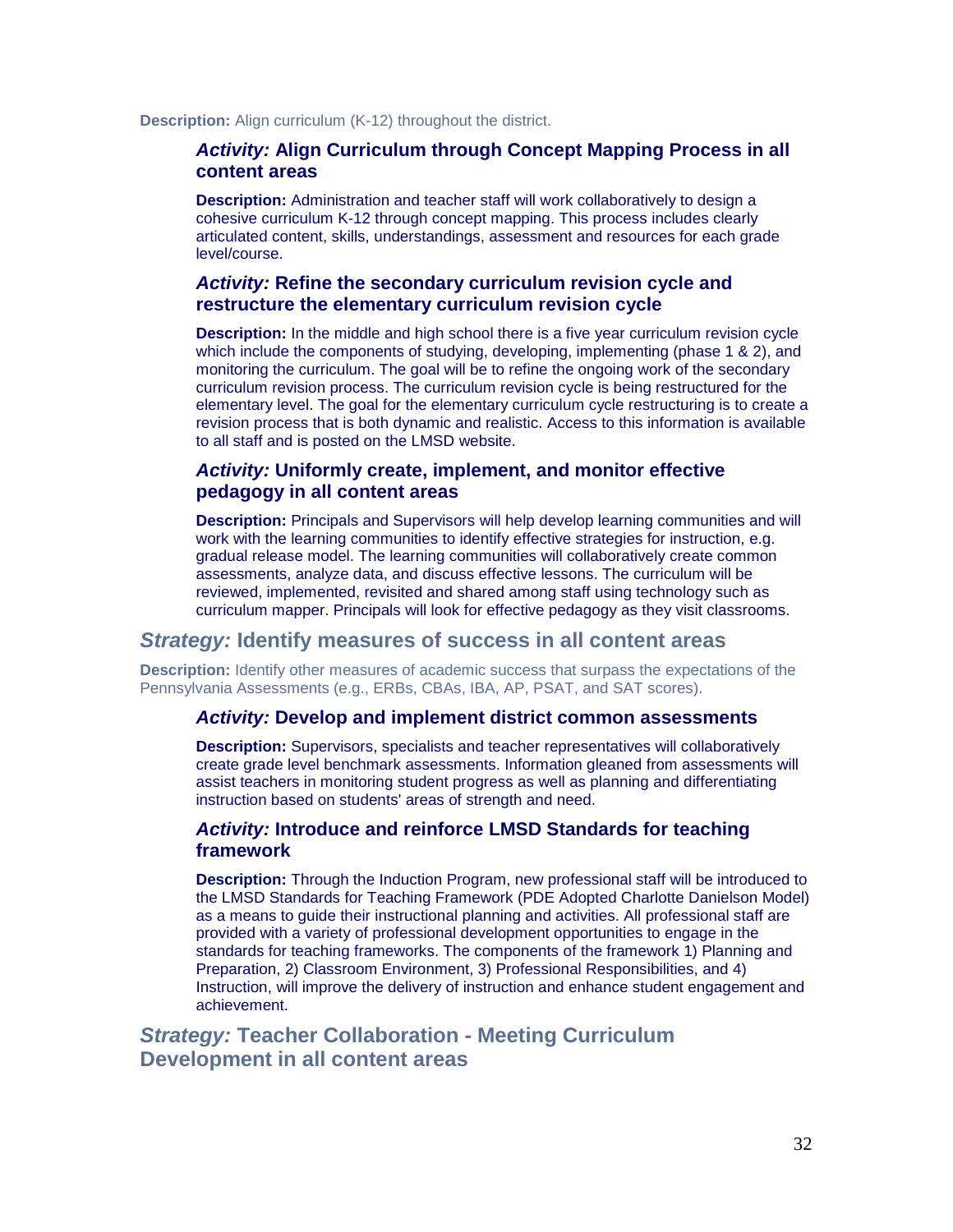**Description:** Align curriculum (K-12) throughout the district.

### *Activity:* Align Curriculum through Concept Mapping Process in all content areas

**Description:** Administration and teacher staff will work collaboratively to design a cohesive curriculum K-12 through concept mapping. This process includes clearly articulated content, skills, understandings, assessment and resources for each grade level/course.

### *Activity:* Refine the secondary curriculum revision cycle and restructure the elementary curriculum revision cycle

**Description:** In the middle and high school there is a five year curriculum revision cycle which include the components of studying, developing, implementing (phase 1 & 2), and monitoring the curriculum. The goal will be to refine the ongoing work of the secondary curriculum revision process. The curriculum revision cycle is being restructured for the elementary level. The goal for the elementary curriculum cycle restructuring is to create a revision process that is both dynamic and realistic. Access to this information is available to all staff and is posted on the LMSD website.

### *Activity:* Uniformly create, implement, and monitor effective pedagogy in all content areas

**Description:** Principals and Supervisors will help develop learning communities and will work with the learning communities to identify effective strategies for instruction, e.g. gradual release model. The learning communities will collaboratively create common assessments, analyze data, and discuss effective lessons. The curriculum will be reviewed, implemented, revisited and shared among staff using technology such as curriculum mapper. Principals will look for effective pedagogy as they visit classrooms.

## *Strategy:* Identify measures of success in all content areas

**Description:** Identify other measures of academic success that surpass the expectations of the Pennsylvania Assessments (e.g., ERBs, CBAs, IBA, AP, PSAT, and SAT scores).

### *Activity:* Develop and implement district common assessments

**Description:** Supervisors, specialists and teacher representatives will collaboratively create grade level benchmark assessments. Information gleaned from assessments will assist teachers in monitoring student progress as well as planning and differentiating instruction based on students' areas of strength and need.

### *Activity:* Introduce and reinforce LMSD Standards for teaching framework

**Description:** Through the Induction Program, new professional staff will be introduced to the LMSD Standards for Teaching Framework (PDE Adopted Charlotte Danielson Model) as a means to guide their instructional planning and activities. All professional staff are provided with a variety of professional development opportunities to engage in the standards for teaching frameworks. The components of the framework 1) Planning and Preparation, 2) Classroom Environment, 3) Professional Responsibilities, and 4) Instruction, will improve the delivery of instruction and enhance student engagement and achievement.

## *Strategy:* Teacher Collaboration - Meeting Curriculum Development in all content areas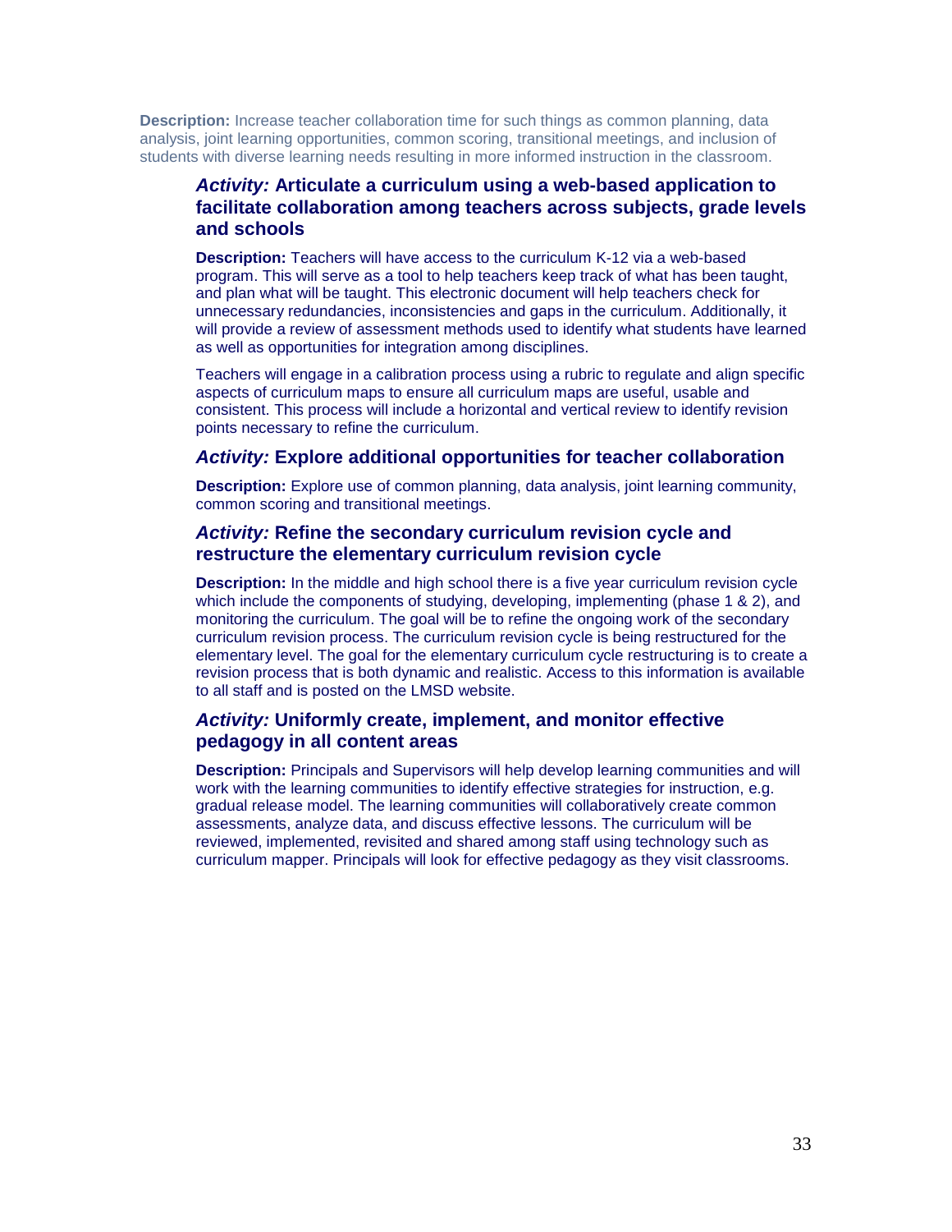**Description:** Increase teacher collaboration time for such things as common planning, data analysis, joint learning opportunities, common scoring, transitional meetings, and inclusion of students with diverse learning needs resulting in more informed instruction in the classroom.

### *Activity:* Articulate a curriculum using a web-based application to facilitate collaboration among teachers across subjects, grade levels and schools

**Description:** Teachers will have access to the curriculum K-12 via a web-based program. This will serve as a tool to help teachers keep track of what has been taught, and plan what will be taught. This electronic document will help teachers check for unnecessary redundancies, inconsistencies and gaps in the curriculum. Additionally, it will provide a review of assessment methods used to identify what students have learned as well as opportunities for integration among disciplines.

Teachers will engage in a calibration process using a rubric to regulate and align specific aspects of curriculum maps to ensure all curriculum maps are useful, usable and consistent. This process will include a horizontal and vertical review to identify revision points necessary to refine the curriculum.

### *Activity:* Explore additional opportunities for teacher collaboration

**Description:** Explore use of common planning, data analysis, joint learning community, common scoring and transitional meetings.

### *Activity:* Refine the secondary curriculum revision cycle and restructure the elementary curriculum revision cycle

**Description:** In the middle and high school there is a five year curriculum revision cycle which include the components of studying, developing, implementing (phase 1 & 2), and monitoring the curriculum. The goal will be to refine the ongoing work of the secondary curriculum revision process. The curriculum revision cycle is being restructured for the elementary level. The goal for the elementary curriculum cycle restructuring is to create a revision process that is both dynamic and realistic. Access to this information is available to all staff and is posted on the LMSD website.

### *Activity:* Uniformly create, implement, and monitor effective pedagogy in all content areas

**Description:** Principals and Supervisors will help develop learning communities and will work with the learning communities to identify effective strategies for instruction, e.g. gradual release model. The learning communities will collaboratively create common assessments, analyze data, and discuss effective lessons. The curriculum will be reviewed, implemented, revisited and shared among staff using technology such as curriculum mapper. Principals will look for effective pedagogy as they visit classrooms.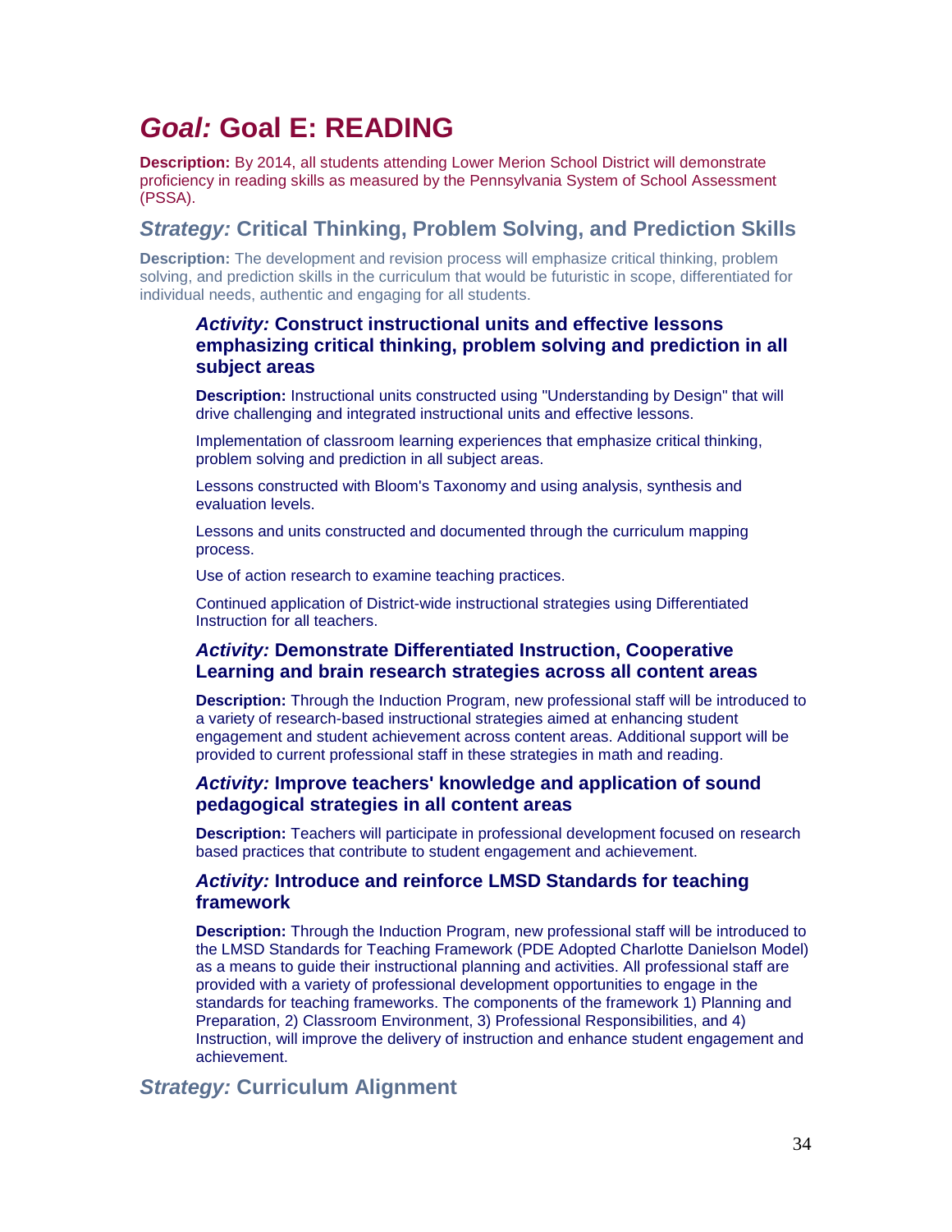# *Goal:* Goal E: READING

**Description:** By 2014, all students attending Lower Merion School District will demonstrate proficiency in reading skills as measured by the Pennsylvania System of School Assessment (PSSA).

## *Strategy:* Critical Thinking, Problem Solving, and Prediction Skills

**Description:** The development and revision process will emphasize critical thinking, problem solving, and prediction skills in the curriculum that would be futuristic in scope, differentiated for individual needs, authentic and engaging for all students.

### *Activity:* Construct instructional units and effective lessons emphasizing critical thinking, problem solving and prediction in all subject areas

**Description:** Instructional units constructed using "Understanding by Design" that will drive challenging and integrated instructional units and effective lessons.

Implementation of classroom learning experiences that emphasize critical thinking, problem solving and prediction in all subject areas.

Lessons constructed with Bloom's Taxonomy and using analysis, synthesis and evaluation levels.

Lessons and units constructed and documented through the curriculum mapping process.

Use of action research to examine teaching practices.

Continued application of District-wide instructional strategies using Differentiated Instruction for all teachers.

### *Activity:* Demonstrate Differentiated Instruction, Cooperative Learning and brain research strategies across all content areas

**Description:** Through the Induction Program, new professional staff will be introduced to a variety of research-based instructional strategies aimed at enhancing student engagement and student achievement across content areas. Additional support will be provided to current professional staff in these strategies in math and reading.

### *Activity:* Improve teachers' knowledge and application of sound pedagogical strategies in all content areas

**Description:** Teachers will participate in professional development focused on research based practices that contribute to student engagement and achievement.

### *Activity:* Introduce and reinforce LMSD Standards for teaching framework

**Description:** Through the Induction Program, new professional staff will be introduced to the LMSD Standards for Teaching Framework (PDE Adopted Charlotte Danielson Model) as a means to guide their instructional planning and activities. All professional staff are provided with a variety of professional development opportunities to engage in the standards for teaching frameworks. The components of the framework 1) Planning and Preparation, 2) Classroom Environment, 3) Professional Responsibilities, and 4) Instruction, will improve the delivery of instruction and enhance student engagement and achievement.

## *Strategy:* Curriculum Alignment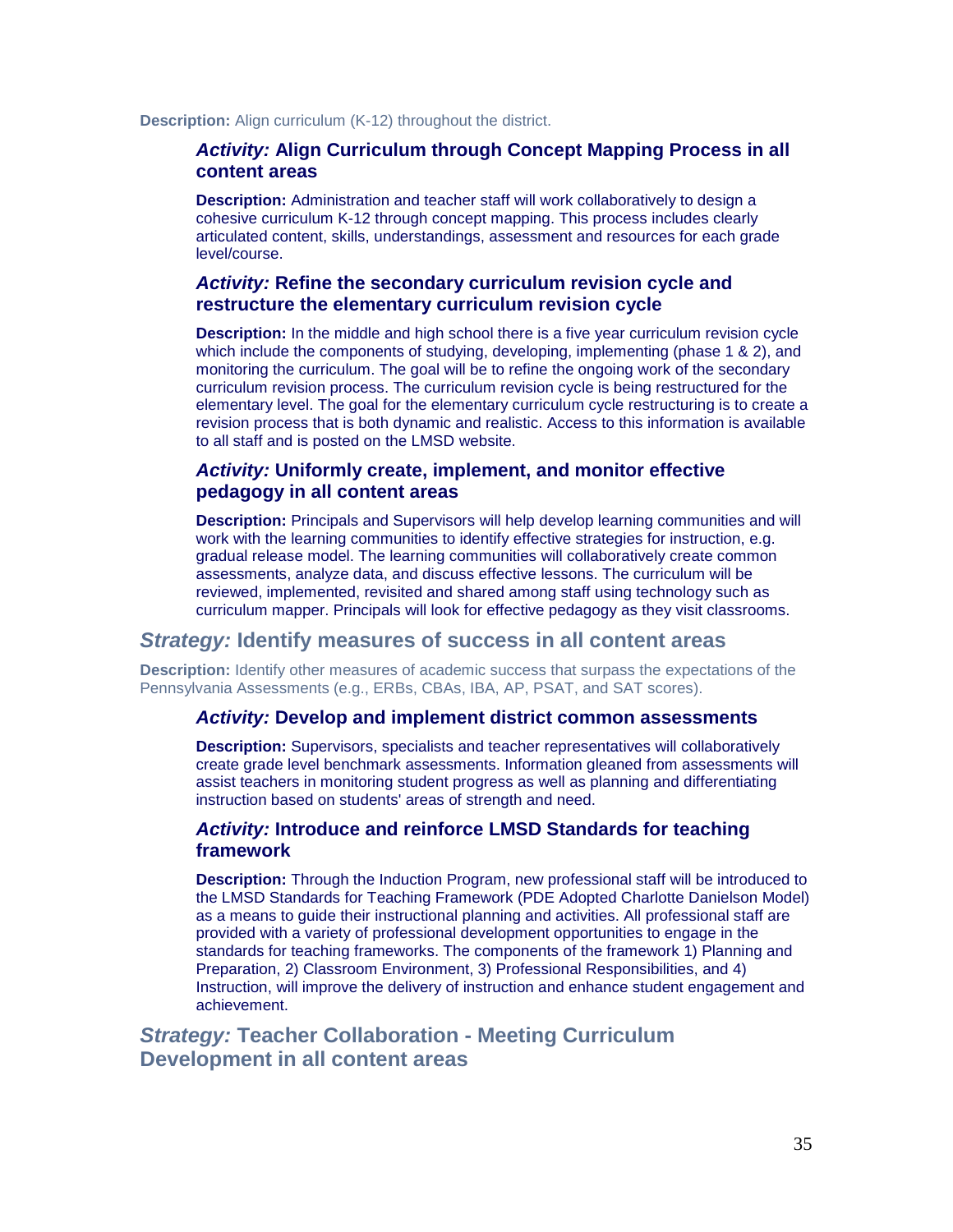**Description:** Align curriculum (K-12) throughout the district.

### *Activity:* Align Curriculum through Concept Mapping Process in all content areas

**Description:** Administration and teacher staff will work collaboratively to design a cohesive curriculum K-12 through concept mapping. This process includes clearly articulated content, skills, understandings, assessment and resources for each grade level/course.

### *Activity:* Refine the secondary curriculum revision cycle and restructure the elementary curriculum revision cycle

**Description:** In the middle and high school there is a five year curriculum revision cycle which include the components of studying, developing, implementing (phase 1 & 2), and monitoring the curriculum. The goal will be to refine the ongoing work of the secondary curriculum revision process. The curriculum revision cycle is being restructured for the elementary level. The goal for the elementary curriculum cycle restructuring is to create a revision process that is both dynamic and realistic. Access to this information is available to all staff and is posted on the LMSD website.

### *Activity:* Uniformly create, implement, and monitor effective pedagogy in all content areas

**Description:** Principals and Supervisors will help develop learning communities and will work with the learning communities to identify effective strategies for instruction, e.g. gradual release model. The learning communities will collaboratively create common assessments, analyze data, and discuss effective lessons. The curriculum will be reviewed, implemented, revisited and shared among staff using technology such as curriculum mapper. Principals will look for effective pedagogy as they visit classrooms.

## *Strategy:* Identify measures of success in all content areas

**Description:** Identify other measures of academic success that surpass the expectations of the Pennsylvania Assessments (e.g., ERBs, CBAs, IBA, AP, PSAT, and SAT scores).

### *Activity:* Develop and implement district common assessments

**Description:** Supervisors, specialists and teacher representatives will collaboratively create grade level benchmark assessments. Information gleaned from assessments will assist teachers in monitoring student progress as well as planning and differentiating instruction based on students' areas of strength and need.

### *Activity:* Introduce and reinforce LMSD Standards for teaching framework

**Description:** Through the Induction Program, new professional staff will be introduced to the LMSD Standards for Teaching Framework (PDE Adopted Charlotte Danielson Model) as a means to guide their instructional planning and activities. All professional staff are provided with a variety of professional development opportunities to engage in the standards for teaching frameworks. The components of the framework 1) Planning and Preparation, 2) Classroom Environment, 3) Professional Responsibilities, and 4) Instruction, will improve the delivery of instruction and enhance student engagement and achievement.

## *Strategy:* Teacher Collaboration - Meeting Curriculum Development in all content areas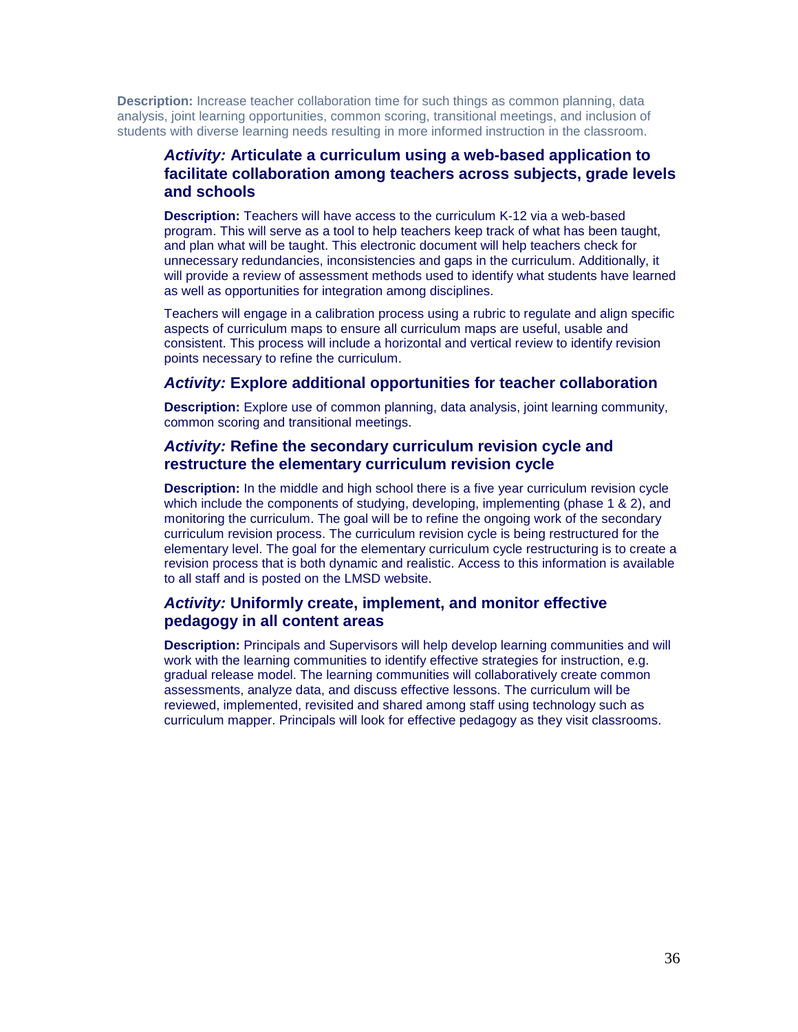**Description:** Increase teacher collaboration time for such things as common planning, data analysis, joint learning opportunities, common scoring, transitional meetings, and inclusion of students with diverse learning needs resulting in more informed instruction in the classroom.

### *Activity:* Articulate a curriculum using a web-based application to facilitate collaboration among teachers across subjects, grade levels and schools

**Description:** Teachers will have access to the curriculum K-12 via a web-based program. This will serve as a tool to help teachers keep track of what has been taught, and plan what will be taught. This electronic document will help teachers check for unnecessary redundancies, inconsistencies and gaps in the curriculum. Additionally, it will provide a review of assessment methods used to identify what students have learned as well as opportunities for integration among disciplines.

Teachers will engage in a calibration process using a rubric to regulate and align specific aspects of curriculum maps to ensure all curriculum maps are useful, usable and consistent. This process will include a horizontal and vertical review to identify revision points necessary to refine the curriculum.

### *Activity:* Explore additional opportunities for teacher collaboration

**Description:** Explore use of common planning, data analysis, joint learning community, common scoring and transitional meetings.

### *Activity:* Refine the secondary curriculum revision cycle and restructure the elementary curriculum revision cycle

**Description:** In the middle and high school there is a five year curriculum revision cycle which include the components of studying, developing, implementing (phase 1 & 2), and monitoring the curriculum. The goal will be to refine the ongoing work of the secondary curriculum revision process. The curriculum revision cycle is being restructured for the elementary level. The goal for the elementary curriculum cycle restructuring is to create a revision process that is both dynamic and realistic. Access to this information is available to all staff and is posted on the LMSD website.

### *Activity:* Uniformly create, implement, and monitor effective pedagogy in all content areas

**Description:** Principals and Supervisors will help develop learning communities and will work with the learning communities to identify effective strategies for instruction, e.g. gradual release model. The learning communities will collaboratively create common assessments, analyze data, and discuss effective lessons. The curriculum will be reviewed, implemented, revisited and shared among staff using technology such as curriculum mapper. Principals will look for effective pedagogy as they visit classrooms.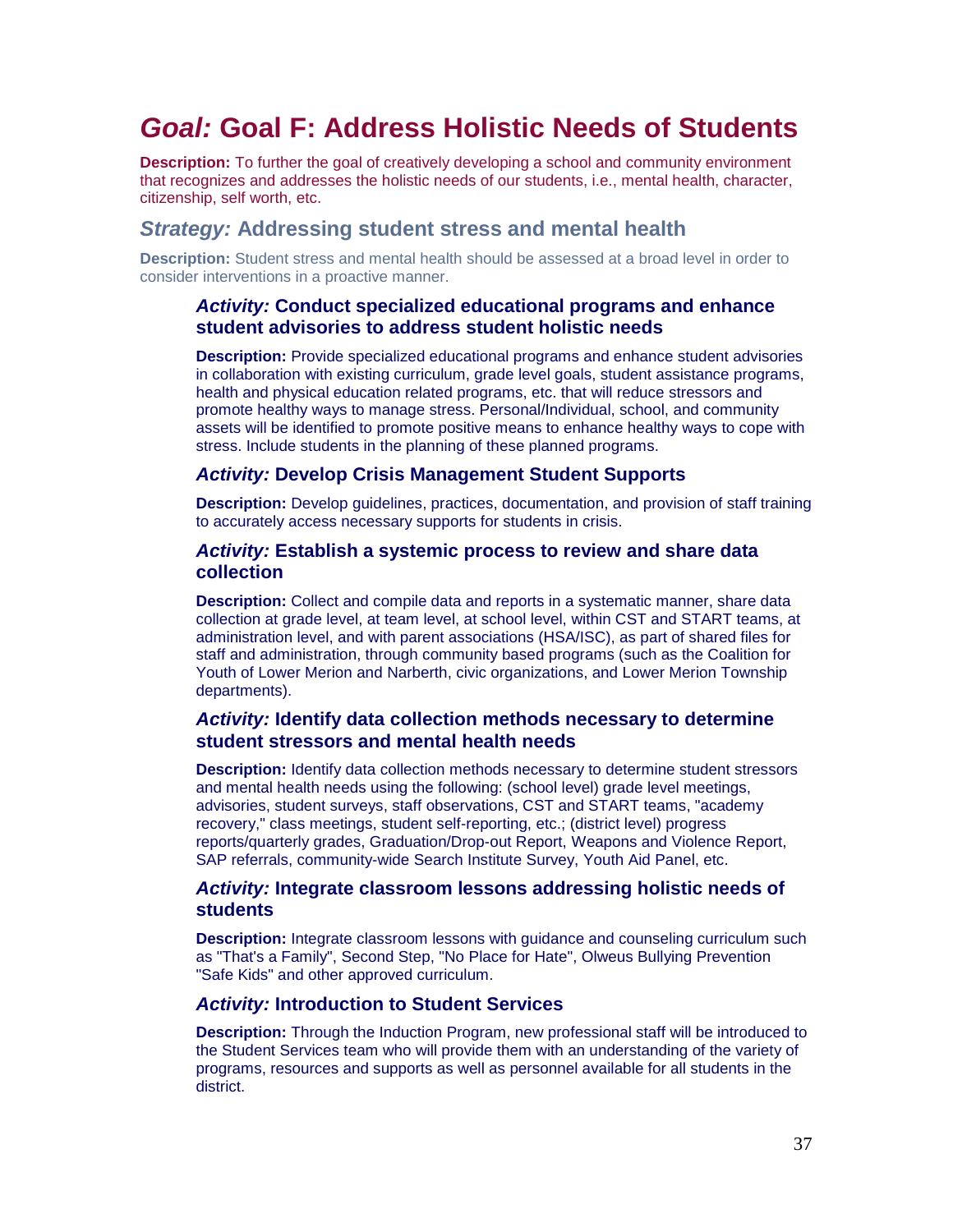# *Goal:* Goal F: Address Holistic Needs of Students

**Description:** To further the goal of creatively developing a school and community environment that recognizes and addresses the holistic needs of our students, i.e., mental health, character, citizenship, self worth, etc.

## *Strategy:* Addressing student stress and mental health

**Description:** Student stress and mental health should be assessed at a broad level in order to consider interventions in a proactive manner.

### *Activity:* Conduct specialized educational programs and enhance student advisories to address student holistic needs

**Description:** Provide specialized educational programs and enhance student advisories in collaboration with existing curriculum, grade level goals, student assistance programs, health and physical education related programs, etc. that will reduce stressors and promote healthy ways to manage stress. Personal/Individual, school, and community assets will be identified to promote positive means to enhance healthy ways to cope with stress. Include students in the planning of these planned programs.

### *Activity:* Develop Crisis Management Student Supports

**Description:** Develop guidelines, practices, documentation, and provision of staff training to accurately access necessary supports for students in crisis.

### *Activity:* Establish a systemic process to review and share data collection

**Description:** Collect and compile data and reports in a systematic manner, share data collection at grade level, at team level, at school level, within CST and START teams, at administration level, and with parent associations (HSA/ISC), as part of shared files for staff and administration, through community based programs (such as the Coalition for Youth of Lower Merion and Narberth, civic organizations, and Lower Merion Township departments).

### *Activity:* Identify data collection methods necessary to determine student stressors and mental health needs

**Description:** Identify data collection methods necessary to determine student stressors and mental health needs using the following: (school level) grade level meetings, advisories, student surveys, staff observations, CST and START teams, "academy recovery," class meetings, student self-reporting, etc.; (district level) progress reports/quarterly grades, Graduation/Drop-out Report, Weapons and Violence Report, SAP referrals, community-wide Search Institute Survey, Youth Aid Panel, etc.

### *Activity:* Integrate classroom lessons addressing holistic needs of students

**Description:** Integrate classroom lessons with guidance and counseling curriculum such as "That's a Family", Second Step, "No Place for Hate", Olweus Bullying Prevention "Safe Kids" and other approved curriculum.

### *Activity:* Introduction to Student Services

**Description:** Through the Induction Program, new professional staff will be introduced to the Student Services team who will provide them with an understanding of the variety of programs, resources and supports as well as personnel available for all students in the district.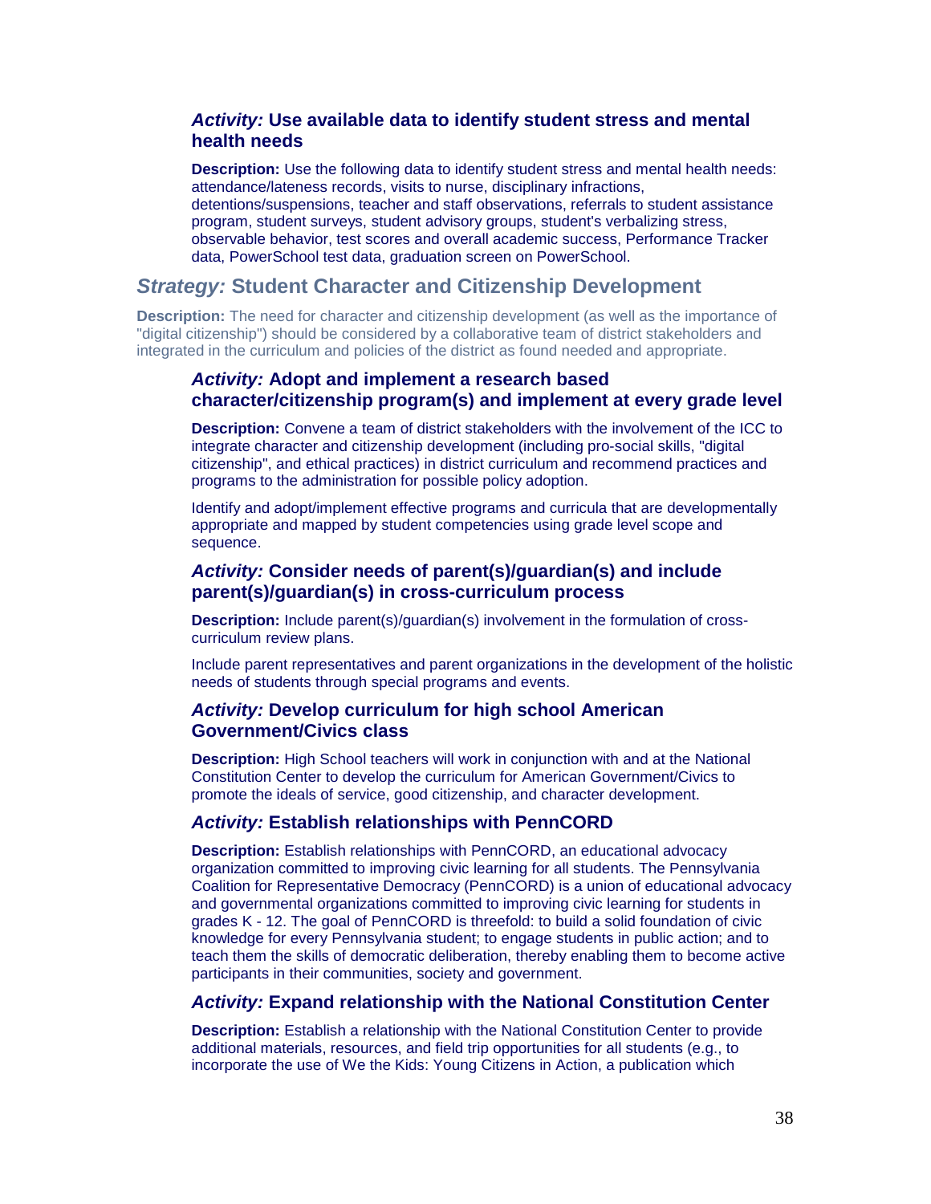### *Activity:* Use available data to identify student stress and mental health needs

**Description:** Use the following data to identify student stress and mental health needs: attendance/lateness records, visits to nurse, disciplinary infractions, detentions/suspensions, teacher and staff observations, referrals to student assistance program, student surveys, student advisory groups, student's verbalizing stress, observable behavior, test scores and overall academic success, Performance Tracker data, PowerSchool test data, graduation screen on PowerSchool.

## *Strategy:* Student Character and Citizenship Development

**Description:** The need for character and citizenship development (as well as the importance of "digital citizenship") should be considered by a collaborative team of district stakeholders and integrated in the curriculum and policies of the district as found needed and appropriate.

### *Activity:* Adopt and implement a research based character/citizenship program(s) and implement at every grade level

**Description:** Convene a team of district stakeholders with the involvement of the ICC to integrate character and citizenship development (including pro-social skills, "digital citizenship", and ethical practices) in district curriculum and recommend practices and programs to the administration for possible policy adoption.

Identify and adopt/implement effective programs and curricula that are developmentally appropriate and mapped by student competencies using grade level scope and sequence.

### *Activity:* Consider needs of parent(s)/guardian(s) and include parent(s)/guardian(s) in cross-curriculum process

**Description:** Include parent(s)/guardian(s) involvement in the formulation of cross-curriculum review plans.

Include parent representatives and parent organizations in the development of the holistic needs of students through special programs and events.

### *Activity:* Develop curriculum for high school American Government/Civics class

**Description:** High School teachers will work in conjunction with and at the National Constitution Center to develop the curriculum for American Government/Civics to promote the ideals of service, good citizenship, and character development.

### *Activity:* Establish relationships with PennCORD

**Description:** Establish relationships with PennCORD, an educational advocacy organization committed to improving civic learning for all students. The Pennsylvania Coalition for Representative Democracy (PennCORD) is a union of educational advocacy and governmental organizations committed to improving civic learning for students in grades K - 12. The goal of PennCORD is threefold: to build a solid foundation of civic knowledge for every Pennsylvania student; to engage students in public action; and to teach them the skills of democratic deliberation, thereby enabling them to become active participants in their communities, society and government.

### *Activity:* Expand relationship with the National Constitution Center

**Description:** Establish a relationship with the National Constitution Center to provide additional materials, resources, and field trip opportunities for all students (e.g., to incorporate the use of We the Kids: Young Citizens in Action, a publication which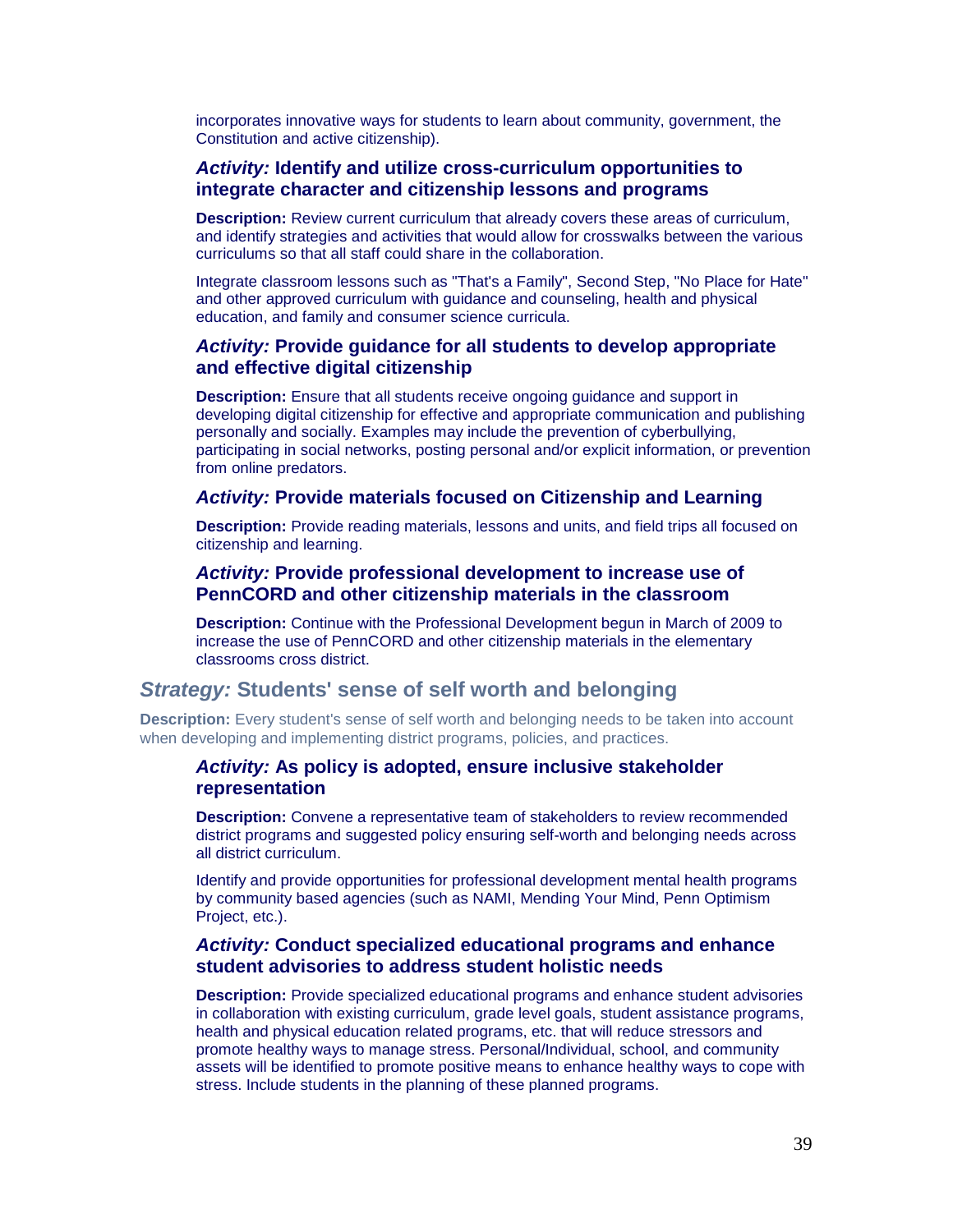incorporates innovative ways for students to learn about community, government, the Constitution and active citizenship).

#### *Activity:* Identify and utilize cross-curriculum opportunities to integrate character and citizenship lessons and programs

**Description:** Review current curriculum that already covers these areas of curriculum, and identify strategies and activities that would allow for crosswalks between the various curriculums so that all staff could share in the collaboration.

Integrate classroom lessons such as "That's a Family", Second Step, "No Place for Hate" and other approved curriculum with guidance and counseling, health and physical education, and family and consumer science curricula.

#### *Activity:* Provide guidance for all students to develop appropriate and effective digital citizenship

**Description:** Ensure that all students receive ongoing guidance and support in developing digital citizenship for effective and appropriate communication and publishing personally and socially. Examples may include the prevention of cyberbullying, participating in social networks, posting personal and/or explicit information, or prevention from online predators.

#### *Activity:* Provide materials focused on Citizenship and Learning

**Description:** Provide reading materials, lessons and units, and field trips all focused on citizenship and learning.

#### *Activity:* Provide professional development to increase use of PennCORD and other citizenship materials in the classroom

**Description:** Continue with the Professional Development begun in March of 2009 to increase the use of PennCORD and other citizenship materials in the elementary classrooms cross district.

### *Strategy:* Students' sense of self worth and belonging

**Description:** Every student's sense of self worth and belonging needs to be taken into account when developing and implementing district programs, policies, and practices.

#### *Activity:* As policy is adopted, ensure inclusive stakeholder representation

**Description:** Convene a representative team of stakeholders to review recommended district programs and suggested policy ensuring self-worth and belonging needs across all district curriculum.

Identify and provide opportunities for professional development mental health programs by community based agencies (such as NAMI, Mending Your Mind, Penn Optimism Project, etc.).

#### *Activity:* Conduct specialized educational programs and enhance student advisories to address student holistic needs

**Description:** Provide specialized educational programs and enhance student advisories in collaboration with existing curriculum, grade level goals, student assistance programs, health and physical education related programs, etc. that will reduce stressors and promote healthy ways to manage stress. Personal/Individual, school, and community assets will be identified to promote positive means to enhance healthy ways to cope with stress. Include students in the planning of these planned programs.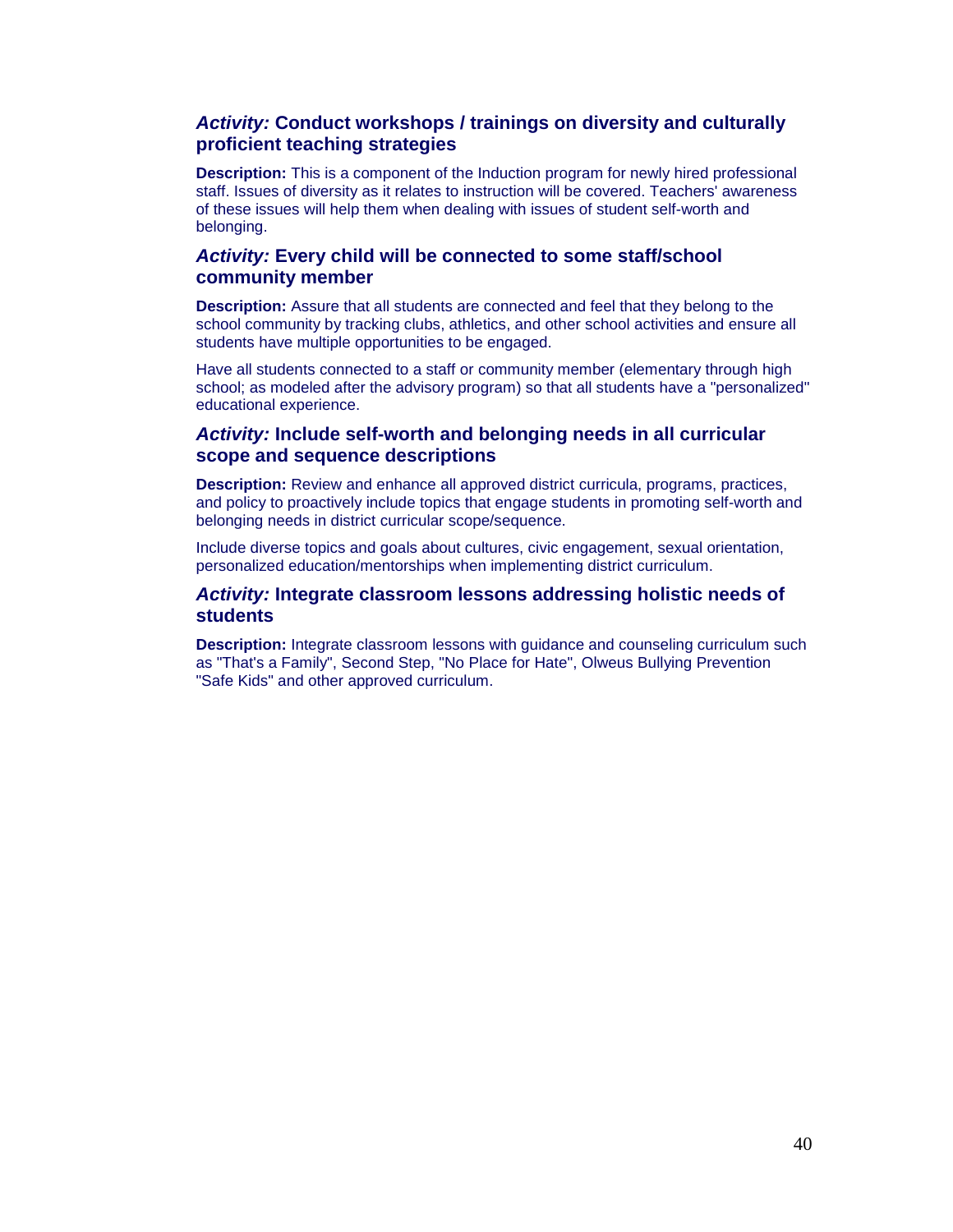### *Activity:* Conduct workshops / trainings on diversity and culturally proficient teaching strategies

**Description:** This is a component of the Induction program for newly hired professional staff. Issues of diversity as it relates to instruction will be covered. Teachers' awareness of these issues will help them when dealing with issues of student self-worth and belonging.

### *Activity:* Every child will be connected to some staff/school community member

**Description:** Assure that all students are connected and feel that they belong to the school community by tracking clubs, athletics, and other school activities and ensure all students have multiple opportunities to be engaged.

Have all students connected to a staff or community member (elementary through high school; as modeled after the advisory program) so that all students have a "personalized" educational experience.

### *Activity:* Include self-worth and belonging needs in all curricular scope and sequence descriptions

**Description:** Review and enhance all approved district curricula, programs, practices, and policy to proactively include topics that engage students in promoting self-worth and belonging needs in district curricular scope/sequence.

Include diverse topics and goals about cultures, civic engagement, sexual orientation, personalized education/mentorships when implementing district curriculum.

### *Activity:* Integrate classroom lessons addressing holistic needs of students

**Description:** Integrate classroom lessons with guidance and counseling curriculum such as "That's a Family", Second Step, "No Place for Hate", Olweus Bullying Prevention "Safe Kids" and other approved curriculum.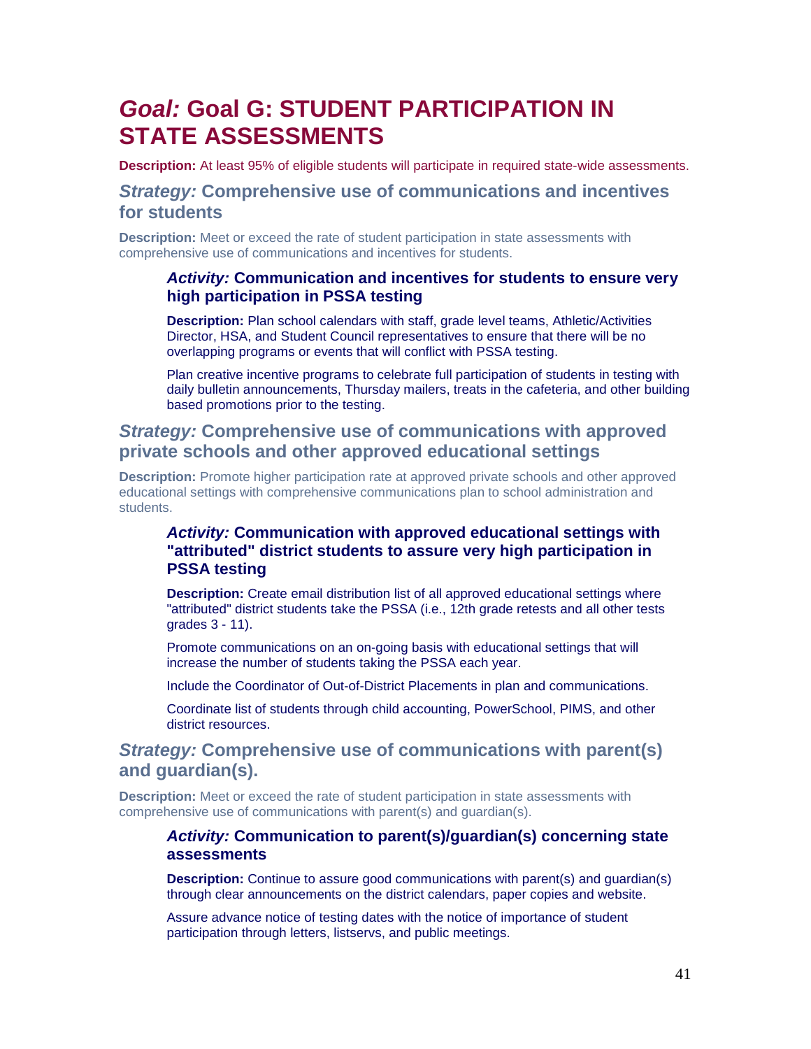# *Goal:* Goal G: STUDENT PARTICIPATION IN STATE ASSESSMENTS

**Description:** At least 95% of eligible students will participate in required state-wide assessments.

## *Strategy:* Comprehensive use of communications and incentives for students

**Description:** Meet or exceed the rate of student participation in state assessments with comprehensive use of communications and incentives for students.

### *Activity:* Communication and incentives for students to ensure very high participation in PSSA testing

**Description:** Plan school calendars with staff, grade level teams, Athletic/Activities Director, HSA, and Student Council representatives to ensure that there will be no overlapping programs or events that will conflict with PSSA testing.

Plan creative incentive programs to celebrate full participation of students in testing with daily bulletin announcements, Thursday mailers, treats in the cafeteria, and other building based promotions prior to the testing.

## *Strategy:* Comprehensive use of communications with approved private schools and other approved educational settings

**Description:** Promote higher participation rate at approved private schools and other approved educational settings with comprehensive communications plan to school administration and students.

### *Activity:* Communication with approved educational settings with "attributed" district students to assure very high participation in PSSA testing

**Description:** Create email distribution list of all approved educational settings where "attributed" district students take the PSSA (i.e., 12th grade retests and all other tests grades 3 - 11).

Promote communications on an on-going basis with educational settings that will increase the number of students taking the PSSA each year.

Include the Coordinator of Out-of-District Placements in plan and communications.

Coordinate list of students through child accounting, PowerSchool, PIMS, and other district resources.

## *Strategy:* Comprehensive use of communications with parent(s) and guardian(s).

**Description:** Meet or exceed the rate of student participation in state assessments with comprehensive use of communications with parent(s) and guardian(s).

### *Activity:* Communication to parent(s)/guardian(s) concerning state assessments

**Description:** Continue to assure good communications with parent(s) and guardian(s) through clear announcements on the district calendars, paper copies and website.

Assure advance notice of testing dates with the notice of importance of student participation through letters, listservs, and public meetings.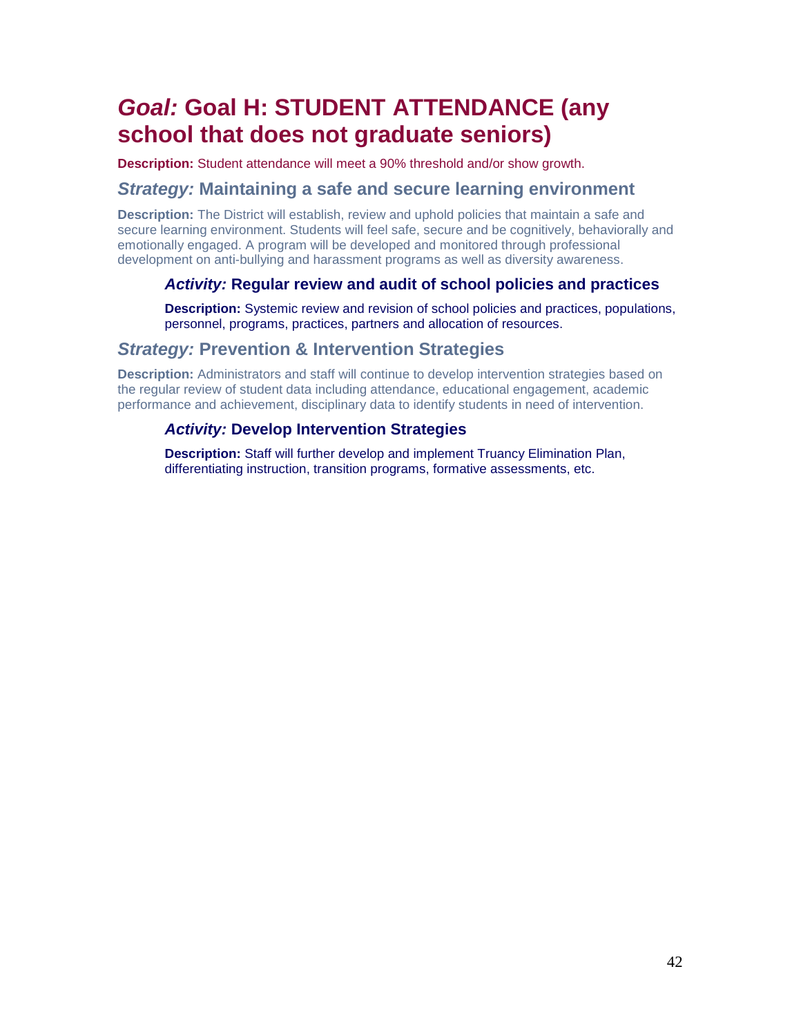# *Goal:* Goal H: STUDENT ATTENDANCE (any school that does not graduate seniors)

**Description:** Student attendance will meet a 90% threshold and/or show growth.

## *Strategy:* Maintaining a safe and secure learning environment

**Description:** The District will establish, review and uphold policies that maintain a safe and secure learning environment. Students will feel safe, secure and be cognitively, behaviorally and emotionally engaged. A program will be developed and monitored through professional development on anti-bullying and harassment programs as well as diversity awareness.

### *Activity:* Regular review and audit of school policies and practices

**Description:** Systemic review and revision of school policies and practices, populations, personnel, programs, practices, partners and allocation of resources.

## *Strategy:* Prevention & Intervention Strategies

**Description:** Administrators and staff will continue to develop intervention strategies based on the regular review of student data including attendance, educational engagement, academic performance and achievement, disciplinary data to identify students in need of intervention.

### *Activity:* Develop Intervention Strategies

**Description:** Staff will further develop and implement Truancy Elimination Plan, differentiating instruction, transition programs, formative assessments, etc.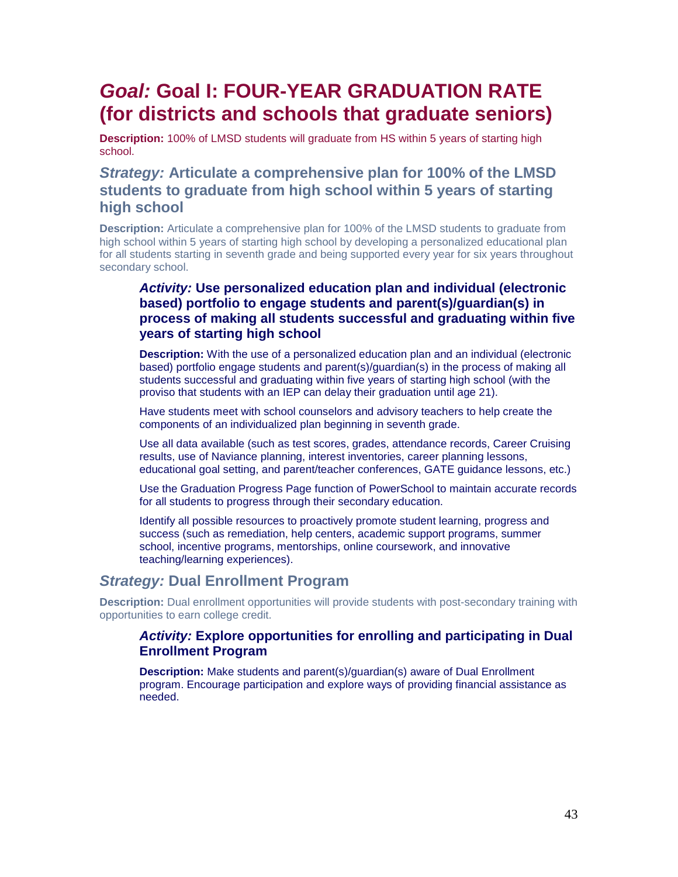# *Goal:* Goal I: FOUR-YEAR GRADUATION RATE (for districts and schools that graduate seniors)

**Description:** 100% of LMSD students will graduate from HS within 5 years of starting high school.

## *Strategy:* Articulate a comprehensive plan for 100% of the LMSD students to graduate from high school within 5 years of starting high school

**Description:** Articulate a comprehensive plan for 100% of the LMSD students to graduate from high school within 5 years of starting high school by developing a personalized educational plan for all students starting in seventh grade and being supported every year for six years throughout secondary school.

### *Activity:* Use personalized education plan and individual (electronic based) portfolio to engage students and parent(s)/guardian(s) in process of making all students successful and graduating within five years of starting high school

**Description:** With the use of a personalized education plan and an individual (electronic based) portfolio engage students and parent(s)/guardian(s) in the process of making all students successful and graduating within five years of starting high school (with the proviso that students with an IEP can delay their graduation until age 21).

Have students meet with school counselors and advisory teachers to help create the components of an individualized plan beginning in seventh grade.

Use all data available (such as test scores, grades, attendance records, Career Cruising results, use of Naviance planning, interest inventories, career planning lessons, educational goal setting, and parent/teacher conferences, GATE guidance lessons, etc.)

Use the Graduation Progress Page function of PowerSchool to maintain accurate records for all students to progress through their secondary education.

Identify all possible resources to proactively promote student learning, progress and success (such as remediation, help centers, academic support programs, summer school, incentive programs, mentorships, online coursework, and innovative teaching/learning experiences).

## *Strategy:* Dual Enrollment Program

**Description:** Dual enrollment opportunities will provide students with post-secondary training with opportunities to earn college credit.

### *Activity:* Explore opportunities for enrolling and participating in Dual Enrollment Program

**Description:** Make students and parent(s)/guardian(s) aware of Dual Enrollment program. Encourage participation and explore ways of providing financial assistance as needed.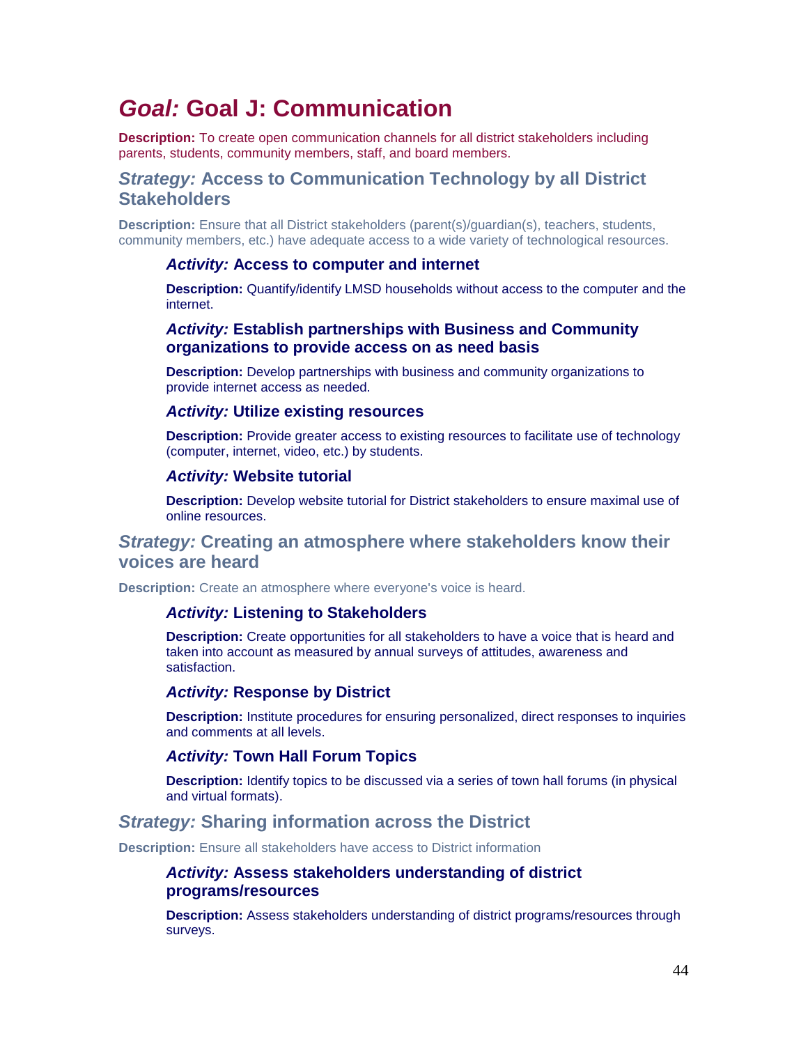# *Goal:* Goal J: Communication

**Description:** To create open communication channels for all district stakeholders including parents, students, community members, staff, and board members.

## *Strategy:* Access to Communication Technology by all District Stakeholders

**Description:** Ensure that all District stakeholders (parent(s)/guardian(s), teachers, students, community members, etc.) have adequate access to a wide variety of technological resources.

### *Activity:* Access to computer and internet

**Description:** Quantify/identify LMSD households without access to the computer and the internet.

### *Activity:* Establish partnerships with Business and Community organizations to provide access on as need basis

**Description:** Develop partnerships with business and community organizations to provide internet access as needed.

### *Activity:* Utilize existing resources

**Description:** Provide greater access to existing resources to facilitate use of technology (computer, internet, video, etc.) by students.

### *Activity:* Website tutorial

**Description:** Develop website tutorial for District stakeholders to ensure maximal use of online resources.

## *Strategy:* Creating an atmosphere where stakeholders know their voices are heard

**Description:** Create an atmosphere where everyone's voice is heard.

### *Activity:* Listening to Stakeholders

**Description:** Create opportunities for all stakeholders to have a voice that is heard and taken into account as measured by annual surveys of attitudes, awareness and satisfaction.

### *Activity:* Response by District

**Description:** Institute procedures for ensuring personalized, direct responses to inquiries and comments at all levels.

### *Activity:* Town Hall Forum Topics

**Description:** Identify topics to be discussed via a series of town hall forums (in physical and virtual formats).

## *Strategy:* Sharing information across the District

**Description:** Ensure all stakeholders have access to District information

### *Activity:* Assess stakeholders understanding of district programs/resources

**Description:** Assess stakeholders understanding of district programs/resources through surveys.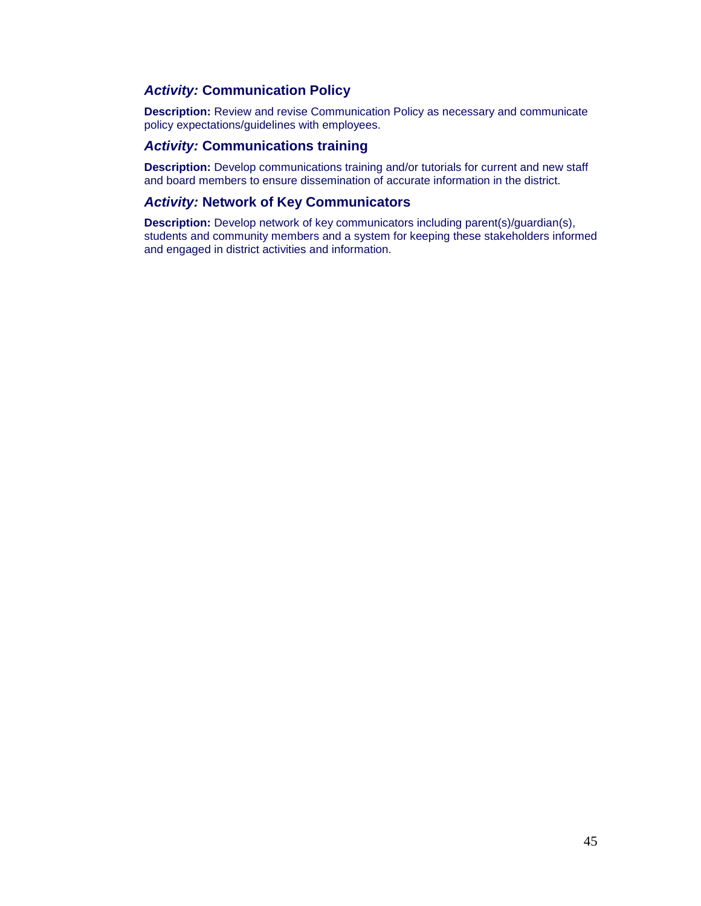### *Activity:* Communication Policy

**Description:** Review and revise Communication Policy as necessary and communicate policy expectations/guidelines with employees.

### *Activity:* Communications training

**Description:** Develop communications training and/or tutorials for current and new staff and board members to ensure dissemination of accurate information in the district.

### *Activity:* Network of Key Communicators

**Description:** Develop network of key communicators including parent(s)/guardian(s), students and community members and a system for keeping these stakeholders informed and engaged in district activities and information.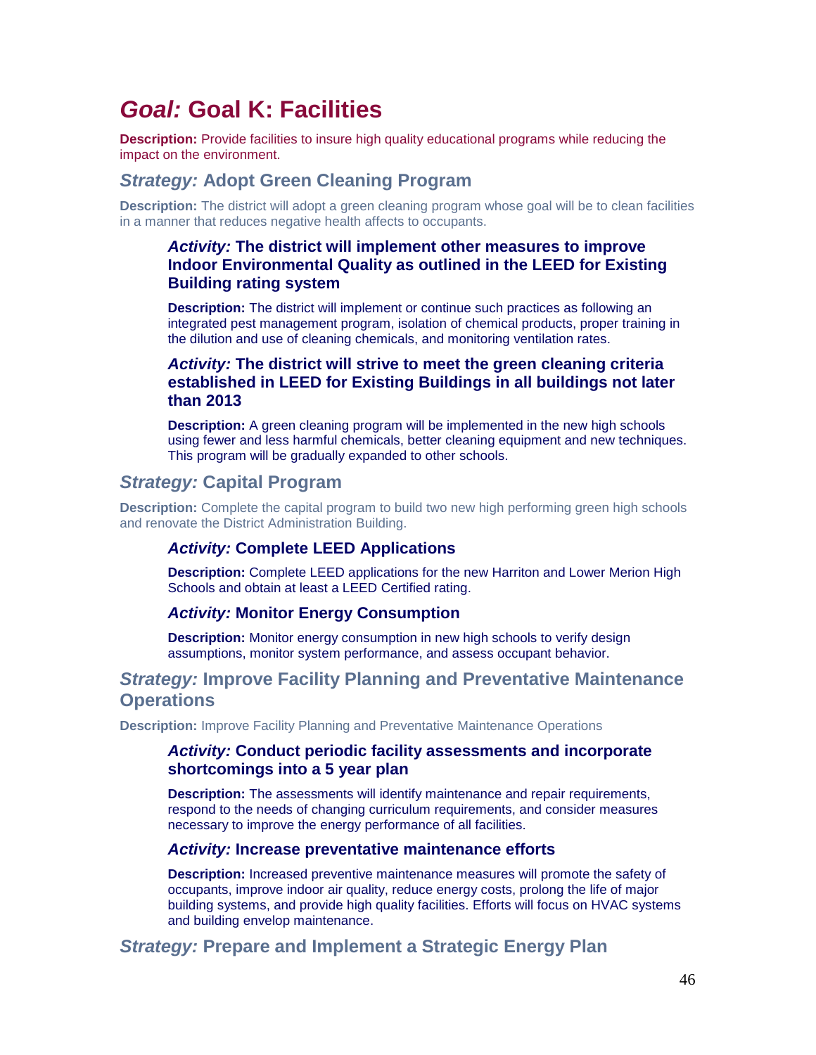# *Goal:* Goal K: Facilities

**Description:** Provide facilities to insure high quality educational programs while reducing the impact on the environment.

## *Strategy:* Adopt Green Cleaning Program

**Description:** The district will adopt a green cleaning program whose goal will be to clean facilities in a manner that reduces negative health affects to occupants.

### *Activity:* The district will implement other measures to improve Indoor Environmental Quality as outlined in the LEED for Existing Building rating system

**Description:** The district will implement or continue such practices as following an integrated pest management program, isolation of chemical products, proper training in the dilution and use of cleaning chemicals, and monitoring ventilation rates.

### *Activity:* The district will strive to meet the green cleaning criteria established in LEED for Existing Buildings in all buildings not later than 2013

**Description:** A green cleaning program will be implemented in the new high schools using fewer and less harmful chemicals, better cleaning equipment and new techniques. This program will be gradually expanded to other schools.

## *Strategy:* Capital Program

**Description:** Complete the capital program to build two new high performing green high schools and renovate the District Administration Building.

### *Activity:* Complete LEED Applications

**Description:** Complete LEED applications for the new Harriton and Lower Merion High Schools and obtain at least a LEED Certified rating.

### *Activity:* Monitor Energy Consumption

**Description:** Monitor energy consumption in new high schools to verify design assumptions, monitor system performance, and assess occupant behavior.

## *Strategy:* Improve Facility Planning and Preventative Maintenance Operations

**Description:** Improve Facility Planning and Preventative Maintenance Operations

### *Activity:* Conduct periodic facility assessments and incorporate shortcomings into a 5 year plan

**Description:** The assessments will identify maintenance and repair requirements, respond to the needs of changing curriculum requirements, and consider measures necessary to improve the energy performance of all facilities.

### *Activity:* Increase preventative maintenance efforts

**Description:** Increased preventive maintenance measures will promote the safety of occupants, improve indoor air quality, reduce energy costs, prolong the life of major building systems, and provide high quality facilities. Efforts will focus on HVAC systems and building envelop maintenance.

## *Strategy:* Prepare and Implement a Strategic Energy Plan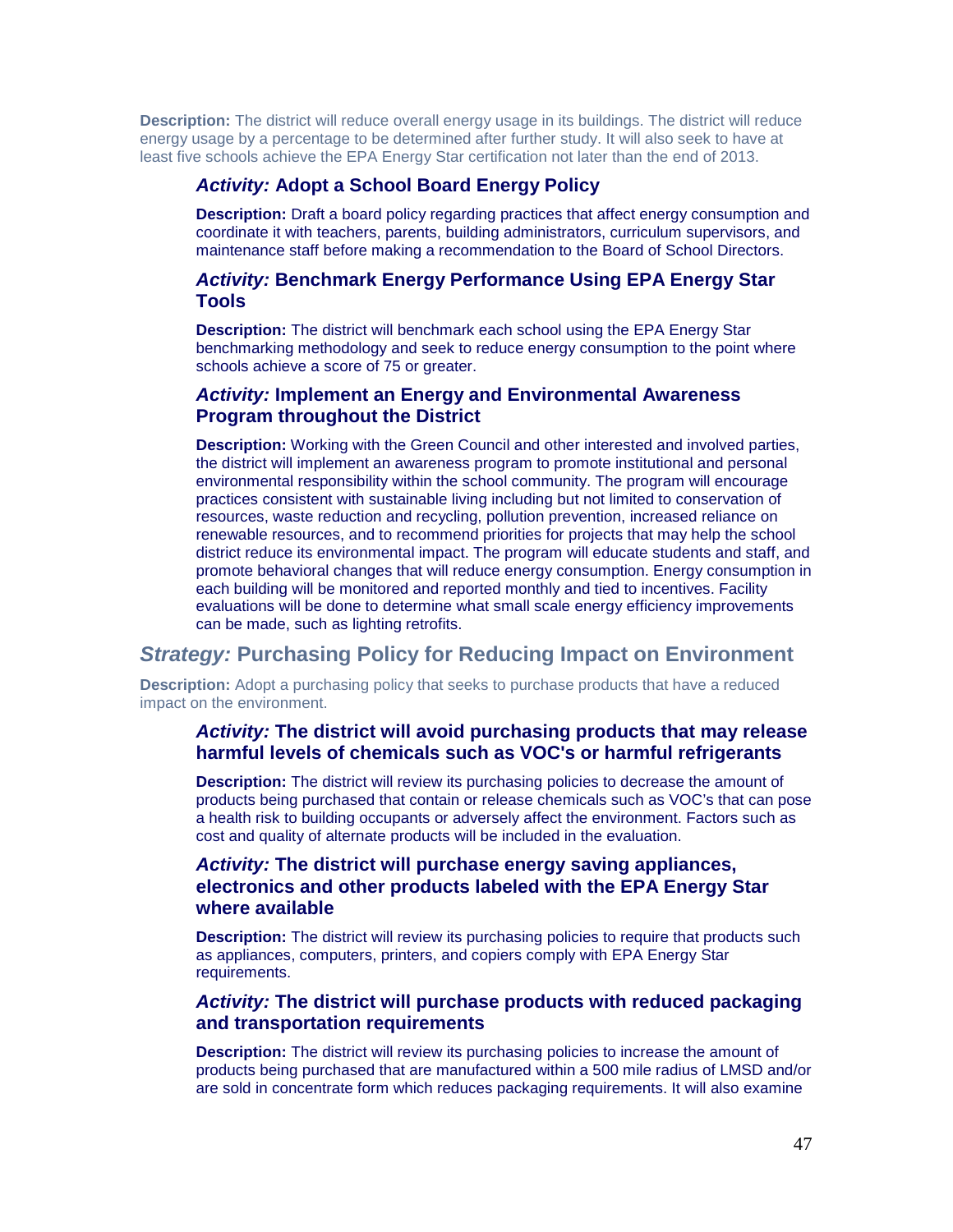**Description:** The district will reduce overall energy usage in its buildings. The district will reduce energy usage by a percentage to be determined after further study. It will also seek to have at least five schools achieve the EPA Energy Star certification not later than the end of 2013.

#### *Activity:* Adopt a School Board Energy Policy

**Description:** Draft a board policy regarding practices that affect energy consumption and coordinate it with teachers, parents, building administrators, curriculum supervisors, and maintenance staff before making a recommendation to the Board of School Directors.

#### *Activity:* Benchmark Energy Performance Using EPA Energy Star Tools

**Description:** The district will benchmark each school using the EPA Energy Star benchmarking methodology and seek to reduce energy consumption to the point where schools achieve a score of 75 or greater.

#### *Activity:* Implement an Energy and Environmental Awareness Program throughout the District

**Description:** Working with the Green Council and other interested and involved parties, the district will implement an awareness program to promote institutional and personal environmental responsibility within the school community. The program will encourage practices consistent with sustainable living including but not limited to conservation of resources, waste reduction and recycling, pollution prevention, increased reliance on renewable resources, and to recommend priorities for projects that may help the school district reduce its environmental impact. The program will educate students and staff, and promote behavioral changes that will reduce energy consumption. Energy consumption in each building will be monitored and reported monthly and tied to incentives. Facility evaluations will be done to determine what small scale energy efficiency improvements can be made, such as lighting retrofits.

### *Strategy:* Purchasing Policy for Reducing Impact on Environment

**Description:** Adopt a purchasing policy that seeks to purchase products that have a reduced impact on the environment.

#### *Activity:* The district will avoid purchasing products that may release harmful levels of chemicals such as VOC's or harmful refrigerants

**Description:** The district will review its purchasing policies to decrease the amount of products being purchased that contain or release chemicals such as VOC's that can pose a health risk to building occupants or adversely affect the environment. Factors such as cost and quality of alternate products will be included in the evaluation.

#### *Activity:* The district will purchase energy saving appliances, electronics and other products labeled with the EPA Energy Star where available

**Description:** The district will review its purchasing policies to require that products such as appliances, computers, printers, and copiers comply with EPA Energy Star requirements.

#### *Activity:* The district will purchase products with reduced packaging and transportation requirements

**Description:** The district will review its purchasing policies to increase the amount of products being purchased that are manufactured within a 500 mile radius of LMSD and/or are sold in concentrate form which reduces packaging requirements. It will also examine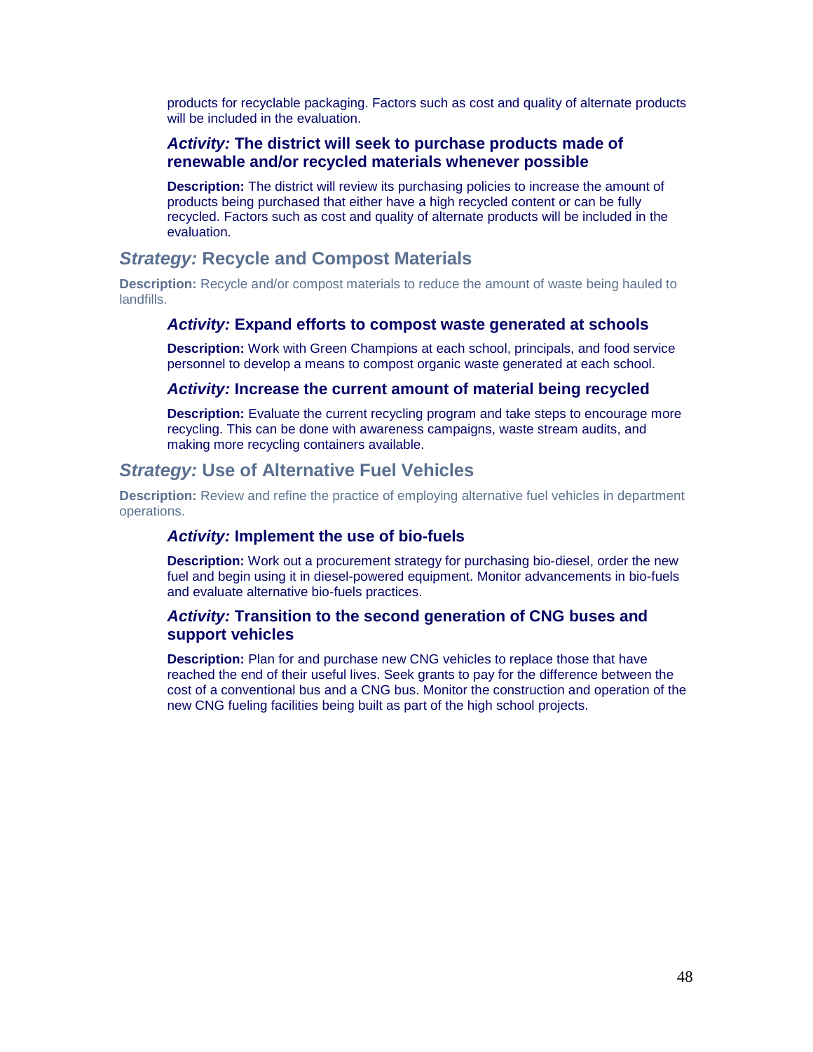products for recyclable packaging. Factors such as cost and quality of alternate products will be included in the evaluation.

#### *Activity:* The district will seek to purchase products made of renewable and/or recycled materials whenever possible

**Description:** The district will review its purchasing policies to increase the amount of products being purchased that either have a high recycled content or can be fully recycled. Factors such as cost and quality of alternate products will be included in the evaluation.

### *Strategy:* Recycle and Compost Materials

**Description:** Recycle and/or compost materials to reduce the amount of waste being hauled to landfills.

#### *Activity:* Expand efforts to compost waste generated at schools

**Description:** Work with Green Champions at each school, principals, and food service personnel to develop a means to compost organic waste generated at each school.

#### *Activity:* Increase the current amount of material being recycled

**Description:** Evaluate the current recycling program and take steps to encourage more recycling. This can be done with awareness campaigns, waste stream audits, and making more recycling containers available.

### *Strategy:* Use of Alternative Fuel Vehicles

**Description:** Review and refine the practice of employing alternative fuel vehicles in department operations.

#### *Activity:* Implement the use of bio-fuels

**Description:** Work out a procurement strategy for purchasing bio-diesel, order the new fuel and begin using it in diesel-powered equipment. Monitor advancements in bio-fuels and evaluate alternative bio-fuels practices.

#### *Activity:* Transition to the second generation of CNG buses and support vehicles

**Description:** Plan for and purchase new CNG vehicles to replace those that have reached the end of their useful lives. Seek grants to pay for the difference between the cost of a conventional bus and a CNG bus. Monitor the construction and operation of the new CNG fueling facilities being built as part of the high school projects.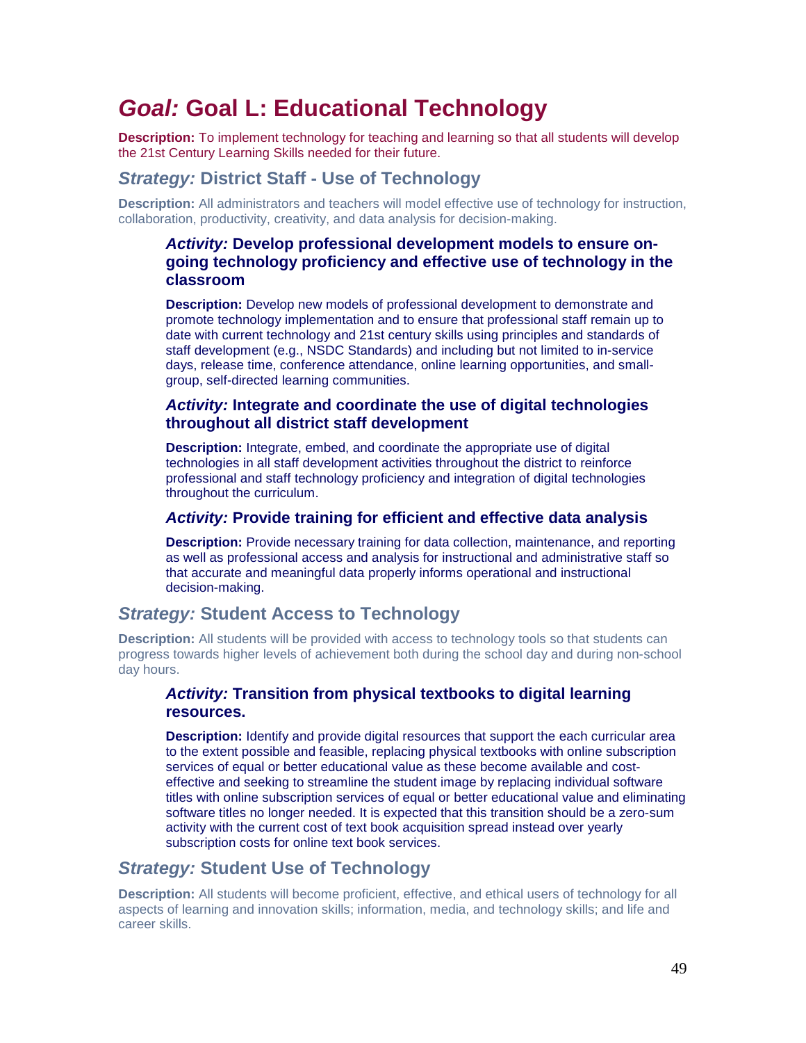# *Goal:* Goal L: Educational Technology

**Description:** To implement technology for teaching and learning so that all students will develop the 21st Century Learning Skills needed for their future.

## *Strategy:* District Staff - Use of Technology

**Description:** All administrators and teachers will model effective use of technology for instruction, collaboration, productivity, creativity, and data analysis for decision-making.

### *Activity:* Develop professional development models to ensure on-going technology proficiency and effective use of technology in the classroom

**Description:** Develop new models of professional development to demonstrate and promote technology implementation and to ensure that professional staff remain up to date with current technology and 21st century skills using principles and standards of staff development (e.g., NSDC Standards) and including but not limited to in-service days, release time, conference attendance, online learning opportunities, and small-group, self-directed learning communities.

### *Activity:* Integrate and coordinate the use of digital technologies throughout all district staff development

**Description:** Integrate, embed, and coordinate the appropriate use of digital technologies in all staff development activities throughout the district to reinforce professional and staff technology proficiency and integration of digital technologies throughout the curriculum.

### *Activity:* Provide training for efficient and effective data analysis

**Description:** Provide necessary training for data collection, maintenance, and reporting as well as professional access and analysis for instructional and administrative staff so that accurate and meaningful data properly informs operational and instructional decision-making.

## *Strategy:* Student Access to Technology

**Description:** All students will be provided with access to technology tools so that students can progress towards higher levels of achievement both during the school day and during non-school day hours.

### *Activity:* Transition from physical textbooks to digital learning resources.

**Description:** Identify and provide digital resources that support the each curricular area to the extent possible and feasible, replacing physical textbooks with online subscription services of equal or better educational value as these become available and cost-effective and seeking to streamline the student image by replacing individual software titles with online subscription services of equal or better educational value and eliminating software titles no longer needed. It is expected that this transition should be a zero-sum activity with the current cost of text book acquisition spread instead over yearly subscription costs for online text book services.

## *Strategy:* Student Use of Technology

**Description:** All students will become proficient, effective, and ethical users of technology for all aspects of learning and innovation skills; information, media, and technology skills; and life and career skills.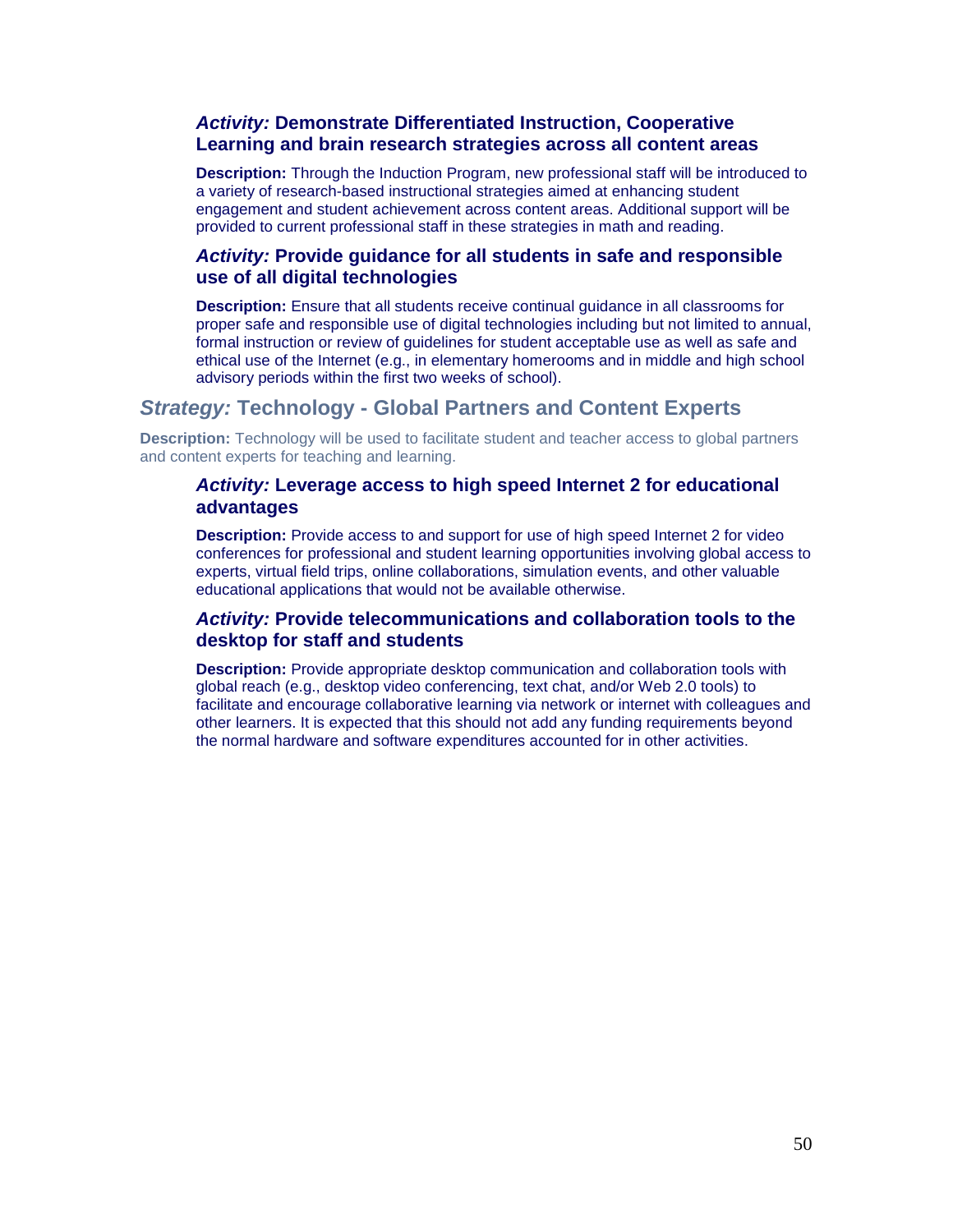### *Activity:* Demonstrate Differentiated Instruction, Cooperative Learning and brain research strategies across all content areas

**Description:** Through the Induction Program, new professional staff will be introduced to a variety of research-based instructional strategies aimed at enhancing student engagement and student achievement across content areas. Additional support will be provided to current professional staff in these strategies in math and reading.

### *Activity:* Provide guidance for all students in safe and responsible use of all digital technologies

**Description:** Ensure that all students receive continual guidance in all classrooms for proper safe and responsible use of digital technologies including but not limited to annual, formal instruction or review of guidelines for student acceptable use as well as safe and ethical use of the Internet (e.g., in elementary homerooms and in middle and high school advisory periods within the first two weeks of school).

## *Strategy:* Technology - Global Partners and Content Experts

**Description:** Technology will be used to facilitate student and teacher access to global partners and content experts for teaching and learning.

### *Activity:* Leverage access to high speed Internet 2 for educational advantages

**Description:** Provide access to and support for use of high speed Internet 2 for video conferences for professional and student learning opportunities involving global access to experts, virtual field trips, online collaborations, simulation events, and other valuable educational applications that would not be available otherwise.

### *Activity:* Provide telecommunications and collaboration tools to the desktop for staff and students

**Description:** Provide appropriate desktop communication and collaboration tools with global reach (e.g., desktop video conferencing, text chat, and/or Web 2.0 tools) to facilitate and encourage collaborative learning via network or internet with colleagues and other learners. It is expected that this should not add any funding requirements beyond the normal hardware and software expenditures accounted for in other activities.